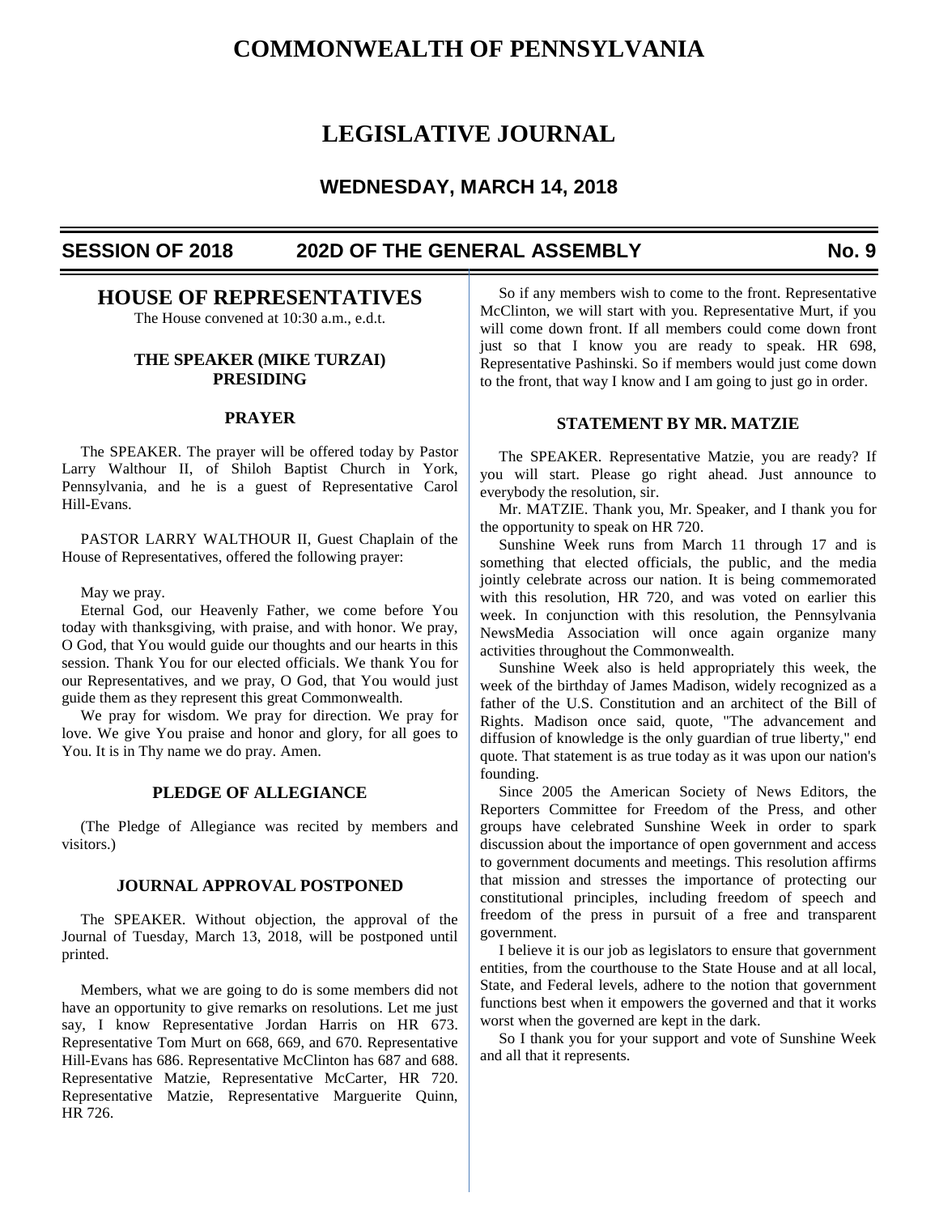# COMMONWEALTH OF PENNSYLVANIA

# LEGISLATIVE JOURNAL

### WEDNESDAY, MARCH 14, 2018

**SESSION OF 2018 202D OF THE GENERAL ASSEMBLY No. 9**

## HOUSE OF REPRESENTATIVES

The House convened at 10:30 a.m., e.d.t.

### THE SPEAKER (MIKE TURZAI) PRESIDING

### PRAYER

The SPEAKER. The prayer will be offered today by Pastor Larry Walthour II, of Shiloh Baptist Church in York, Pennsylvania, and he is a guest of Representative Carol Hill-Evans.

PASTOR LARRY WALTHOUR II, Guest Chaplain of the House of Representatives, offered the following prayer:

May we pray.

Eternal God, our Heavenly Father, we come before You today with thanksgiving, with praise, and with honor. We pray, O God, that You would guide our thoughts and our hearts in this session. Thank You for our elected officials. We thank You for our Representatives, and we pray, O God, that You would just guide them as they represent this great Commonwealth.

We pray for wisdom. We pray for direction. We pray for love. We give You praise and honor and glory, for all goes to You. It is in Thy name we do pray. Amen.

### PLEDGE OF ALLEGIANCE

(The Pledge of Allegiance was recited by members and visitors.)

### JOURNAL APPROVAL POSTPONED

The SPEAKER. Without objection, the approval of the Journal of Tuesday, March 13, 2018, will be postponed until printed.

Members, what we are going to do is some members did not have an opportunity to give remarks on resolutions. Let me just say, I know Representative Jordan Harris on HR 673. Representative Tom Murt on 668, 669, and 670. Representative Hill-Evans has 686. Representative McClinton has 687 and 688. Representative Matzie, Representative McCarter, HR 720. Representative Matzie, Representative Marguerite Quinn, HR 726.

So if any members wish to come to the front. Representative McClinton, we will start with you. Representative Murt, if you will come down front. If all members could come down front just so that I know you are ready to speak. HR 698, Representative Pashinski. So if members would just come down to the front, that way I know and I am going to just go in order.

### STATEMENT BY MR. MATZIE

The SPEAKER. Representative Matzie, you are ready? If you will start. Please go right ahead. Just announce to everybody the resolution, sir.

Mr. MATZIE. Thank you, Mr. Speaker, and I thank you for the opportunity to speak on HR 720.

Sunshine Week runs from March 11 through 17 and is something that elected officials, the public, and the media jointly celebrate across our nation. It is being commemorated with this resolution, HR 720, and was voted on earlier this week. In conjunction with this resolution, the Pennsylvania NewsMedia Association will once again organize many activities throughout the Commonwealth.

Sunshine Week also is held appropriately this week, the week of the birthday of James Madison, widely recognized as a father of the U.S. Constitution and an architect of the Bill of Rights. Madison once said, quote, "The advancement and diffusion of knowledge is the only guardian of true liberty," end quote. That statement is as true today as it was upon our nation's founding.

Since 2005 the American Society of News Editors, the Reporters Committee for Freedom of the Press, and other groups have celebrated Sunshine Week in order to spark discussion about the importance of open government and access to government documents and meetings. This resolution affirms that mission and stresses the importance of protecting our constitutional principles, including freedom of speech and freedom of the press in pursuit of a free and transparent government.

I believe it is our job as legislators to ensure that government entities, from the courthouse to the State House and at all local, State, and Federal levels, adhere to the notion that government functions best when it empowers the governed and that it works worst when the governed are kept in the dark.

So I thank you for your support and vote of Sunshine Week and all that it represents.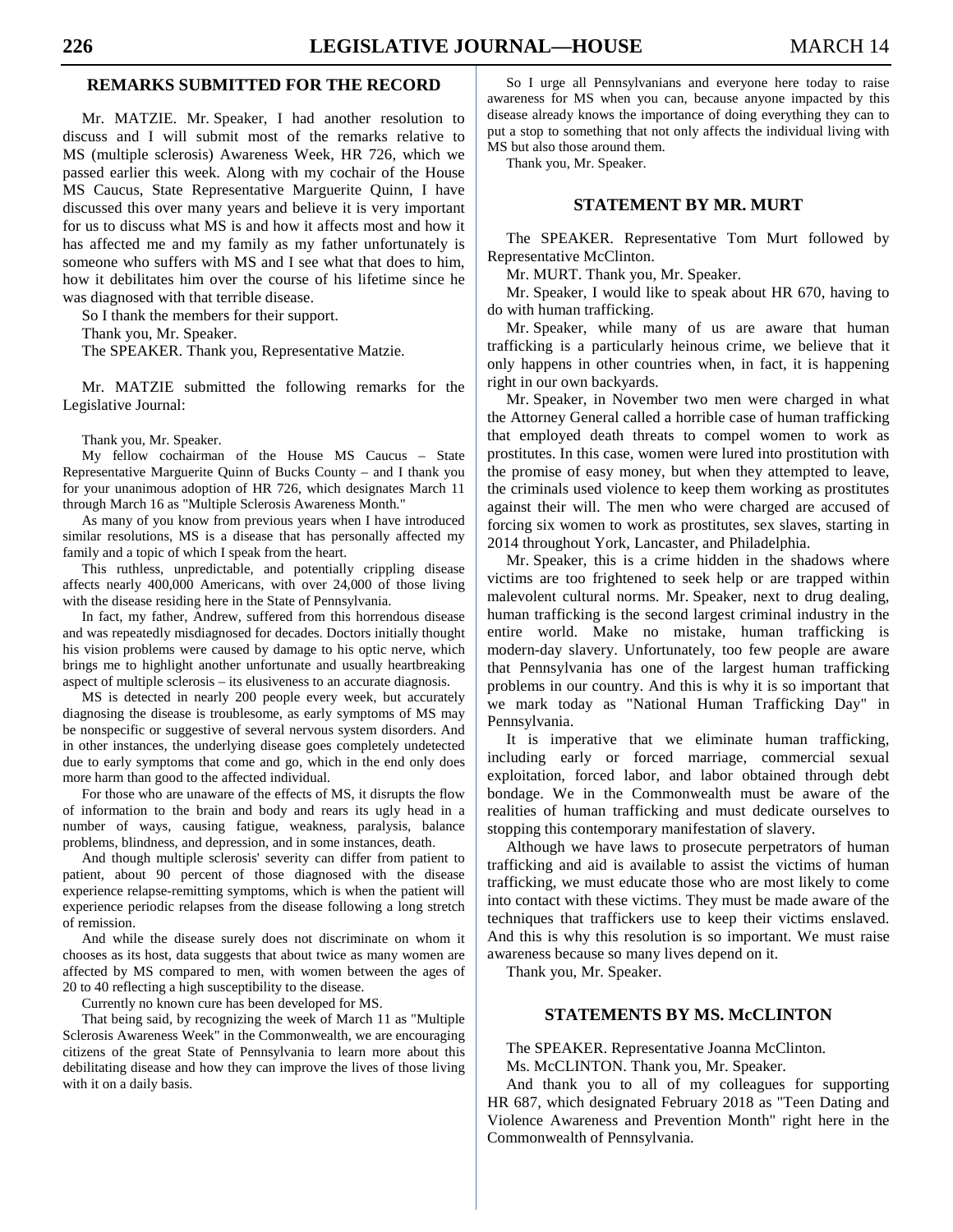## REMARKS SUBMITTED FOR THE RECORD

Mr. MATZIE. Mr. Speaker, I had another resolution to discuss and I will submit most of the remarks relative to MS (multiple sclerosis) Awareness Week, HR 726, which we passed earlier this week. Along with my cochair of the House MS Caucus, State Representative Marguerite Quinn, I have discussed this over many years and believe it is very important for us to discuss what MS is and how it affects most and how it has affected me and my family as my father unfortunately is someone who suffers with MS and I see what that does to him, how it debilitates him over the course of his lifetime since he was diagnosed with that terrible disease.

So I thank the members for their support.

Thank you, Mr. Speaker.

The SPEAKER. Thank you, Representative Matzie.

Mr. MATZIE submitted the following remarks for the Legislative Journal:

Thank you, Mr. Speaker.

My fellow cochairman of the House MS Caucus – State Representative Marguerite Quinn of Bucks County – and I thank you for your unanimous adoption of HR 726, which designates March 11 through March 16 as "Multiple Sclerosis Awareness Month."

As many of you know from previous years when I have introduced similar resolutions, MS is a disease that has personally affected my family and a topic of which I speak from the heart.

This ruthless, unpredictable, and potentially crippling disease affects nearly 400,000 Americans, with over 24,000 of those living with the disease residing here in the State of Pennsylvania.

In fact, my father, Andrew, suffered from this horrendous disease and was repeatedly misdiagnosed for decades. Doctors initially thought his vision problems were caused by damage to his optic nerve, which brings me to highlight another unfortunate and usually heartbreaking aspect of multiple sclerosis – its elusiveness to an accurate diagnosis.

MS is detected in nearly 200 people every week, but accurately diagnosing the disease is troublesome, as early symptoms of MS may be nonspecific or suggestive of several nervous system disorders. And in other instances, the underlying disease goes completely undetected due to early symptoms that come and go, which in the end only does more harm than good to the affected individual.

For those who are unaware of the effects of MS, it disrupts the flow of information to the brain and body and rears its ugly head in a number of ways, causing fatigue, weakness, paralysis, balance problems, blindness, and depression, and in some instances, death.

And though multiple sclerosis' severity can differ from patient to patient, about 90 percent of those diagnosed with the disease experience relapse-remitting symptoms, which is when the patient will experience periodic relapses from the disease following a long stretch of remission.

And while the disease surely does not discriminate on whom it chooses as its host, data suggests that about twice as many women are affected by MS compared to men, with women between the ages of 20 to 40 reflecting a high susceptibility to the disease.

Currently no known cure has been developed for MS.

That being said, by recognizing the week of March 11 as "Multiple Sclerosis Awareness Week" in the Commonwealth, we are encouraging citizens of the great State of Pennsylvania to learn more about this debilitating disease and how they can improve the lives of those living with it on a daily basis.

So I urge all Pennsylvanians and everyone here today to raise awareness for MS when you can, because anyone impacted by this disease already knows the importance of doing everything they can to put a stop to something that not only affects the individual living with MS but also those around them.

Thank you, Mr. Speaker.

## STATEMENT BY MR. MURT

The SPEAKER. Representative Tom Murt followed by Representative McClinton.

Mr. MURT. Thank you, Mr. Speaker.

Mr. Speaker, I would like to speak about HR 670, having to do with human trafficking.

Mr. Speaker, while many of us are aware that human trafficking is a particularly heinous crime, we believe that it only happens in other countries when, in fact, it is happening right in our own backyards.

Mr. Speaker, in November two men were charged in what the Attorney General called a horrible case of human trafficking that employed death threats to compel women to work as prostitutes. In this case, women were lured into prostitution with the promise of easy money, but when they attempted to leave, the criminals used violence to keep them working as prostitutes against their will. The men who were charged are accused of forcing six women to work as prostitutes, sex slaves, starting in 2014 throughout York, Lancaster, and Philadelphia.

Mr. Speaker, this is a crime hidden in the shadows where victims are too frightened to seek help or are trapped within malevolent cultural norms. Mr. Speaker, next to drug dealing, human trafficking is the second largest criminal industry in the entire world. Make no mistake, human trafficking is modern-day slavery. Unfortunately, too few people are aware that Pennsylvania has one of the largest human trafficking problems in our country. And this is why it is so important that we mark today as "National Human Trafficking Day" in Pennsylvania.

It is imperative that we eliminate human trafficking, including early or forced marriage, commercial sexual exploitation, forced labor, and labor obtained through debt bondage. We in the Commonwealth must be aware of the realities of human trafficking and must dedicate ourselves to stopping this contemporary manifestation of slavery.

Although we have laws to prosecute perpetrators of human trafficking and aid is available to assist the victims of human trafficking, we must educate those who are most likely to come into contact with these victims. They must be made aware of the techniques that traffickers use to keep their victims enslaved. And this is why this resolution is so important. We must raise awareness because so many lives depend on it.

Thank you, Mr. Speaker.

## STATEMENTS BY MS. McCLINTON

The SPEAKER. Representative Joanna McClinton.

Ms. McCLINTON. Thank you, Mr. Speaker.

And thank you to all of my colleagues for supporting HR 687, which designated February 2018 as "Teen Dating and Violence Awareness and Prevention Month" right here in the Commonwealth of Pennsylvania.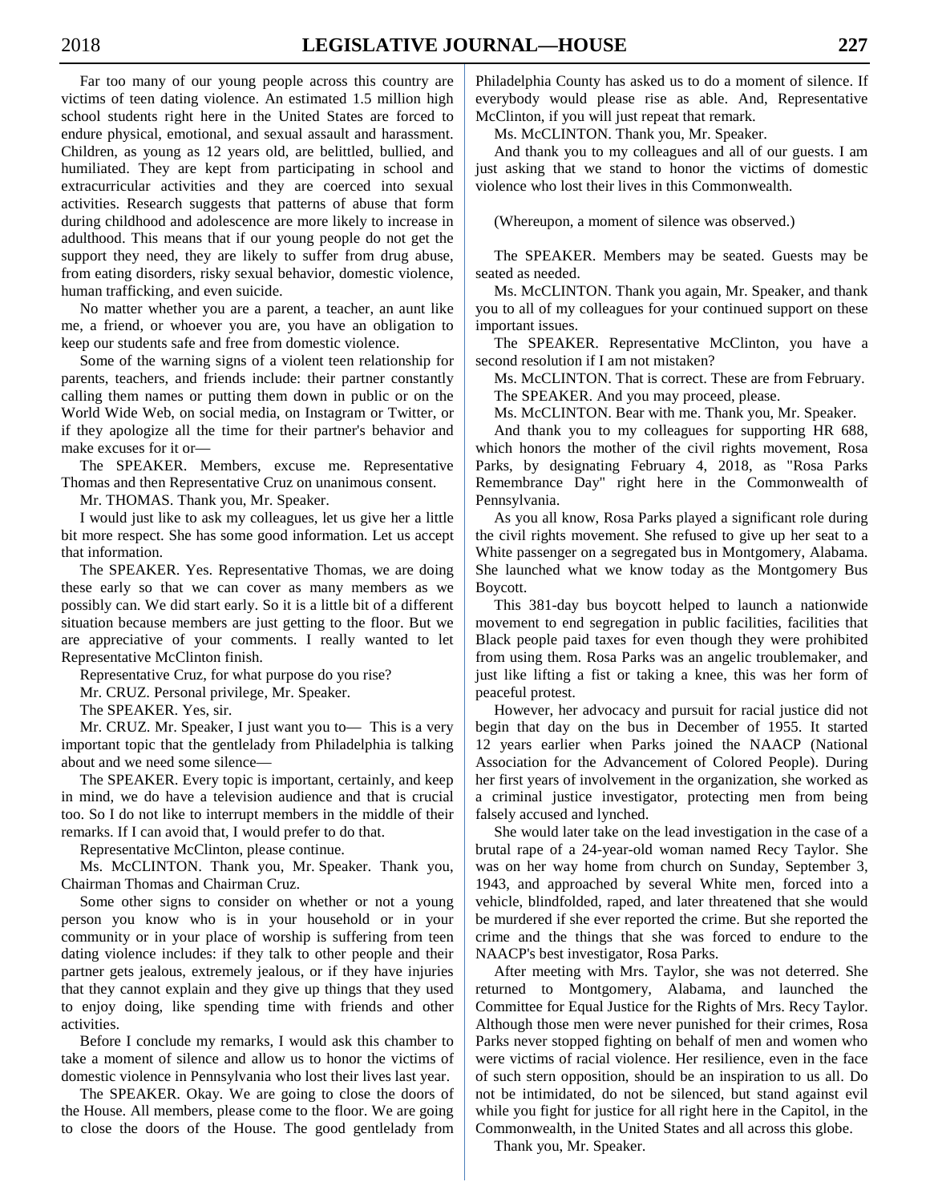Far too many of our young people across this country are victims of teen dating violence. An estimated 1.5 million high school students right here in the United States are forced to endure physical, emotional, and sexual assault and harassment. Children, as young as 12 years old, are belittled, bullied, and humiliated. They are kept from participating in school and extracurricular activities and they are coerced into sexual activities. Research suggests that patterns of abuse that form during childhood and adolescence are more likely to increase in adulthood. This means that if our young people do not get the support they need, they are likely to suffer from drug abuse, from eating disorders, risky sexual behavior, domestic violence, human trafficking, and even suicide.

No matter whether you are a parent, a teacher, an aunt like me, a friend, or whoever you are, you have an obligation to keep our students safe and free from domestic violence.

Some of the warning signs of a violent teen relationship for parents, teachers, and friends include: their partner constantly calling them names or putting them down in public or on the World Wide Web, on social media, on Instagram or Twitter, or if they apologize all the time for their partner's behavior and make excuses for it or—

The SPEAKER. Members, excuse me. Representative Thomas and then Representative Cruz on unanimous consent.

Mr. THOMAS. Thank you, Mr. Speaker.

I would just like to ask my colleagues, let us give her a little bit more respect. She has some good information. Let us accept that information.

The SPEAKER. Yes. Representative Thomas, we are doing these early so that we can cover as many members as we possibly can. We did start early. So it is a little bit of a different situation because members are just getting to the floor. But we are appreciative of your comments. I really wanted to let Representative McClinton finish.

Representative Cruz, for what purpose do you rise?

Mr. CRUZ. Personal privilege, Mr. Speaker.

The SPEAKER. Yes, sir.

Mr. CRUZ. Mr. Speaker, I just want you to— This is a very important topic that the gentlelady from Philadelphia is talking about and we need some silence—

The SPEAKER. Every topic is important, certainly, and keep in mind, we do have a television audience and that is crucial too. So I do not like to interrupt members in the middle of their remarks. If I can avoid that, I would prefer to do that.

Representative McClinton, please continue.

Ms. McCLINTON. Thank you, Mr. Speaker. Thank you, Chairman Thomas and Chairman Cruz.

Some other signs to consider on whether or not a young person you know who is in your household or in your community or in your place of worship is suffering from teen dating violence includes: if they talk to other people and their partner gets jealous, extremely jealous, or if they have injuries that they cannot explain and they give up things that they used to enjoy doing, like spending time with friends and other activities.

Before I conclude my remarks, I would ask this chamber to take a moment of silence and allow us to honor the victims of domestic violence in Pennsylvania who lost their lives last year.

The SPEAKER. Okay. We are going to close the doors of the House. All members, please come to the floor. We are going to close the doors of the House. The good gentlelady from Philadelphia County has asked us to do a moment of silence. If everybody would please rise as able. And, Representative McClinton, if you will just repeat that remark.

Ms. McCLINTON. Thank you, Mr. Speaker.

And thank you to my colleagues and all of our guests. I am just asking that we stand to honor the victims of domestic violence who lost their lives in this Commonwealth.

(Whereupon, a moment of silence was observed.)

The SPEAKER. Members may be seated. Guests may be seated as needed.

Ms. McCLINTON. Thank you again, Mr. Speaker, and thank you to all of my colleagues for your continued support on these important issues.

The SPEAKER. Representative McClinton, you have a second resolution if I am not mistaken?

Ms. McCLINTON. That is correct. These are from February.

The SPEAKER. And you may proceed, please.

Ms. McCLINTON. Bear with me. Thank you, Mr. Speaker.

And thank you to my colleagues for supporting HR 688, which honors the mother of the civil rights movement, Rosa Parks, by designating February 4, 2018, as "Rosa Parks Remembrance Day" right here in the Commonwealth of Pennsylvania.

As you all know, Rosa Parks played a significant role during the civil rights movement. She refused to give up her seat to a White passenger on a segregated bus in Montgomery, Alabama. She launched what we know today as the Montgomery Bus Boycott.

This 381-day bus boycott helped to launch a nationwide movement to end segregation in public facilities, facilities that Black people paid taxes for even though they were prohibited from using them. Rosa Parks was an angelic troublemaker, and just like lifting a fist or taking a knee, this was her form of peaceful protest.

However, her advocacy and pursuit for racial justice did not begin that day on the bus in December of 1955. It started 12 years earlier when Parks joined the NAACP (National Association for the Advancement of Colored People). During her first years of involvement in the organization, she worked as a criminal justice investigator, protecting men from being falsely accused and lynched.

She would later take on the lead investigation in the case of a brutal rape of a 24-year-old woman named Recy Taylor. She was on her way home from church on Sunday, September 3, 1943, and approached by several White men, forced into a vehicle, blindfolded, raped, and later threatened that she would be murdered if she ever reported the crime. But she reported the crime and the things that she was forced to endure to the NAACP's best investigator, Rosa Parks.

After meeting with Mrs. Taylor, she was not deterred. She returned to Montgomery, Alabama, and launched the Committee for Equal Justice for the Rights of Mrs. Recy Taylor. Although those men were never punished for their crimes, Rosa Parks never stopped fighting on behalf of men and women who were victims of racial violence. Her resilience, even in the face of such stern opposition, should be an inspiration to us all. Do not be intimidated, do not be silenced, but stand against evil while you fight for justice for all right here in the Capitol, in the Commonwealth, in the United States and all across this globe.

Thank you, Mr. Speaker.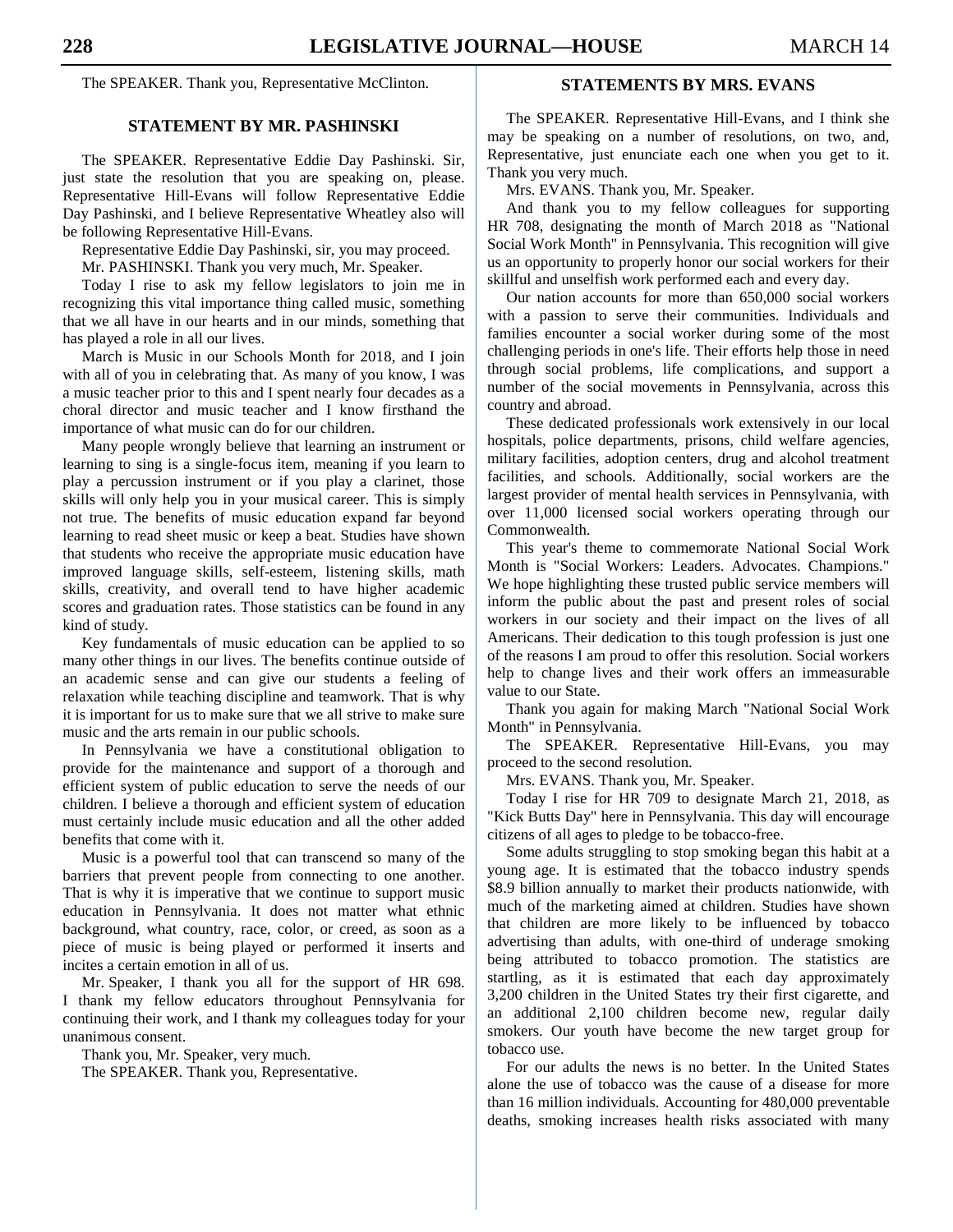The SPEAKER. Thank you, Representative McClinton.

## STATEMENT BY MR. PASHINSKI

The SPEAKER. Representative Eddie Day Pashinski. Sir, just state the resolution that you are speaking on, please. Representative Hill-Evans will follow Representative Eddie Day Pashinski, and I believe Representative Wheatley also will be following Representative Hill-Evans.

Representative Eddie Day Pashinski, sir, you may proceed.

Mr. PASHINSKI. Thank you very much, Mr. Speaker.

Today I rise to ask my fellow legislators to join me in recognizing this vital importance thing called music, something that we all have in our hearts and in our minds, something that has played a role in all our lives.

March is Music in our Schools Month for 2018, and I join with all of you in celebrating that. As many of you know, I was a music teacher prior to this and I spent nearly four decades as a choral director and music teacher and I know firsthand the importance of what music can do for our children.

Many people wrongly believe that learning an instrument or learning to sing is a single-focus item, meaning if you learn to play a percussion instrument or if you play a clarinet, those skills will only help you in your musical career. This is simply not true. The benefits of music education expand far beyond learning to read sheet music or keep a beat. Studies have shown that students who receive the appropriate music education have improved language skills, self-esteem, listening skills, math skills, creativity, and overall tend to have higher academic scores and graduation rates. Those statistics can be found in any kind of study.

Key fundamentals of music education can be applied to so many other things in our lives. The benefits continue outside of an academic sense and can give our students a feeling of relaxation while teaching discipline and teamwork. That is why it is important for us to make sure that we all strive to make sure music and the arts remain in our public schools.

In Pennsylvania we have a constitutional obligation to provide for the maintenance and support of a thorough and efficient system of public education to serve the needs of our children. I believe a thorough and efficient system of education must certainly include music education and all the other added benefits that come with it.

Music is a powerful tool that can transcend so many of the barriers that prevent people from connecting to one another. That is why it is imperative that we continue to support music education in Pennsylvania. It does not matter what ethnic background, what country, race, color, or creed, as soon as a piece of music is being played or performed it inserts and incites a certain emotion in all of us.

Mr. Speaker, I thank you all for the support of HR 698. I thank my fellow educators throughout Pennsylvania for continuing their work, and I thank my colleagues today for your unanimous consent.

Thank you, Mr. Speaker, very much.

The SPEAKER. Thank you, Representative.

## STATEMENTS BY MRS. EVANS

The SPEAKER. Representative Hill-Evans, and I think she may be speaking on a number of resolutions, on two, and, Representative, just enunciate each one when you get to it. Thank you very much.

Mrs. EVANS. Thank you, Mr. Speaker.

And thank you to my fellow colleagues for supporting HR 708, designating the month of March 2018 as "National Social Work Month" in Pennsylvania. This recognition will give us an opportunity to properly honor our social workers for their skillful and unselfish work performed each and every day.

Our nation accounts for more than 650,000 social workers with a passion to serve their communities. Individuals and families encounter a social worker during some of the most challenging periods in one's life. Their efforts help those in need through social problems, life complications, and support a number of the social movements in Pennsylvania, across this country and abroad.

These dedicated professionals work extensively in our local hospitals, police departments, prisons, child welfare agencies, military facilities, adoption centers, drug and alcohol treatment facilities, and schools. Additionally, social workers are the largest provider of mental health services in Pennsylvania, with over 11,000 licensed social workers operating through our Commonwealth.

This year's theme to commemorate National Social Work Month is "Social Workers: Leaders. Advocates. Champions." We hope highlighting these trusted public service members will inform the public about the past and present roles of social workers in our society and their impact on the lives of all Americans. Their dedication to this tough profession is just one of the reasons I am proud to offer this resolution. Social workers help to change lives and their work offers an immeasurable value to our State.

Thank you again for making March "National Social Work Month" in Pennsylvania.

The SPEAKER. Representative Hill-Evans, you may proceed to the second resolution.

Mrs. EVANS. Thank you, Mr. Speaker.

Today I rise for HR 709 to designate March 21, 2018, as "Kick Butts Day" here in Pennsylvania. This day will encourage citizens of all ages to pledge to be tobacco-free.

Some adults struggling to stop smoking began this habit at a young age. It is estimated that the tobacco industry spends $8.9 billion annually to market their products nationwide, with much of the marketing aimed at children. Studies have shown that children are more likely to be influenced by tobacco advertising than adults, with one-third of underage smoking being attributed to tobacco promotion. The statistics are startling, as it is estimated that each day approximately 3,200 children in the United States try their first cigarette, and an additional 2,100 children become new, regular daily smokers. Our youth have become the new target group for tobacco use.

For our adults the news is no better. In the United States alone the use of tobacco was the cause of a disease for more than 16 million individuals. Accounting for 480,000 preventable deaths, smoking increases health risks associated with many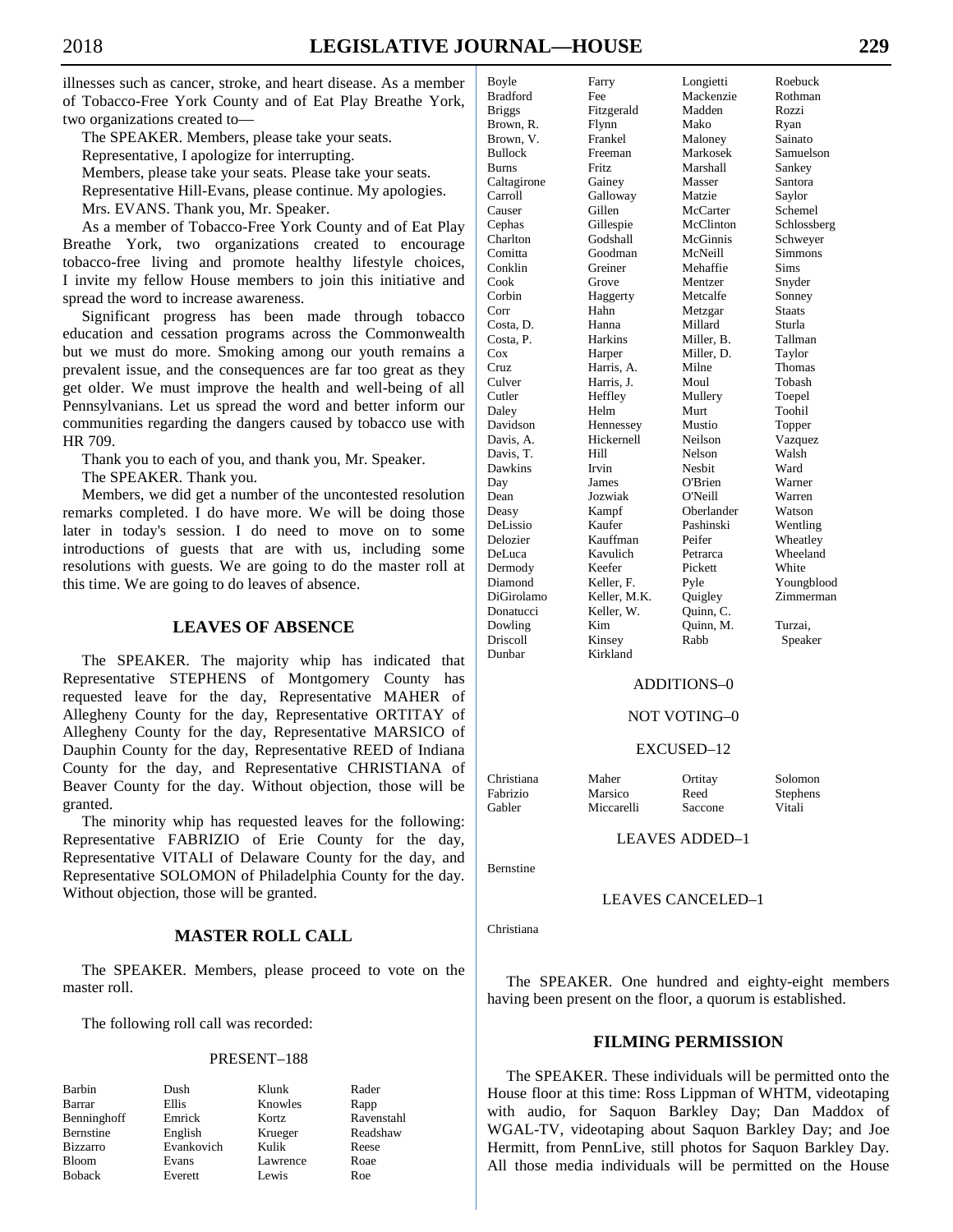illnesses such as cancer, stroke, and heart disease. As a member of Tobacco-Free York County and of Eat Play Breathe York, two organizations created to—

The SPEAKER. Members, please take your seats.

Representative, I apologize for interrupting.

Members, please take your seats. Please take your seats.

Representative Hill-Evans, please continue. My apologies.

Mrs. EVANS. Thank you, Mr. Speaker.

As a member of Tobacco-Free York County and of Eat Play Breathe York, two organizations created to encourage tobacco-free living and promote healthy lifestyle choices, I invite my fellow House members to join this initiative and spread the word to increase awareness.

Significant progress has been made through tobacco education and cessation programs across the Commonwealth but we must do more. Smoking among our youth remains a prevalent issue, and the consequences are far too great as they get older. We must improve the health and well-being of all Pennsylvanians. Let us spread the word and better inform our communities regarding the dangers caused by tobacco use with HR 709.

Thank you to each of you, and thank you, Mr. Speaker.

The SPEAKER. Thank you.

Members, we did get a number of the uncontested resolution remarks completed. I do have more. We will be doing those later in today's session. I do need to move on to some introductions of guests that are with us, including some resolutions with guests. We are going to do the master roll at this time. We are going to do leaves of absence.

## LEAVES OF ABSENCE

The SPEAKER. The majority whip has indicated that Representative STEPHENS of Montgomery County has requested leave for the day, Representative MAHER of Allegheny County for the day, Representative ORTITAY of Allegheny County for the day, Representative MARSICO of Dauphin County for the day, Representative REED of Indiana County for the day, and Representative CHRISTIANA of Beaver County for the day. Without objection, those will be granted.

The minority whip has requested leaves for the following: Representative FABRIZIO of Erie County for the day, Representative VITALI of Delaware County for the day, and Representative SOLOMON of Philadelphia County for the day. Without objection, those will be granted.

## MASTER ROLL CALL

The SPEAKER. Members, please proceed to vote on the master roll.

The following roll call was recorded:

PRESENT–188

| | | | |
|---|---|---|---|
| Barbin | Dush | Klunk | Rader |
| Barrar | Ellis | Knowles | Rapp |
| Benninghoff | Emrick | Kortz | Ravenstahl |
| Bernstine | English | Krueger | Readshaw |
| Bizzarro | Evankovich | Kulik | Reese |
| Bloom | Evans | Lawrence | Roae |
| Boback | Everett | Lewis | Roe |
| Boyle | Farry | Longietti | Roebuck |
| Bradford | Fee | Mackenzie | Rothman |
| Briggs | Fitzgerald | Madden | Rozzi |
| Brown, R. | Flynn | Mako | Ryan |
| Brown, V. | Frankel | Maloney | Sainato |
| Bullock | Freeman | Markosek | Samuelson |
| Burns | Fritz | Marshall | Sankey |
| Caltagirone | Gainey | Masser | Santora |
| Carroll | Galloway | Matzie | Saylor |
| Causer | Gillen | McCarter | Schemel |
| Cephas | Gillespie | McClinton | Schlossberg |
| Charlton | Godshall | McGinnis | Schweyer |
| Comitta | Goodman | McNeill | Simmons |
| Conklin | Greiner | Mehaffie | Sims |
| Cook | Grove | Mentzer | Snyder |
| Corbin | Haggerty | Metcalfe | Sonney |
| Corr | Hahn | Metzgar | Staats |
| Costa, D. | Hanna | Millard | Sturla |
| Costa, P. | Harkins | Miller, B. | Tallman |
| Cox | Harper | Miller, D. | Taylor |
| Cruz | Harris, A. | Milne | Thomas |
| Culver | Harris, J. | Moul | Tobash |
| Cutler | Heffley | Mullery | Toepel |
| Daley | Helm | Murt | Toohil |
| Davidson | Hennessey | Mustio | Topper |
| Davis, A. | Hickernell | Neilson | Vazquez |
| Davis, T. | Hill | Nelson | Walsh |
| Dawkins | Irvin | Nesbit | Ward |
| Day | James | O'Brien | Warner |
| Dean | Jozwiak | O'Neill | Warren |
| Deasy | Kampf | Oberlander | Watson |
| DeLissio | Kaufer | Pashinski | Wentling |
| Delozier | Kauffman | Peifer | Wheatley |
| DeLuca | Kavulich | Petrarca | Wheeland |
| Dermody | Keefer | Pickett | White |
| Diamond | Keller, F. | Pyle | Youngblood |
| DiGirolamo | Keller, M.K. | Quigley | Zimmerman |
| Donatucci | Keller, W. | Quinn, C. | |
| Dowling | Kim | Quinn, M. | Turzai, |
| Driscoll | Kinsey | Rabb | Speaker |
| Dunbar | Kirkland | | |

ADDITIONS–0

NOT VOTING–0

EXCUSED–12

| | | | |
|---|---|---|---|
| Christiana | Maher | Ortitay | Solomon |
| Fabrizio | Marsico | Reed | Stephens |
| Gabler | Miccarelli | Saccone | Vitali |

LEAVES ADDED–1

Bernstine

LEAVES CANCELED–1

Christiana

The SPEAKER. One hundred and eighty-eight members having been present on the floor, a quorum is established.

## FILMING PERMISSION

The SPEAKER. These individuals will be permitted onto the House floor at this time: Ross Lippman of WHTM, videotaping with audio, for Saquon Barkley Day; Dan Maddox of WGAL-TV, videotaping about Saquon Barkley Day; and Joe Hermitt, from PennLive, still photos for Saquon Barkley Day. All those media individuals will be permitted on the House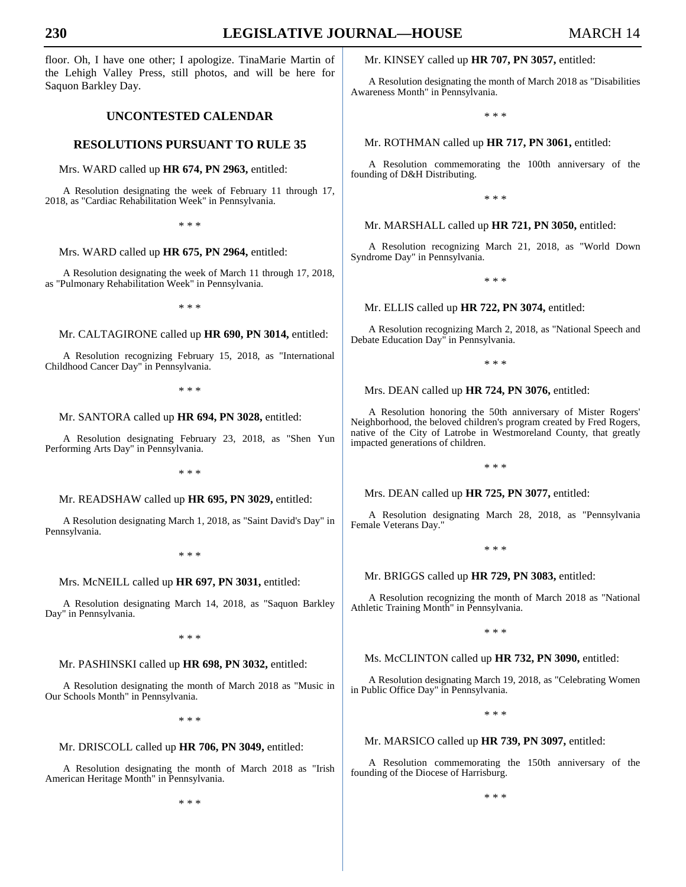floor. Oh, I have one other; I apologize. TinaMarie Martin of the Lehigh Valley Press, still photos, and will be here for Saquon Barkley Day.

## UNCONTESTED CALENDAR

## RESOLUTIONS PURSUANT TO RULE 35

Mrs. WARD called up **HR 674, PN 2963,** entitled:

A Resolution designating the week of February 11 through 17, 2018, as "Cardiac Rehabilitation Week" in Pennsylvania.

\* \* \*

Mrs. WARD called up **HR 675, PN 2964,** entitled:

A Resolution designating the week of March 11 through 17, 2018, as "Pulmonary Rehabilitation Week" in Pennsylvania.

\* \* \*

Mr. CALTAGIRONE called up **HR 690, PN 3014,** entitled:

A Resolution recognizing February 15, 2018, as "International Childhood Cancer Day" in Pennsylvania.

\* \* \*

Mr. SANTORA called up **HR 694, PN 3028,** entitled:

A Resolution designating February 23, 2018, as "Shen Yun Performing Arts Day" in Pennsylvania.

\* \* \*

Mr. READSHAW called up **HR 695, PN 3029,** entitled:

A Resolution designating March 1, 2018, as "Saint David's Day" in Pennsylvania.

\* \* \*

Mrs. McNEILL called up **HR 697, PN 3031,** entitled:

A Resolution designating March 14, 2018, as "Saquon Barkley Day" in Pennsylvania.

\* \* \*

Mr. PASHINSKI called up **HR 698, PN 3032,** entitled:

A Resolution designating the month of March 2018 as "Music in Our Schools Month" in Pennsylvania.

\* \* \*

Mr. DRISCOLL called up **HR 706, PN 3049,** entitled:

A Resolution designating the month of March 2018 as "Irish American Heritage Month" in Pennsylvania.

\* \* \*

Mr. KINSEY called up **HR 707, PN 3057,** entitled:

A Resolution designating the month of March 2018 as "Disabilities Awareness Month" in Pennsylvania.

\* \* \*

Mr. ROTHMAN called up **HR 717, PN 3061,** entitled:

A Resolution commemorating the 100th anniversary of the founding of D&H Distributing.

\* \* \*

Mr. MARSHALL called up **HR 721, PN 3050,** entitled:

A Resolution recognizing March 21, 2018, as "World Down Syndrome Day" in Pennsylvania.

\* \* \*

Mr. ELLIS called up **HR 722, PN 3074,** entitled:

A Resolution recognizing March 2, 2018, as "National Speech and Debate Education Day" in Pennsylvania.

\* \* \*

Mrs. DEAN called up **HR 724, PN 3076,** entitled:

A Resolution honoring the 50th anniversary of Mister Rogers' Neighborhood, the beloved children's program created by Fred Rogers, native of the City of Latrobe in Westmoreland County, that greatly impacted generations of children.

\* \* \*

Mrs. DEAN called up **HR 725, PN 3077,** entitled:

A Resolution designating March 28, 2018, as "Pennsylvania Female Veterans Day."

\* \* \*

Mr. BRIGGS called up **HR 729, PN 3083,** entitled:

A Resolution recognizing the month of March 2018 as "National Athletic Training Month" in Pennsylvania.

\* \* \*

Ms. McCLINTON called up **HR 732, PN 3090,** entitled:

A Resolution designating March 19, 2018, as "Celebrating Women in Public Office Day" in Pennsylvania.

\* \* \*

Mr. MARSICO called up **HR 739, PN 3097,** entitled:

A Resolution commemorating the 150th anniversary of the founding of the Diocese of Harrisburg.

\* \* \*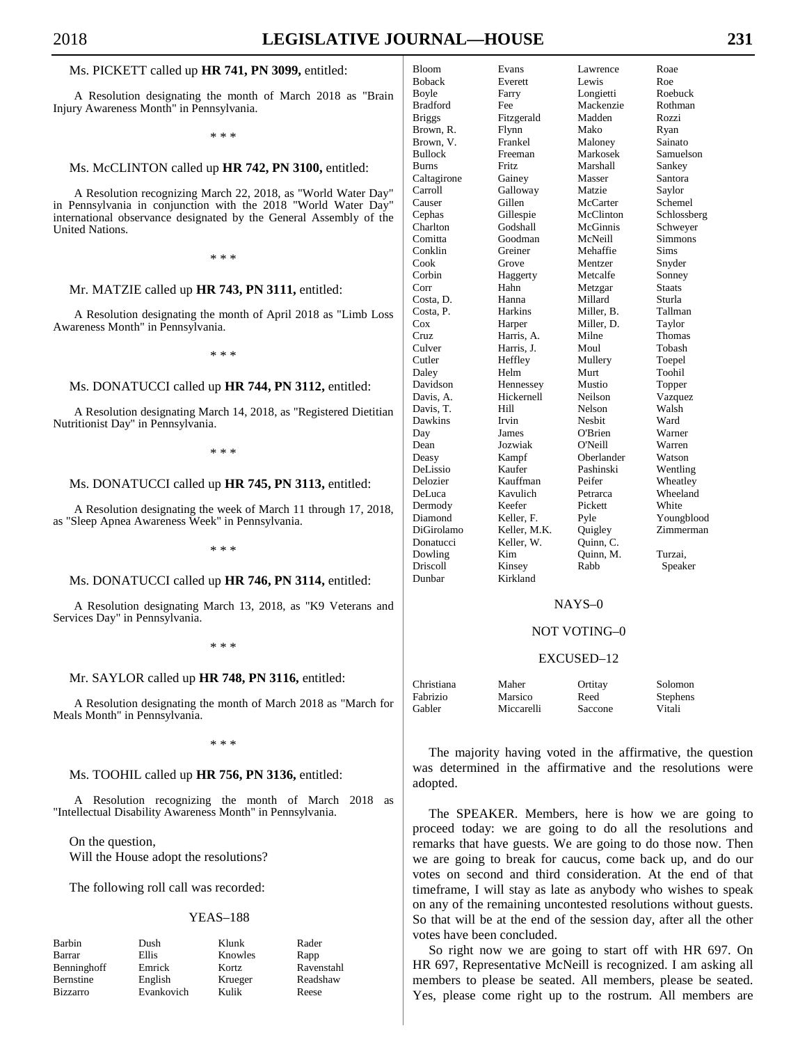Ms. PICKETT called up **HR 741, PN 3099,** entitled:

A Resolution designating the month of March 2018 as "Brain Injury Awareness Month" in Pennsylvania.

\* \* \*

Ms. McCLINTON called up **HR 742, PN 3100,** entitled:

A Resolution recognizing March 22, 2018, as "World Water Day" in Pennsylvania in conjunction with the 2018 "World Water Day" international observance designated by the General Assembly of the United Nations.

\* \* \*

Mr. MATZIE called up **HR 743, PN 3111,** entitled:

A Resolution designating the month of April 2018 as "Limb Loss Awareness Month" in Pennsylvania.

\* \* \*

Ms. DONATUCCI called up **HR 744, PN 3112,** entitled:

A Resolution designating March 14, 2018, as "Registered Dietitian Nutritionist Day" in Pennsylvania.

\* \* \*

Ms. DONATUCCI called up **HR 745, PN 3113,** entitled:

A Resolution designating the week of March 11 through 17, 2018, as "Sleep Apnea Awareness Week" in Pennsylvania.

\* \* \*

Ms. DONATUCCI called up **HR 746, PN 3114,** entitled:

A Resolution designating March 13, 2018, as "K9 Veterans and Services Day" in Pennsylvania.

\* \* \*

Mr. SAYLOR called up **HR 748, PN 3116,** entitled:

A Resolution designating the month of March 2018 as "March for Meals Month" in Pennsylvania.

\* \* \*

Ms. TOOHIL called up **HR 756, PN 3136,** entitled:

A Resolution recognizing the month of March 2018 as "Intellectual Disability Awareness Month" in Pennsylvania.

On the question,
Will the House adopt the resolutions?

The following roll call was recorded:

YEAS–188

| | | | |
|---|---|---|---|
| Barbin | Dush | Klunk | Rader |
| Barrar | Ellis | Knowles | Rapp |
| Benninghoff | Emrick | Kortz | Ravenstahl |
| Bernstine | English | Krueger | Readshaw |
| Bizzarro | Evankovich | Kulik | Reese |
| Bloom | Evans | Lawrence | Roae |
| Boback | Everett | Lewis | Roe |
| Boyle | Farry | Longietti | Roebuck |
| Bradford | Fee | Mackenzie | Rothman |
| Briggs | Fitzgerald | Madden | Rozzi |
| Brown, R. | Flynn | Mako | Ryan |
| Brown, V. | Frankel | Maloney | Sainato |
| Bullock | Freeman | Markosek | Samuelson |
| Burns | Fritz | Marshall | Sankey |
| Caltagirone | Gainey | Masser | Santora |
| Carroll | Galloway | Matzie | Saylor |
| Causer | Gillen | McCarter | Schemel |
| Cephas | Gillespie | McClinton | Schlossberg |
| Charlton | Godshall | McGinnis | Schweyer |
| Comitta | Goodman | McNeill | Simmons |
| Conklin | Greiner | Mehaffie | Sims |
| Cook | Grove | Mentzer | Snyder |
| Corbin | Haggerty | Metcalfe | Sonney |
| Corr | Hahn | Metzgar | Staats |
| Costa, D. | Hanna | Millard | Sturla |
| Costa, P. | Harkins | Miller, B. | Tallman |
| Cox | Harper | Miller, D. | Taylor |
| Cruz | Harris, A. | Milne | Thomas |
| Culver | Harris, J. | Moul | Tobash |
| Cutler | Heffley | Mullery | Toepel |
| Daley | Helm | Murt | Toohil |
| Davidson | Hennessey | Mustio | Topper |
| Davis, A. | Hickernell | Neilson | Vazquez |
| Davis, T. | Hill | Nelson | Walsh |
| Dawkins | Irvin | Nesbit | Ward |
| Day | James | O'Brien | Warner |
| Dean | Jozwiak | O'Neill | Warren |
| Deasy | Kampf | Oberlander | Watson |
| DeLissio | Kaufer | Pashinski | Wentling |
| Delozier | Kauffman | Peifer | Wheatley |
| DeLuca | Kavulich | Petrarca | Wheeland |
| Dermody | Keefer | Pickett | White |
| Diamond | Keller, F. | Pyle | Youngblood |
| DiGirolamo | Keller, M.K. | Quigley | Zimmerman |
| Donatucci | Keller, W. | Quinn, C. | |
| Dowling | Kim | Quinn, M. | Turzai, |
| Driscoll | Kinsey | Rabb | Speaker |
| Dunbar | Kirkland | | |

NAYS–0

NOT VOTING–0

EXCUSED–12

| | | | |
|---|---|---|---|
| Christiana | Maher | Ortitay | Solomon |
| Fabrizio | Marsico | Reed | Stephens |
| Gabler | Miccarelli | Saccone | Vitali |

The majority having voted in the affirmative, the question was determined in the affirmative and the resolutions were adopted.

The SPEAKER. Members, here is how we are going to proceed today: we are going to do all the resolutions and remarks that have guests. We are going to do those now. Then we are going to break for caucus, come back up, and do our votes on second and third consideration. At the end of that timeframe, I will stay as late as anybody who wishes to speak on any of the remaining uncontested resolutions without guests. So that will be at the end of the session day, after all the other votes have been concluded.

So right now we are going to start off with HR 697. On HR 697, Representative McNeill is recognized. I am asking all members to please be seated. All members, please be seated. Yes, please come right up to the rostrum. All members are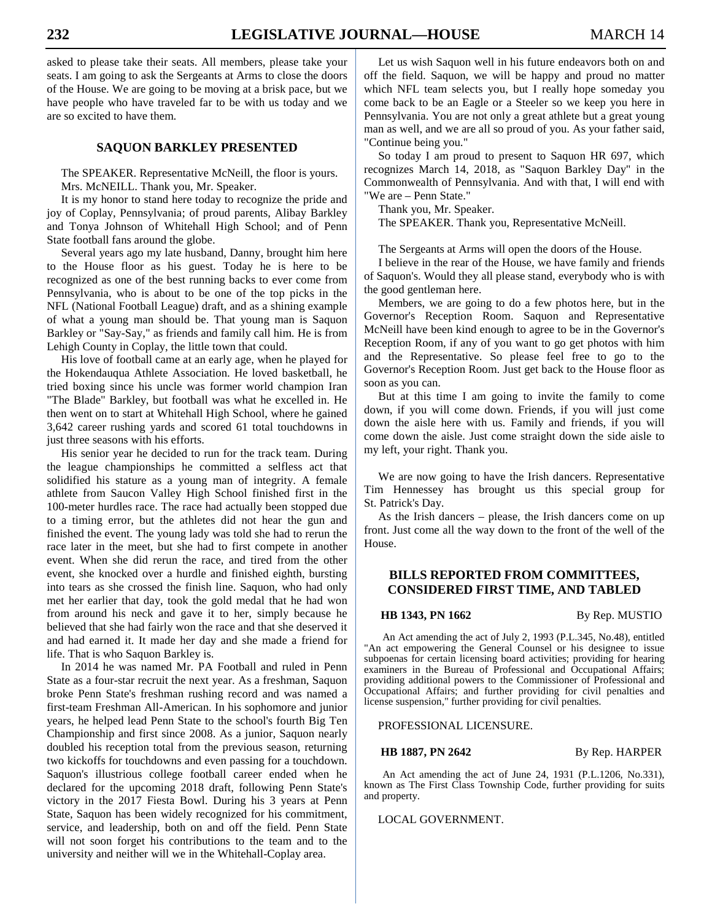asked to please take their seats. All members, please take your seats. I am going to ask the Sergeants at Arms to close the doors of the House. We are going to be moving at a brisk pace, but we have people who have traveled far to be with us today and we are so excited to have them.

## SAQUON BARKLEY PRESENTED

The SPEAKER. Representative McNeill, the floor is yours.

Mrs. McNEILL. Thank you, Mr. Speaker.

It is my honor to stand here today to recognize the pride and joy of Coplay, Pennsylvania; of proud parents, Alibay Barkley and Tonya Johnson of Whitehall High School; and of Penn State football fans around the globe.

Several years ago my late husband, Danny, brought him here to the House floor as his guest. Today he is here to be recognized as one of the best running backs to ever come from Pennsylvania, who is about to be one of the top picks in the NFL (National Football League) draft, and as a shining example of what a young man should be. That young man is Saquon Barkley or "Say-Say," as friends and family call him. He is from Lehigh County in Coplay, the little town that could.

His love of football came at an early age, when he played for the Hokendauqua Athlete Association. He loved basketball, he tried boxing since his uncle was former world champion Iran "The Blade" Barkley, but football was what he excelled in. He then went on to start at Whitehall High School, where he gained 3,642 career rushing yards and scored 61 total touchdowns in just three seasons with his efforts.

His senior year he decided to run for the track team. During the league championships he committed a selfless act that solidified his stature as a young man of integrity. A female athlete from Saucon Valley High School finished first in the 100-meter hurdles race. The race had actually been stopped due to a timing error, but the athletes did not hear the gun and finished the event. The young lady was told she had to rerun the race later in the meet, but she had to first compete in another event. When she did rerun the race, and tired from the other event, she knocked over a hurdle and finished eighth, bursting into tears as she crossed the finish line. Saquon, who had only met her earlier that day, took the gold medal that he had won from around his neck and gave it to her, simply because he believed that she had fairly won the race and that she deserved it and had earned it. It made her day and she made a friend for life. That is who Saquon Barkley is.

In 2014 he was named Mr. PA Football and ruled in Penn State as a four-star recruit the next year. As a freshman, Saquon broke Penn State's freshman rushing record and was named a first-team Freshman All-American. In his sophomore and junior years, he helped lead Penn State to the school's fourth Big Ten Championship and first since 2008. As a junior, Saquon nearly doubled his reception total from the previous season, returning two kickoffs for touchdowns and even passing for a touchdown. Saquon's illustrious college football career ended when he declared for the upcoming 2018 draft, following Penn State's victory in the 2017 Fiesta Bowl. During his 3 years at Penn State, Saquon has been widely recognized for his commitment, service, and leadership, both on and off the field. Penn State will not soon forget his contributions to the team and to the university and neither will we in the Whitehall-Coplay area.

Let us wish Saquon well in his future endeavors both on and off the field. Saquon, we will be happy and proud no matter which NFL team selects you, but I really hope someday you come back to be an Eagle or a Steeler so we keep you here in Pennsylvania. You are not only a great athlete but a great young man as well, and we are all so proud of you. As your father said, "Continue being you."

So today I am proud to present to Saquon HR 697, which recognizes March 14, 2018, as "Saquon Barkley Day" in the Commonwealth of Pennsylvania. And with that, I will end with "We are – Penn State."

Thank you, Mr. Speaker.

The SPEAKER. Thank you, Representative McNeill.

The Sergeants at Arms will open the doors of the House.

I believe in the rear of the House, we have family and friends of Saquon's. Would they all please stand, everybody who is with the good gentleman here.

Members, we are going to do a few photos here, but in the Governor's Reception Room. Saquon and Representative McNeill have been kind enough to agree to be in the Governor's Reception Room, if any of you want to go get photos with him and the Representative. So please feel free to go to the Governor's Reception Room. Just get back to the House floor as soon as you can.

But at this time I am going to invite the family to come down, if you will come down. Friends, if you will just come down the aisle here with us. Family and friends, if you will come down the aisle. Just come straight down the side aisle to my left, your right. Thank you.

We are now going to have the Irish dancers. Representative Tim Hennessey has brought us this special group for St. Patrick's Day.

As the Irish dancers – please, the Irish dancers come on up front. Just come all the way down to the front of the well of the House.

## BILLS REPORTED FROM COMMITTEES, CONSIDERED FIRST TIME, AND TABLED

**HB 1343, PN 1662** By Rep. MUSTIO

An Act amending the act of July 2, 1993 (P.L.345, No.48), entitled "An act empowering the General Counsel or his designee to issue subpoenas for certain licensing board activities; providing for hearing examiners in the Bureau of Professional and Occupational Affairs; providing additional powers to the Commissioner of Professional and Occupational Affairs; and further providing for civil penalties and license suspension," further providing for civil penalties.

PROFESSIONAL LICENSURE.

**HB 1887, PN 2642** By Rep. HARPER

An Act amending the act of June 24, 1931 (P.L.1206, No.331), known as The First Class Township Code, further providing for suits and property.

LOCAL GOVERNMENT.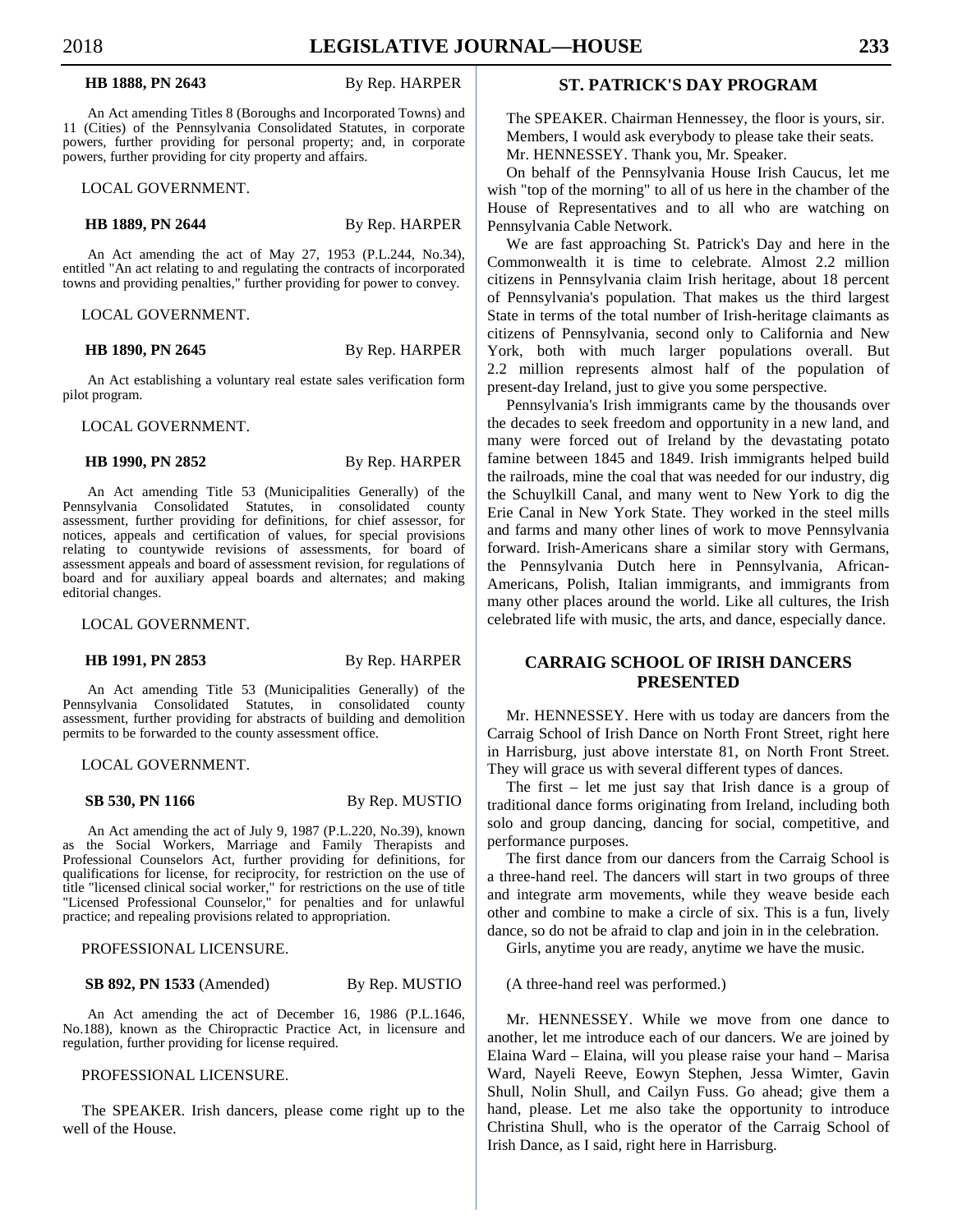**HB 1888, PN 2643** By Rep. HARPER

An Act amending Titles 8 (Boroughs and Incorporated Towns) and 11 (Cities) of the Pennsylvania Consolidated Statutes, in corporate powers, further providing for personal property; and, in corporate powers, further providing for city property and affairs.

LOCAL GOVERNMENT.

**HB 1889, PN 2644** By Rep. HARPER

An Act amending the act of May 27, 1953 (P.L.244, No.34), entitled "An act relating to and regulating the contracts of incorporated towns and providing penalties," further providing for power to convey.

LOCAL GOVERNMENT.

**HB 1890, PN 2645** By Rep. HARPER

An Act establishing a voluntary real estate sales verification form pilot program.

LOCAL GOVERNMENT.

**HB 1990, PN 2852** By Rep. HARPER

An Act amending Title 53 (Municipalities Generally) of the Pennsylvania Consolidated Statutes, in consolidated county assessment, further providing for definitions, for chief assessor, for notices, appeals and certification of values, for special provisions relating to countywide revisions of assessments, for board of assessment appeals and board of assessment revision, for regulations of board and for auxiliary appeal boards and alternates; and making editorial changes.

LOCAL GOVERNMENT.

**HB 1991, PN 2853** By Rep. HARPER

An Act amending Title 53 (Municipalities Generally) of the Pennsylvania Consolidated Statutes, in consolidated county assessment, further providing for abstracts of building and demolition permits to be forwarded to the county assessment office.

LOCAL GOVERNMENT.

**SB 530, PN 1166** By Rep. MUSTIO

An Act amending the act of July 9, 1987 (P.L.220, No.39), known as the Social Workers, Marriage and Family Therapists and Professional Counselors Act, further providing for definitions, for qualifications for license, for reciprocity, for restriction on the use of title "licensed clinical social worker," for restrictions on the use of title "Licensed Professional Counselor," for penalties and for unlawful practice; and repealing provisions related to appropriation.

PROFESSIONAL LICENSURE.

**SB 892, PN 1533** (Amended) By Rep. MUSTIO

An Act amending the act of December 16, 1986 (P.L.1646, No.188), known as the Chiropractic Practice Act, in licensure and regulation, further providing for license required.

PROFESSIONAL LICENSURE.

The SPEAKER. Irish dancers, please come right up to the well of the House.

## ST. PATRICK'S DAY PROGRAM

The SPEAKER. Chairman Hennessey, the floor is yours, sir. Members, I would ask everybody to please take their seats.

Mr. HENNESSEY. Thank you, Mr. Speaker.

On behalf of the Pennsylvania House Irish Caucus, let me wish "top of the morning" to all of us here in the chamber of the House of Representatives and to all who are watching on Pennsylvania Cable Network.

We are fast approaching St. Patrick's Day and here in the Commonwealth it is time to celebrate. Almost 2.2 million citizens in Pennsylvania claim Irish heritage, about 18 percent of Pennsylvania's population. That makes us the third largest State in terms of the total number of Irish-heritage claimants as citizens of Pennsylvania, second only to California and New York, both with much larger populations overall. But 2.2 million represents almost half of the population of present-day Ireland, just to give you some perspective.

Pennsylvania's Irish immigrants came by the thousands over the decades to seek freedom and opportunity in a new land, and many were forced out of Ireland by the devastating potato famine between 1845 and 1849. Irish immigrants helped build the railroads, mine the coal that was needed for our industry, dig the Schuylkill Canal, and many went to New York to dig the Erie Canal in New York State. They worked in the steel mills and farms and many other lines of work to move Pennsylvania forward. Irish-Americans share a similar story with Germans, the Pennsylvania Dutch here in Pennsylvania, African-Americans, Polish, Italian immigrants, and immigrants from many other places around the world. Like all cultures, the Irish celebrated life with music, the arts, and dance, especially dance.

## CARRAIG SCHOOL OF IRISH DANCERS PRESENTED

Mr. HENNESSEY. Here with us today are dancers from the Carraig School of Irish Dance on North Front Street, right here in Harrisburg, just above interstate 81, on North Front Street. They will grace us with several different types of dances.

The first – let me just say that Irish dance is a group of traditional dance forms originating from Ireland, including both solo and group dancing, dancing for social, competitive, and performance purposes.

The first dance from our dancers from the Carraig School is a three-hand reel. The dancers will start in two groups of three and integrate arm movements, while they weave beside each other and combine to make a circle of six. This is a fun, lively dance, so do not be afraid to clap and join in in the celebration.

Girls, anytime you are ready, anytime we have the music.

(A three-hand reel was performed.)

Mr. HENNESSEY. While we move from one dance to another, let me introduce each of our dancers. We are joined by Elaina Ward – Elaina, will you please raise your hand – Marisa Ward, Nayeli Reeve, Eowyn Stephen, Jessa Wimter, Gavin Shull, Nolin Shull, and Cailyn Fuss. Go ahead; give them a hand, please. Let me also take the opportunity to introduce Christina Shull, who is the operator of the Carraig School of Irish Dance, as I said, right here in Harrisburg.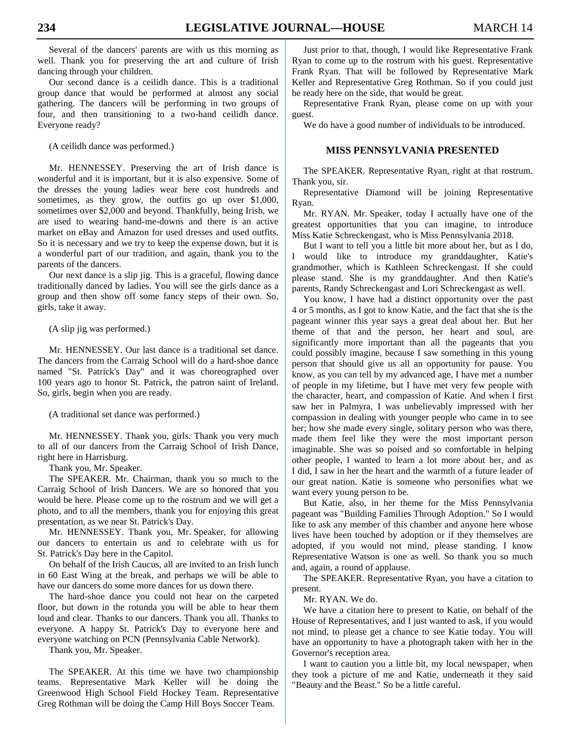Several of the dancers' parents are with us this morning as well. Thank you for preserving the art and culture of Irish dancing through your children.

Our second dance is a ceilidh dance. This is a traditional group dance that would be performed at almost any social gathering. The dancers will be performing in two groups of four, and then transitioning to a two-hand ceilidh dance. Everyone ready?

(A ceilidh dance was performed.)

Mr. HENNESSEY. Preserving the art of Irish dance is wonderful and it is important, but it is also expensive. Some of the dresses the young ladies wear here cost hundreds and sometimes, as they grow, the outfits go up over $1,000, sometimes over $2,000 and beyond. Thankfully, being Irish, we are used to wearing hand-me-downs and there is an active market on eBay and Amazon for used dresses and used outfits. So it is necessary and we try to keep the expense down, but it is a wonderful part of our tradition, and again, thank you to the parents of the dancers.

Our next dance is a slip jig. This is a graceful, flowing dance traditionally danced by ladies. You will see the girls dance as a group and then show off some fancy steps of their own. So, girls, take it away.

(A slip jig was performed.)

Mr. HENNESSEY. Our last dance is a traditional set dance. The dancers from the Carraig School will do a hard-shoe dance named "St. Patrick's Day" and it was choreographed over 100 years ago to honor St. Patrick, the patron saint of Ireland. So, girls, begin when you are ready.

(A traditional set dance was performed.)

Mr. HENNESSEY. Thank you, girls. Thank you very much to all of our dancers from the Carraig School of Irish Dance, right here in Harrisburg.

Thank you, Mr. Speaker.

The SPEAKER. Mr. Chairman, thank you so much to the Carraig School of Irish Dancers. We are so honored that you would be here. Please come up to the rostrum and we will get a photo, and to all the members, thank you for enjoying this great presentation, as we near St. Patrick's Day.

Mr. HENNESSEY. Thank you, Mr. Speaker, for allowing our dancers to entertain us and to celebrate with us for St. Patrick's Day here in the Capitol.

On behalf of the Irish Caucus, all are invited to an Irish lunch in 60 East Wing at the break, and perhaps we will be able to have our dancers do some more dances for us down there.

The hard-shoe dance you could not hear on the carpeted floor, but down in the rotunda you will be able to hear them loud and clear. Thanks to our dancers. Thank you all. Thanks to everyone. A happy St. Patrick's Day to everyone here and everyone watching on PCN (Pennsylvania Cable Network).

Thank you, Mr. Speaker.

The SPEAKER. At this time we have two championship teams. Representative Mark Keller will be doing the Greenwood High School Field Hockey Team. Representative Greg Rothman will be doing the Camp Hill Boys Soccer Team.

Just prior to that, though, I would like Representative Frank Ryan to come up to the rostrum with his guest. Representative Frank Ryan. That will be followed by Representative Mark Keller and Representative Greg Rothman. So if you could just be ready here on the side, that would be great.

Representative Frank Ryan, please come on up with your guest.

We do have a good number of individuals to be introduced.

## MISS PENNSYLVANIA PRESENTED

The SPEAKER. Representative Ryan, right at that rostrum. Thank you, sir.

Representative Diamond will be joining Representative Ryan.

Mr. RYAN. Mr. Speaker, today I actually have one of the greatest opportunities that you can imagine, to introduce Miss Katie Schreckengast, who is Miss Pennsylvania 2018.

But I want to tell you a little bit more about her, but as I do, I would like to introduce my granddaughter, Katie's grandmother, which is Kathleen Schreckengast. If she could please stand. She is my granddaughter. And then Katie's parents, Randy Schreckengast and Lori Schreckengast as well.

You know, I have had a distinct opportunity over the past 4 or 5 months, as I got to know Katie, and the fact that she is the pageant winner this year says a great deal about her. But her theme of that and the person, her heart and soul, are significantly more important than all the pageants that you could possibly imagine, because I saw something in this young person that should give us all an opportunity for pause. You know, as you can tell by my advanced age, I have met a number of people in my lifetime, but I have met very few people with the character, heart, and compassion of Katie. And when I first saw her in Palmyra, I was unbelievably impressed with her compassion in dealing with younger people who came in to see her; how she made every single, solitary person who was there, made them feel like they were the most important person imaginable. She was so poised and so comfortable in helping other people, I wanted to learn a lot more about her, and as I did, I saw in her the heart and the warmth of a future leader of our great nation. Katie is someone who personifies what we want every young person to be.

But Katie, also, in her theme for the Miss Pennsylvania pageant was "Building Families Through Adoption." So I would like to ask any member of this chamber and anyone here whose lives have been touched by adoption or if they themselves are adopted, if you would not mind, please standing. I know Representative Watson is one as well. So thank you so much and, again, a round of applause.

The SPEAKER. Representative Ryan, you have a citation to present.

Mr. RYAN. We do.

We have a citation here to present to Katie, on behalf of the House of Representatives, and I just wanted to ask, if you would not mind, to please get a chance to see Katie today. You will have an opportunity to have a photograph taken with her in the Governor's reception area.

I want to caution you a little bit, my local newspaper, when they took a picture of me and Katie, underneath it they said "Beauty and the Beast." So be a little careful.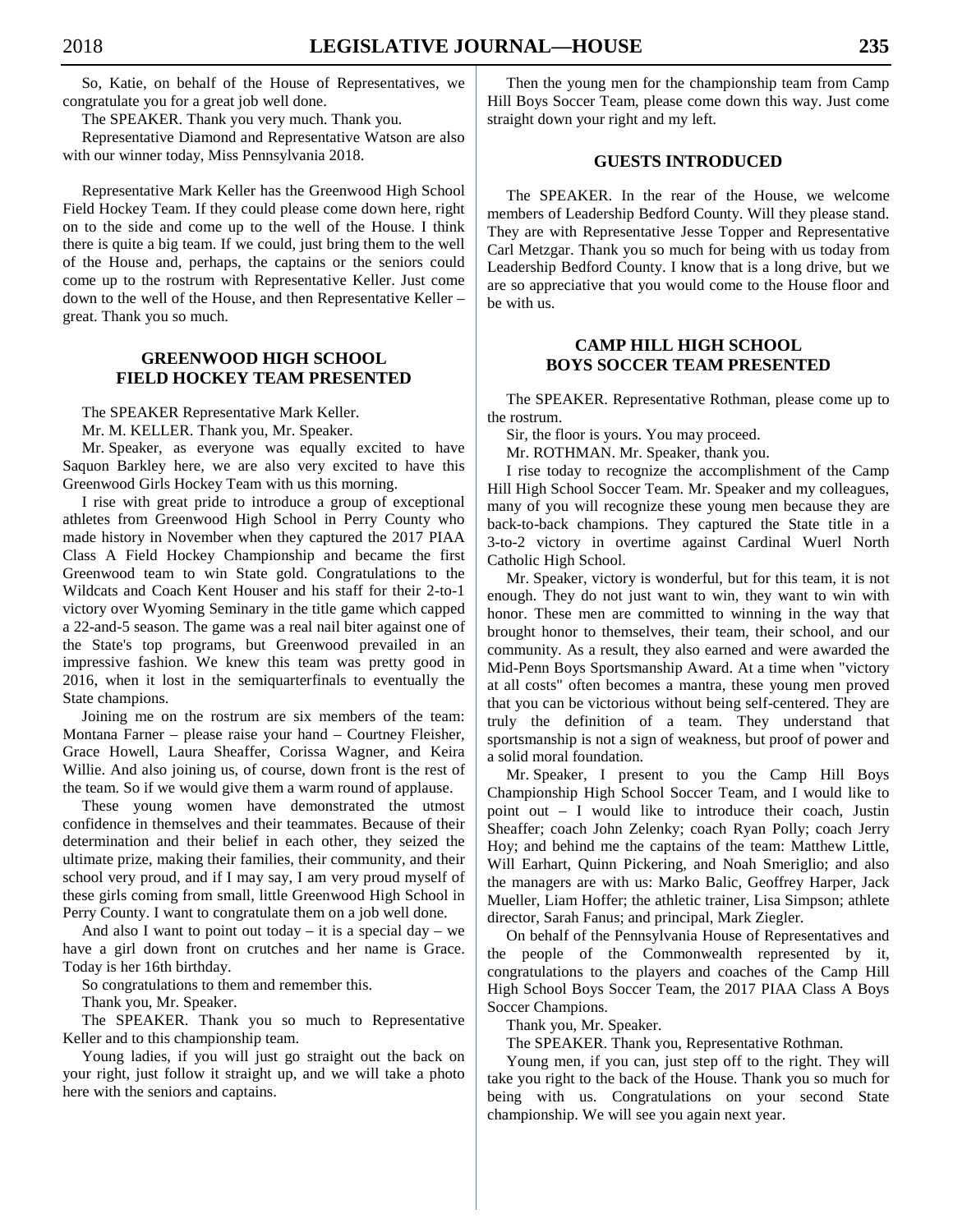So, Katie, on behalf of the House of Representatives, we congratulate you for a great job well done.

The SPEAKER. Thank you very much. Thank you.

Representative Diamond and Representative Watson are also with our winner today, Miss Pennsylvania 2018.

Representative Mark Keller has the Greenwood High School Field Hockey Team. If they could please come down here, right on to the side and come up to the well of the House. I think there is quite a big team. If we could, just bring them to the well of the House and, perhaps, the captains or the seniors could come up to the rostrum with Representative Keller. Just come down to the well of the House, and then Representative Keller – great. Thank you so much.

## GREENWOOD HIGH SCHOOL FIELD HOCKEY TEAM PRESENTED

The SPEAKER Representative Mark Keller.

Mr. M. KELLER. Thank you, Mr. Speaker.

Mr. Speaker, as everyone was equally excited to have Saquon Barkley here, we are also very excited to have this Greenwood Girls Hockey Team with us this morning.

I rise with great pride to introduce a group of exceptional athletes from Greenwood High School in Perry County who made history in November when they captured the 2017 PIAA Class A Field Hockey Championship and became the first Greenwood team to win State gold. Congratulations to the Wildcats and Coach Kent Houser and his staff for their 2-to-1 victory over Wyoming Seminary in the title game which capped a 22-and-5 season. The game was a real nail biter against one of the State's top programs, but Greenwood prevailed in an impressive fashion. We knew this team was pretty good in 2016, when it lost in the semiquarterfinals to eventually the State champions.

Joining me on the rostrum are six members of the team: Montana Farner – please raise your hand – Courtney Fleisher, Grace Howell, Laura Sheaffer, Corissa Wagner, and Keira Willie. And also joining us, of course, down front is the rest of the team. So if we would give them a warm round of applause.

These young women have demonstrated the utmost confidence in themselves and their teammates. Because of their determination and their belief in each other, they seized the ultimate prize, making their families, their community, and their school very proud, and if I may say, I am very proud myself of these girls coming from small, little Greenwood High School in Perry County. I want to congratulate them on a job well done.

And also I want to point out today – it is a special day – we have a girl down front on crutches and her name is Grace. Today is her 16th birthday.

So congratulations to them and remember this.

Thank you, Mr. Speaker.

The SPEAKER. Thank you so much to Representative Keller and to this championship team.

Young ladies, if you will just go straight out the back on your right, just follow it straight up, and we will take a photo here with the seniors and captains.

Then the young men for the championship team from Camp Hill Boys Soccer Team, please come down this way. Just come straight down your right and my left.

## GUESTS INTRODUCED

The SPEAKER. In the rear of the House, we welcome members of Leadership Bedford County. Will they please stand. They are with Representative Jesse Topper and Representative Carl Metzgar. Thank you so much for being with us today from Leadership Bedford County. I know that is a long drive, but we are so appreciative that you would come to the House floor and be with us.

## CAMP HILL HIGH SCHOOL BOYS SOCCER TEAM PRESENTED

The SPEAKER. Representative Rothman, please come up to the rostrum.

Sir, the floor is yours. You may proceed.

Mr. ROTHMAN. Mr. Speaker, thank you.

I rise today to recognize the accomplishment of the Camp Hill High School Soccer Team. Mr. Speaker and my colleagues, many of you will recognize these young men because they are back-to-back champions. They captured the State title in a 3-to-2 victory in overtime against Cardinal Wuerl North Catholic High School.

Mr. Speaker, victory is wonderful, but for this team, it is not enough. They do not just want to win, they want to win with honor. These men are committed to winning in the way that brought honor to themselves, their team, their school, and our community. As a result, they also earned and were awarded the Mid-Penn Boys Sportsmanship Award. At a time when "victory at all costs" often becomes a mantra, these young men proved that you can be victorious without being self-centered. They are truly the definition of a team. They understand that sportsmanship is not a sign of weakness, but proof of power and a solid moral foundation.

Mr. Speaker, I present to you the Camp Hill Boys Championship High School Soccer Team, and I would like to point out – I would like to introduce their coach, Justin Sheaffer; coach John Zelenky; coach Ryan Polly; coach Jerry Hoy; and behind me the captains of the team: Matthew Little, Will Earhart, Quinn Pickering, and Noah Smeriglio; and also the managers are with us: Marko Balic, Geoffrey Harper, Jack Mueller, Liam Hoffer; the athletic trainer, Lisa Simpson; athlete director, Sarah Fanus; and principal, Mark Ziegler.

On behalf of the Pennsylvania House of Representatives and the people of the Commonwealth represented by it, congratulations to the players and coaches of the Camp Hill High School Boys Soccer Team, the 2017 PIAA Class A Boys Soccer Champions.

Thank you, Mr. Speaker.

The SPEAKER. Thank you, Representative Rothman.

Young men, if you can, just step off to the right. They will take you right to the back of the House. Thank you so much for being with us. Congratulations on your second State championship. We will see you again next year.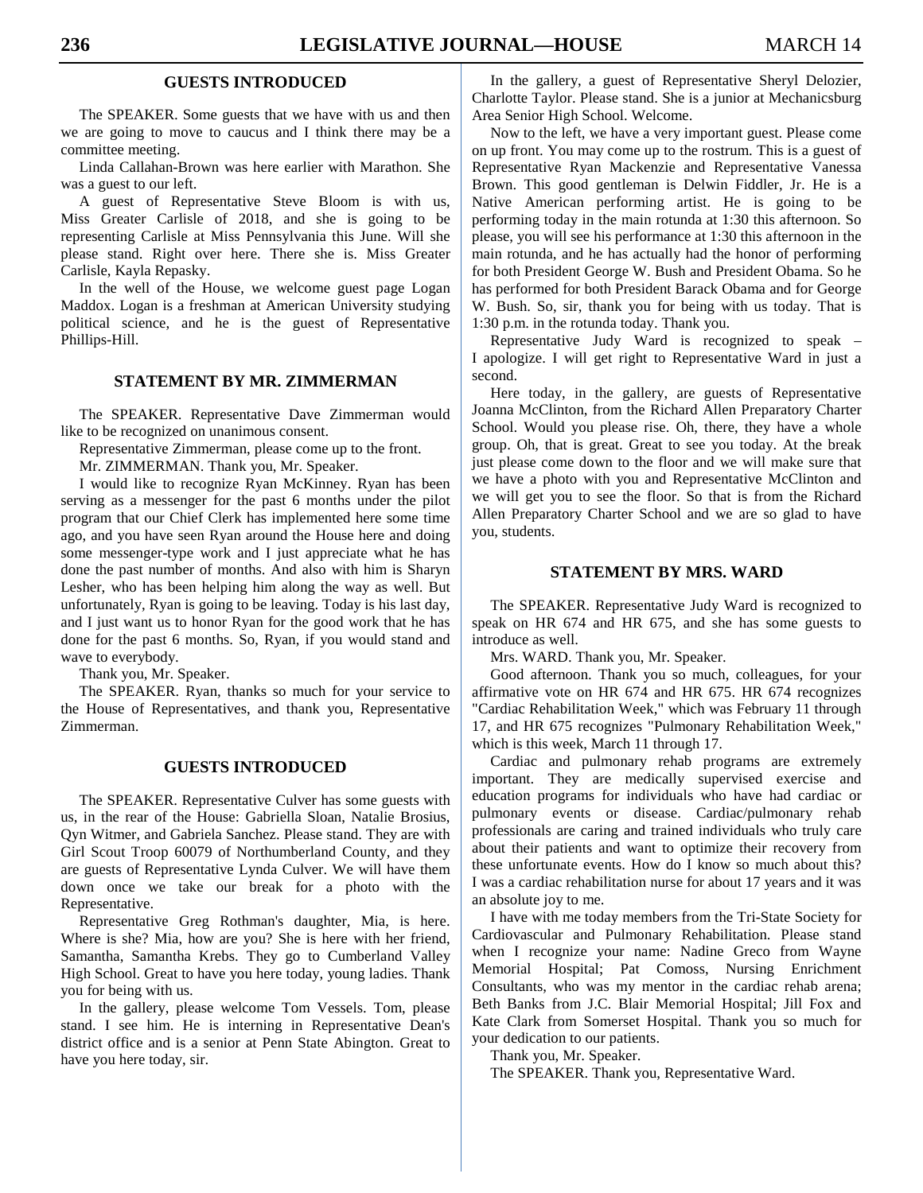## GUESTS INTRODUCED

The SPEAKER. Some guests that we have with us and then we are going to move to caucus and I think there may be a committee meeting.

Linda Callahan-Brown was here earlier with Marathon. She was a guest to our left.

A guest of Representative Steve Bloom is with us, Miss Greater Carlisle of 2018, and she is going to be representing Carlisle at Miss Pennsylvania this June. Will she please stand. Right over here. There she is. Miss Greater Carlisle, Kayla Repasky.

In the well of the House, we welcome guest page Logan Maddox. Logan is a freshman at American University studying political science, and he is the guest of Representative Phillips-Hill.

## STATEMENT BY MR. ZIMMERMAN

The SPEAKER. Representative Dave Zimmerman would like to be recognized on unanimous consent.

Representative Zimmerman, please come up to the front.

Mr. ZIMMERMAN. Thank you, Mr. Speaker.

I would like to recognize Ryan McKinney. Ryan has been serving as a messenger for the past 6 months under the pilot program that our Chief Clerk has implemented here some time ago, and you have seen Ryan around the House here and doing some messenger-type work and I just appreciate what he has done the past number of months. And also with him is Sharyn Lesher, who has been helping him along the way as well. But unfortunately, Ryan is going to be leaving. Today is his last day, and I just want us to honor Ryan for the good work that he has done for the past 6 months. So, Ryan, if you would stand and wave to everybody.

Thank you, Mr. Speaker.

The SPEAKER. Ryan, thanks so much for your service to the House of Representatives, and thank you, Representative Zimmerman.

## GUESTS INTRODUCED

The SPEAKER. Representative Culver has some guests with us, in the rear of the House: Gabriella Sloan, Natalie Brosius, Qyn Witmer, and Gabriela Sanchez. Please stand. They are with Girl Scout Troop 60079 of Northumberland County, and they are guests of Representative Lynda Culver. We will have them down once we take our break for a photo with the Representative.

Representative Greg Rothman's daughter, Mia, is here. Where is she? Mia, how are you? She is here with her friend, Samantha, Samantha Krebs. They go to Cumberland Valley High School. Great to have you here today, young ladies. Thank you for being with us.

In the gallery, please welcome Tom Vessels. Tom, please stand. I see him. He is interning in Representative Dean's district office and is a senior at Penn State Abington. Great to have you here today, sir.

In the gallery, a guest of Representative Sheryl Delozier, Charlotte Taylor. Please stand. She is a junior at Mechanicsburg Area Senior High School. Welcome.

Now to the left, we have a very important guest. Please come on up front. You may come up to the rostrum. This is a guest of Representative Ryan Mackenzie and Representative Vanessa Brown. This good gentleman is Delwin Fiddler, Jr. He is a Native American performing artist. He is going to be performing today in the main rotunda at 1:30 this afternoon. So please, you will see his performance at 1:30 this afternoon in the main rotunda, and he has actually had the honor of performing for both President George W. Bush and President Obama. So he has performed for both President Barack Obama and for George W. Bush. So, sir, thank you for being with us today. That is 1:30 p.m. in the rotunda today. Thank you.

Representative Judy Ward is recognized to speak – I apologize. I will get right to Representative Ward in just a second.

Here today, in the gallery, are guests of Representative Joanna McClinton, from the Richard Allen Preparatory Charter School. Would you please rise. Oh, there, they have a whole group. Oh, that is great. Great to see you today. At the break just please come down to the floor and we will make sure that we have a photo with you and Representative McClinton and we will get you to see the floor. So that is from the Richard Allen Preparatory Charter School and we are so glad to have you, students.

## STATEMENT BY MRS. WARD

The SPEAKER. Representative Judy Ward is recognized to speak on HR 674 and HR 675, and she has some guests to introduce as well.

Mrs. WARD. Thank you, Mr. Speaker.

Good afternoon. Thank you so much, colleagues, for your affirmative vote on HR 674 and HR 675. HR 674 recognizes "Cardiac Rehabilitation Week," which was February 11 through 17, and HR 675 recognizes "Pulmonary Rehabilitation Week," which is this week, March 11 through 17.

Cardiac and pulmonary rehab programs are extremely important. They are medically supervised exercise and education programs for individuals who have had cardiac or pulmonary events or disease. Cardiac/pulmonary rehab professionals are caring and trained individuals who truly care about their patients and want to optimize their recovery from these unfortunate events. How do I know so much about this? I was a cardiac rehabilitation nurse for about 17 years and it was an absolute joy to me.

I have with me today members from the Tri-State Society for Cardiovascular and Pulmonary Rehabilitation. Please stand when I recognize your name: Nadine Greco from Wayne Memorial Hospital; Pat Comoss, Nursing Enrichment Consultants, who was my mentor in the cardiac rehab arena; Beth Banks from J.C. Blair Memorial Hospital; Jill Fox and Kate Clark from Somerset Hospital. Thank you so much for your dedication to our patients.

Thank you, Mr. Speaker.

The SPEAKER. Thank you, Representative Ward.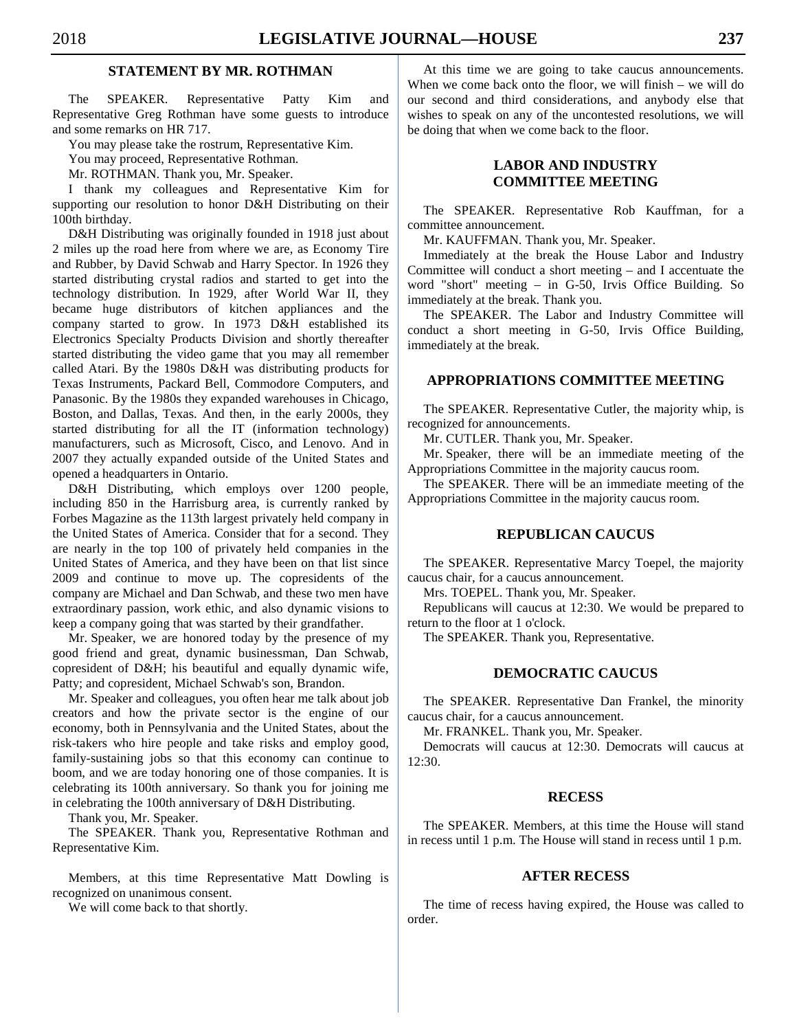## STATEMENT BY MR. ROTHMAN

The SPEAKER. Representative Patty Kim and Representative Greg Rothman have some guests to introduce and some remarks on HR 717.

You may please take the rostrum, Representative Kim.

You may proceed, Representative Rothman.

Mr. ROTHMAN. Thank you, Mr. Speaker.

I thank my colleagues and Representative Kim for supporting our resolution to honor D&H Distributing on their 100th birthday.

D&H Distributing was originally founded in 1918 just about 2 miles up the road here from where we are, as Economy Tire and Rubber, by David Schwab and Harry Spector. In 1926 they started distributing crystal radios and started to get into the technology distribution. In 1929, after World War II, they became huge distributors of kitchen appliances and the company started to grow. In 1973 D&H established its Electronics Specialty Products Division and shortly thereafter started distributing the video game that you may all remember called Atari. By the 1980s D&H was distributing products for Texas Instruments, Packard Bell, Commodore Computers, and Panasonic. By the 1980s they expanded warehouses in Chicago, Boston, and Dallas, Texas. And then, in the early 2000s, they started distributing for all the IT (information technology) manufacturers, such as Microsoft, Cisco, and Lenovo. And in 2007 they actually expanded outside of the United States and opened a headquarters in Ontario.

D&H Distributing, which employs over 1200 people, including 850 in the Harrisburg area, is currently ranked by Forbes Magazine as the 113th largest privately held company in the United States of America. Consider that for a second. They are nearly in the top 100 of privately held companies in the United States of America, and they have been on that list since 2009 and continue to move up. The copresidents of the company are Michael and Dan Schwab, and these two men have extraordinary passion, work ethic, and also dynamic visions to keep a company going that was started by their grandfather.

Mr. Speaker, we are honored today by the presence of my good friend and great, dynamic businessman, Dan Schwab, copresident of D&H; his beautiful and equally dynamic wife, Patty; and copresident, Michael Schwab's son, Brandon.

Mr. Speaker and colleagues, you often hear me talk about job creators and how the private sector is the engine of our economy, both in Pennsylvania and the United States, about the risk-takers who hire people and take risks and employ good, family-sustaining jobs so that this economy can continue to boom, and we are today honoring one of those companies. It is celebrating its 100th anniversary. So thank you for joining me in celebrating the 100th anniversary of D&H Distributing.

Thank you, Mr. Speaker.

The SPEAKER. Thank you, Representative Rothman and Representative Kim.

Members, at this time Representative Matt Dowling is recognized on unanimous consent.

We will come back to that shortly.

At this time we are going to take caucus announcements. When we come back onto the floor, we will finish – we will do our second and third considerations, and anybody else that wishes to speak on any of the uncontested resolutions, we will be doing that when we come back to the floor.

## LABOR AND INDUSTRY COMMITTEE MEETING

The SPEAKER. Representative Rob Kauffman, for a committee announcement.

Mr. KAUFFMAN. Thank you, Mr. Speaker.

Immediately at the break the House Labor and Industry Committee will conduct a short meeting – and I accentuate the word "short" meeting – in G-50, Irvis Office Building. So immediately at the break. Thank you.

The SPEAKER. The Labor and Industry Committee will conduct a short meeting in G-50, Irvis Office Building, immediately at the break.

## APPROPRIATIONS COMMITTEE MEETING

The SPEAKER. Representative Cutler, the majority whip, is recognized for announcements.

Mr. CUTLER. Thank you, Mr. Speaker.

Mr. Speaker, there will be an immediate meeting of the Appropriations Committee in the majority caucus room.

The SPEAKER. There will be an immediate meeting of the Appropriations Committee in the majority caucus room.

## REPUBLICAN CAUCUS

The SPEAKER. Representative Marcy Toepel, the majority caucus chair, for a caucus announcement.

Mrs. TOEPEL. Thank you, Mr. Speaker.

Republicans will caucus at 12:30. We would be prepared to return to the floor at 1 o'clock.

The SPEAKER. Thank you, Representative.

## DEMOCRATIC CAUCUS

The SPEAKER. Representative Dan Frankel, the minority caucus chair, for a caucus announcement.

Mr. FRANKEL. Thank you, Mr. Speaker.

Democrats will caucus at 12:30. Democrats will caucus at 12:30.

## RECESS

The SPEAKER. Members, at this time the House will stand in recess until 1 p.m. The House will stand in recess until 1 p.m.

## AFTER RECESS

The time of recess having expired, the House was called to order.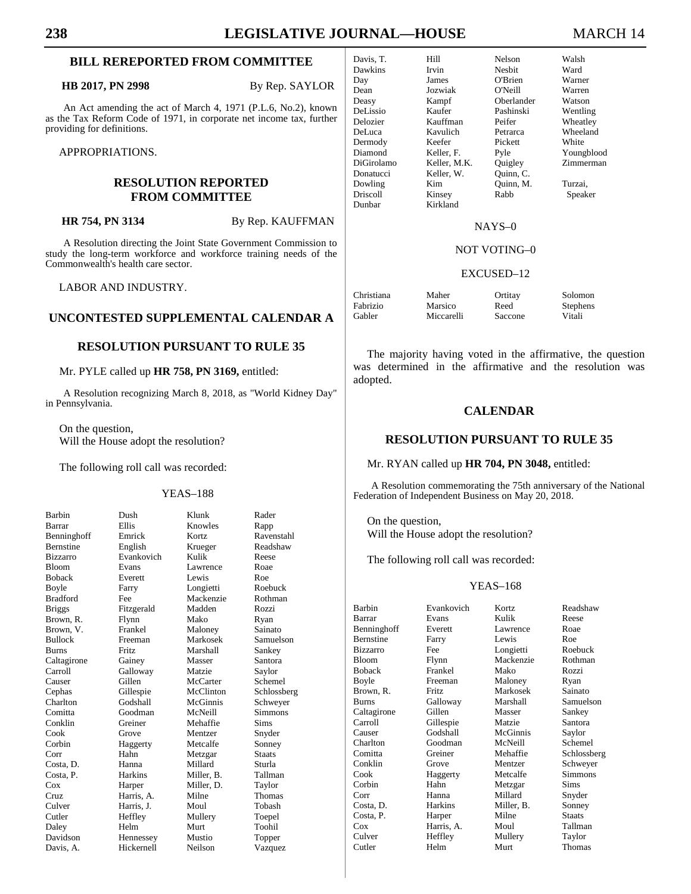## BILL REREPORTED FROM COMMITTEE

**HB 2017, PN 2998** By Rep. SAYLOR

An Act amending the act of March 4, 1971 (P.L.6, No.2), known as the Tax Reform Code of 1971, in corporate net income tax, further providing for definitions.

APPROPRIATIONS.

## RESOLUTION REPORTED FROM COMMITTEE

**HR 754, PN 3134** By Rep. KAUFFMAN

A Resolution directing the Joint State Government Commission to study the long-term workforce and workforce training needs of the Commonwealth's health care sector.

LABOR AND INDUSTRY.

## UNCONTESTED SUPPLEMENTAL CALENDAR A

## RESOLUTION PURSUANT TO RULE 35

Mr. PYLE called up **HR 758, PN 3169,** entitled:

A Resolution recognizing March 8, 2018, as "World Kidney Day" in Pennsylvania.

On the question,
Will the House adopt the resolution?

The following roll call was recorded:

YEAS–188

| | | | |
|---|---|---|---|
| Barbin | Dush | Klunk | Rader |
| Barrar | Ellis | Knowles | Rapp |
| Benninghoff | Emrick | Kortz | Ravenstahl |
| Bernstine | English | Krueger | Readshaw |
| Bizzarro | Evankovich | Kulik | Reese |
| Bloom | Evans | Lawrence | Roae |
| Boback | Everett | Lewis | Roe |
| Boyle | Farry | Longietti | Roebuck |
| Bradford | Fee | Mackenzie | Rothman |
| Briggs | Fitzgerald | Madden | Rozzi |
| Brown, R. | Flynn | Mako | Ryan |
| Brown, V. | Frankel | Maloney | Sainato |
| Bullock | Freeman | Markosek | Samuelson |
| Burns | Fritz | Marshall | Sankey |
| Caltagirone | Gainey | Masser | Santora |
| Carroll | Galloway | Matzie | Saylor |
| Causer | Gillen | McCarter | Schemel |
| Cephas | Gillespie | McClinton | Schlossberg |
| Charlton | Godshall | McGinnis | Schweyer |
| Comitta | Goodman | McNeill | Simmons |
| Conklin | Greiner | Mehaffie | Sims |
| Cook | Grove | Mentzer | Snyder |
| Corbin | Haggerty | Metcalfe | Sonney |
| Corr | Hahn | Metzgar | Staats |
| Costa, D. | Hanna | Millard | Sturla |
| Costa, P. | Harkins | Miller, B. | Tallman |
| Cox | Harper | Miller, D. | Taylor |
| Cruz | Harris, A. | Milne | Thomas |
| Culver | Harris, J. | Moul | Tobash |
| Cutler | Heffley | Mullery | Toepel |
| Daley | Helm | Murt | Toohil |
| Davidson | Hennessey | Mustio | Topper |
| Davis, A. | Hickernell | Neilson | Vazquez |
| Davis, T. | Hill | Nelson | Walsh |
| Dawkins | Irvin | Nesbit | Ward |
| Day | James | O'Brien | Warner |
| Dean | Jozwiak | O'Neill | Warren |
| Deasy | Kampf | Oberlander | Watson |
| DeLissio | Kaufer | Pashinski | Wentling |
| Delozier | Kauffman | Peifer | Wheatley |
| DeLuca | Kavulich | Petrarca | Wheeland |
| Dermody | Keefer | Pickett | White |
| Diamond | Keller, F. | Pyle | Youngblood |
| DiGirolamo | Keller, M.K. | Quigley | Zimmerman |
| Donatucci | Keller, W. | Quinn, C. | |
| Dowling | Kim | Quinn, M. | Turzai, |
| Driscoll | Kinsey | Rabb | Speaker |
| Dunbar | Kirkland | | |

NAYS–0

NOT VOTING–0

EXCUSED–12

| | | | |
|---|---|---|---|
| Christiana | Maher | Ortitay | Solomon |
| Fabrizio | Marsico | Reed | Stephens |
| Gabler | Miccarelli | Saccone | Vitali |

The majority having voted in the affirmative, the question was determined in the affirmative and the resolution was adopted.

## CALENDAR

## RESOLUTION PURSUANT TO RULE 35

Mr. RYAN called up **HR 704, PN 3048,** entitled:

A Resolution commemorating the 75th anniversary of the National Federation of Independent Business on May 20, 2018.

On the question,
Will the House adopt the resolution?

The following roll call was recorded:

YEAS–168

| | | | |
|---|---|---|---|
| Barbin | Evankovich | Kortz | Readshaw |
| Barrar | Evans | Kulik | Reese |
| Benninghoff | Everett | Lawrence | Roae |
| Bernstine | Farry | Lewis | Roe |
| Bizzarro | Fee | Longietti | Roebuck |
| Bloom | Flynn | Mackenzie | Rothman |
| Boback | Frankel | Mako | Rozzi |
| Boyle | Freeman | Maloney | Ryan |
| Brown, R. | Fritz | Markosek | Sainato |
| Burns | Galloway | Marshall | Samuelson |
| Caltagirone | Gillen | Masser | Sankey |
| Carroll | Gillespie | Matzie | Santora |
| Causer | Godshall | McGinnis | Saylor |
| Charlton | Goodman | McNeill | Schemel |
| Comitta | Greiner | Mehaffie | Schlossberg |
| Conklin | Grove | Mentzer | Schweyer |
| Cook | Haggerty | Metcalfe | Simmons |
| Corbin | Hahn | Metzgar | Sims |
| Corr | Hanna | Millard | Snyder |
| Costa, D. | Harkins | Miller, B. | Sonney |
| Costa, P. | Harper | Milne | Staats |
| Cox | Harris, A. | Moul | Tallman |
| Culver | Heffley | Mullery | Taylor |
| Cutler | Helm | Murt | Thomas |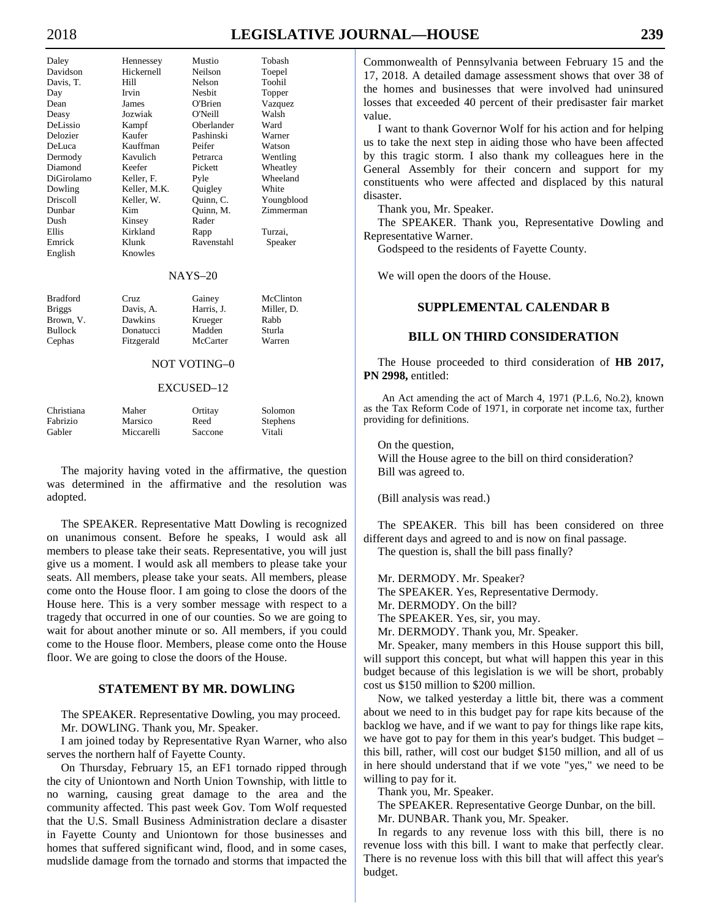| | | | |
|---|---|---|---|
| Daley | Hennessey | Mustio | Tobash |
| Davidson | Hickernell | Neilson | Toepel |
| Davis, T. | Hill | Nelson | Toohil |
| Day | Irvin | Nesbit | Topper |
| Dean | James | O'Brien | Vazquez |
| Deasy | Jozwiak | O'Neill | Walsh |
| DeLissio | Kampf | Oberlander | Ward |
| Delozier | Kaufer | Pashinski | Warner |
| DeLuca | Kauffman | Peifer | Watson |
| Dermody | Kavulich | Petrarca | Wentling |
| Diamond | Keefer | Pickett | Wheatley |
| DiGirolamo | Keller, F. | Pyle | Wheeland |
| Dowling | Keller, M.K. | Quigley | White |
| Driscoll | Keller, W. | Quinn, C. | Youngblood |
| Dunbar | Kim | Quinn, M. | Zimmerman |
| Dush | Kinsey | Rader | |
| Ellis | Kirkland | Rapp | Turzai, |
| Emrick | Klunk | Ravenstahl | Speaker |
| English | Knowles | | |

NAYS–20

| | | | |
|---|---|---|---|
| Bradford | Cruz | Gainey | McClinton |
| Briggs | Davis, A. | Harris, J. | Miller, D. |
| Brown, V. | Dawkins | Krueger | Rabb |
| Bullock | Donatucci | Madden | Sturla |
| Cephas | Fitzgerald | McCarter | Warren |

NOT VOTING–0

EXCUSED–12

| | | | |
|---|---|---|---|
| Christiana | Maher | Ortitay | Solomon |
| Fabrizio | Marsico | Reed | Stephens |
| Gabler | Miccarelli | Saccone | Vitali |

The majority having voted in the affirmative, the question was determined in the affirmative and the resolution was adopted.

The SPEAKER. Representative Matt Dowling is recognized on unanimous consent. Before he speaks, I would ask all members to please take their seats. Representative, you will just give us a moment. I would ask all members to please take your seats. All members, please take your seats. All members, please come onto the House floor. I am going to close the doors of the House here. This is a very somber message with respect to a tragedy that occurred in one of our counties. So we are going to wait for about another minute or so. All members, if you could come to the House floor. Members, please come onto the House floor. We are going to close the doors of the House.

## STATEMENT BY MR. DOWLING

The SPEAKER. Representative Dowling, you may proceed.

Mr. DOWLING. Thank you, Mr. Speaker.

I am joined today by Representative Ryan Warner, who also serves the northern half of Fayette County.

On Thursday, February 15, an EF1 tornado ripped through the city of Uniontown and North Union Township, with little to no warning, causing great damage to the area and the community affected. This past week Gov. Tom Wolf requested that the U.S. Small Business Administration declare a disaster in Fayette County and Uniontown for those businesses and homes that suffered significant wind, flood, and in some cases, mudslide damage from the tornado and storms that impacted the Commonwealth of Pennsylvania between February 15 and the 17, 2018. A detailed damage assessment shows that over 38 of the homes and businesses that were involved had uninsured losses that exceeded 40 percent of their predisaster fair market value.

I want to thank Governor Wolf for his action and for helping us to take the next step in aiding those who have been affected by this tragic storm. I also thank my colleagues here in the General Assembly for their concern and support for my constituents who were affected and displaced by this natural disaster.

Thank you, Mr. Speaker.

The SPEAKER. Thank you, Representative Dowling and Representative Warner.

Godspeed to the residents of Fayette County.

We will open the doors of the House.

## SUPPLEMENTAL CALENDAR B

## BILL ON THIRD CONSIDERATION

The House proceeded to third consideration of **HB 2017, PN 2998,** entitled:

An Act amending the act of March 4, 1971 (P.L.6, No.2), known as the Tax Reform Code of 1971, in corporate net income tax, further providing for definitions.

On the question,

Will the House agree to the bill on third consideration?

Bill was agreed to.

(Bill analysis was read.)

The SPEAKER. This bill has been considered on three different days and agreed to and is now on final passage.

The question is, shall the bill pass finally?

Mr. DERMODY. Mr. Speaker?

The SPEAKER. Yes, Representative Dermody.

Mr. DERMODY. On the bill?

The SPEAKER. Yes, sir, you may.

Mr. DERMODY. Thank you, Mr. Speaker.

Mr. Speaker, many members in this House support this bill, will support this concept, but what will happen this year in this budget because of this legislation is we will be short, probably cost us $150 million to $200 million.

Now, we talked yesterday a little bit, there was a comment about we need to in this budget pay for rape kits because of the backlog we have, and if we want to pay for things like rape kits, we have got to pay for them in this year's budget. This budget – this bill, rather, will cost our budget $150 million, and all of us in here should understand that if we vote "yes," we need to be willing to pay for it.

Thank you, Mr. Speaker.

The SPEAKER. Representative George Dunbar, on the bill.

Mr. DUNBAR. Thank you, Mr. Speaker.

In regards to any revenue loss with this bill, there is no revenue loss with this bill. I want to make that perfectly clear. There is no revenue loss with this bill that will affect this year's budget.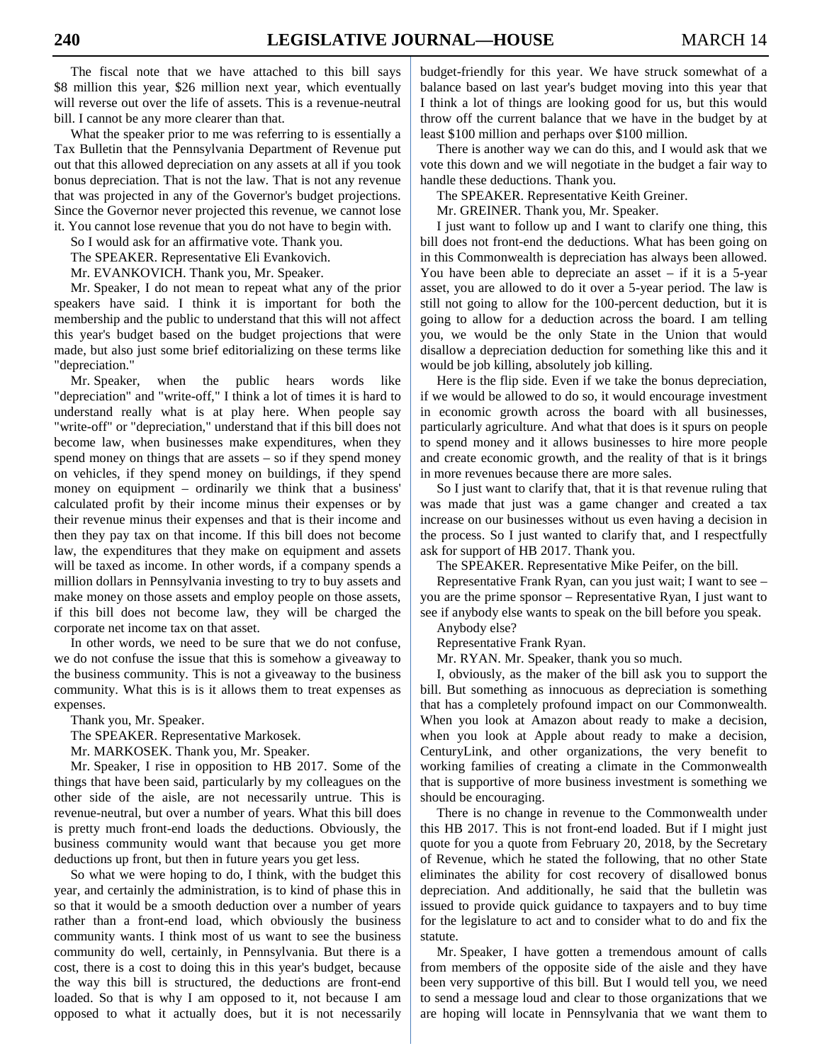The fiscal note that we have attached to this bill says $8 million this year, $26 million next year, which eventually will reverse out over the life of assets. This is a revenue-neutral bill. I cannot be any more clearer than that.

What the speaker prior to me was referring to is essentially a Tax Bulletin that the Pennsylvania Department of Revenue put out that this allowed depreciation on any assets at all if you took bonus depreciation. That is not the law. That is not any revenue that was projected in any of the Governor's budget projections. Since the Governor never projected this revenue, we cannot lose it. You cannot lose revenue that you do not have to begin with.

So I would ask for an affirmative vote. Thank you.

The SPEAKER. Representative Eli Evankovich.

Mr. EVANKOVICH. Thank you, Mr. Speaker.

Mr. Speaker, I do not mean to repeat what any of the prior speakers have said. I think it is important for both the membership and the public to understand that this will not affect this year's budget based on the budget projections that were made, but also just some brief editorializing on these terms like "depreciation."

Mr. Speaker, when the public hears words like "depreciation" and "write-off," I think a lot of times it is hard to understand really what is at play here. When people say "write-off" or "depreciation," understand that if this bill does not become law, when businesses make expenditures, when they spend money on things that are assets – so if they spend money on vehicles, if they spend money on buildings, if they spend money on equipment – ordinarily we think that a business' calculated profit by their income minus their expenses or by their revenue minus their expenses and that is their income and then they pay tax on that income. If this bill does not become law, the expenditures that they make on equipment and assets will be taxed as income. In other words, if a company spends a million dollars in Pennsylvania investing to try to buy assets and make money on those assets and employ people on those assets, if this bill does not become law, they will be charged the corporate net income tax on that asset.

In other words, we need to be sure that we do not confuse, we do not confuse the issue that this is somehow a giveaway to the business community. This is not a giveaway to the business community. What this is is it allows them to treat expenses as expenses.

Thank you, Mr. Speaker.

The SPEAKER. Representative Markosek.

Mr. MARKOSEK. Thank you, Mr. Speaker.

Mr. Speaker, I rise in opposition to HB 2017. Some of the things that have been said, particularly by my colleagues on the other side of the aisle, are not necessarily untrue. This is revenue-neutral, but over a number of years. What this bill does is pretty much front-end loads the deductions. Obviously, the business community would want that because you get more deductions up front, but then in future years you get less.

So what we were hoping to do, I think, with the budget this year, and certainly the administration, is to kind of phase this in so that it would be a smooth deduction over a number of years rather than a front-end load, which obviously the business community wants. I think most of us want to see the business community do well, certainly, in Pennsylvania. But there is a cost, there is a cost to doing this in this year's budget, because the way this bill is structured, the deductions are front-end loaded. So that is why I am opposed to it, not because I am opposed to what it actually does, but it is not necessarily budget-friendly for this year. We have struck somewhat of a balance based on last year's budget moving into this year that I think a lot of things are looking good for us, but this would throw off the current balance that we have in the budget by at least $100 million and perhaps over $100 million.

There is another way we can do this, and I would ask that we vote this down and we will negotiate in the budget a fair way to handle these deductions. Thank you.

The SPEAKER. Representative Keith Greiner.

Mr. GREINER. Thank you, Mr. Speaker.

I just want to follow up and I want to clarify one thing, this bill does not front-end the deductions. What has been going on in this Commonwealth is depreciation has always been allowed. You have been able to depreciate an asset – if it is a 5-year asset, you are allowed to do it over a 5-year period. The law is still not going to allow for the 100-percent deduction, but it is going to allow for a deduction across the board. I am telling you, we would be the only State in the Union that would disallow a depreciation deduction for something like this and it would be job killing, absolutely job killing.

Here is the flip side. Even if we take the bonus depreciation, if we would be allowed to do so, it would encourage investment in economic growth across the board with all businesses, particularly agriculture. And what that does is it spurs on people to spend money and it allows businesses to hire more people and create economic growth, and the reality of that is it brings in more revenues because there are more sales.

So I just want to clarify that, that it is that revenue ruling that was made that just was a game changer and created a tax increase on our businesses without us even having a decision in the process. So I just wanted to clarify that, and I respectfully ask for support of HB 2017. Thank you.

The SPEAKER. Representative Mike Peifer, on the bill.

Representative Frank Ryan, can you just wait; I want to see – you are the prime sponsor – Representative Ryan, I just want to see if anybody else wants to speak on the bill before you speak.

Anybody else?

Representative Frank Ryan.

Mr. RYAN. Mr. Speaker, thank you so much.

I, obviously, as the maker of the bill ask you to support the bill. But something as innocuous as depreciation is something that has a completely profound impact on our Commonwealth. When you look at Amazon about ready to make a decision, when you look at Apple about ready to make a decision, CenturyLink, and other organizations, the very benefit to working families of creating a climate in the Commonwealth that is supportive of more business investment is something we should be encouraging.

There is no change in revenue to the Commonwealth under this HB 2017. This is not front-end loaded. But if I might just quote for you a quote from February 20, 2018, by the Secretary of Revenue, which he stated the following, that no other State eliminates the ability for cost recovery of disallowed bonus depreciation. And additionally, he said that the bulletin was issued to provide quick guidance to taxpayers and to buy time for the legislature to act and to consider what to do and fix the statute.

Mr. Speaker, I have gotten a tremendous amount of calls from members of the opposite side of the aisle and they have been very supportive of this bill. But I would tell you, we need to send a message loud and clear to those organizations that we are hoping will locate in Pennsylvania that we want them to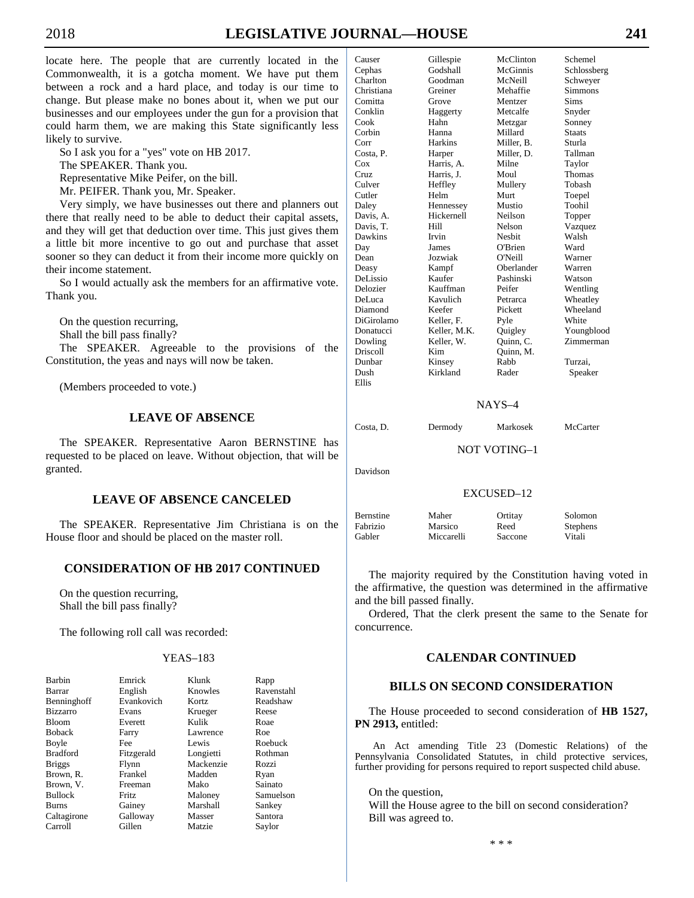locate here. The people that are currently located in the Commonwealth, it is a gotcha moment. We have put them between a rock and a hard place, and today is our time to change. But please make no bones about it, when we put our businesses and our employees under the gun for a provision that could harm them, we are making this State significantly less likely to survive.

So I ask you for a "yes" vote on HB 2017.

The SPEAKER. Thank you.

Representative Mike Peifer, on the bill.

Mr. PEIFER. Thank you, Mr. Speaker.

Very simply, we have businesses out there and planners out there that really need to be able to deduct their capital assets, and they will get that deduction over time. This just gives them a little bit more incentive to go out and purchase that asset sooner so they can deduct it from their income more quickly on their income statement.

So I would actually ask the members for an affirmative vote. Thank you.

On the question recurring,
Shall the bill pass finally?

The SPEAKER. Agreeable to the provisions of the Constitution, the yeas and nays will now be taken.

(Members proceeded to vote.)

## LEAVE OF ABSENCE

The SPEAKER. Representative Aaron BERNSTINE has requested to be placed on leave. Without objection, that will be granted.

## LEAVE OF ABSENCE CANCELED

The SPEAKER. Representative Jim Christiana is on the House floor and should be placed on the master roll.

## CONSIDERATION OF HB 2017 CONTINUED

On the question recurring,
Shall the bill pass finally?

The following roll call was recorded:

YEAS–183

| | | | |
|---|---|---|---|
| Barbin | Emrick | Klunk | Rapp |
| Barrar | English | Knowles | Ravenstahl |
| Benninghoff | Evankovich | Kortz | Readshaw |
| Bizzarro | Evans | Krueger | Reese |
| Bloom | Everett | Kulik | Roae |
| Boback | Farry | Lawrence | Roe |
| Boyle | Fee | Lewis | Roebuck |
| Bradford | Fitzgerald | Longietti | Rothman |
| Briggs | Flynn | Mackenzie | Rozzi |
| Brown, R. | Frankel | Madden | Ryan |
| Brown, V. | Freeman | Mako | Sainato |
| Bullock | Fritz | Maloney | Samuelson |
| Burns | Gainey | Marshall | Sankey |
| Caltagirone | Galloway | Masser | Santora |
| Carroll | Gillen | Matzie | Saylor |
| Causer | Gillespie | McClinton | Schemel |
| Cephas | Godshall | McGinnis | Schlossberg |
| Charlton | Goodman | McNeill | Schweyer |
| Christiana | Greiner | Mehaffie | Simmons |
| Comitta | Grove | Mentzer | Sims |
| Conklin | Haggerty | Metcalfe | Snyder |
| Cook | Hahn | Metzgar | Sonney |
| Corbin | Hanna | Millard | Staats |
| Corr | Harkins | Miller, B. | Sturla |
| Costa, P. | Harper | Miller, D. | Tallman |
| Cox | Harris, A. | Milne | Taylor |
| Cruz | Harris, J. | Moul | Thomas |
| Culver | Heffley | Mullery | Tobash |
| Cutler | Helm | Murt | Toepel |
| Daley | Hennessey | Mustio | Toohil |
| Davis, A. | Hickernell | Neilson | Topper |
| Davis, T. | Hill | Nelson | Vazquez |
| Dawkins | Irvin | Nesbit | Walsh |
| Day | James | O'Brien | Ward |
| Dean | Jozwiak | O'Neill | Warner |
| Deasy | Kampf | Oberlander | Warren |
| DeLissio | Kaufer | Pashinski | Watson |
| Delozier | Kauffman | Peifer | Wentling |
| DeLuca | Kavulich | Petrarca | Wheatley |
| Diamond | Keefer | Pickett | Wheeland |
| DiGirolamo | Keller, F. | Pyle | White |
| Donatucci | Keller, M.K. | Quigley | Youngblood |
| Dowling | Keller, W. | Quinn, C. | Zimmerman |
| Driscoll | Kim | Quinn, M. | |
| Dunbar | Kinsey | Rabb | Turzai, |
| Dush | Kirkland | Rader | Speaker |
| Ellis | | | |

NAYS–4

| | | | |
|---|---|---|---|
| Costa, D. | Dermody | Markosek | McCarter |

NOT VOTING–1

Davidson

EXCUSED–12

| | | | |
|---|---|---|---|
| Bernstine | Maher | Ortitay | Solomon |
| Fabrizio | Marsico | Reed | Stephens |
| Gabler | Miccarelli | Saccone | Vitali |

The majority required by the Constitution having voted in the affirmative, the question was determined in the affirmative and the bill passed finally.

Ordered, That the clerk present the same to the Senate for concurrence.

## CALENDAR CONTINUED

## BILLS ON SECOND CONSIDERATION

The House proceeded to second consideration of **HB 1527, PN 2913,** entitled:

An Act amending Title 23 (Domestic Relations) of the Pennsylvania Consolidated Statutes, in child protective services, further providing for persons required to report suspected child abuse.

On the question,
Will the House agree to the bill on second consideration?
Bill was agreed to.

\* \* \*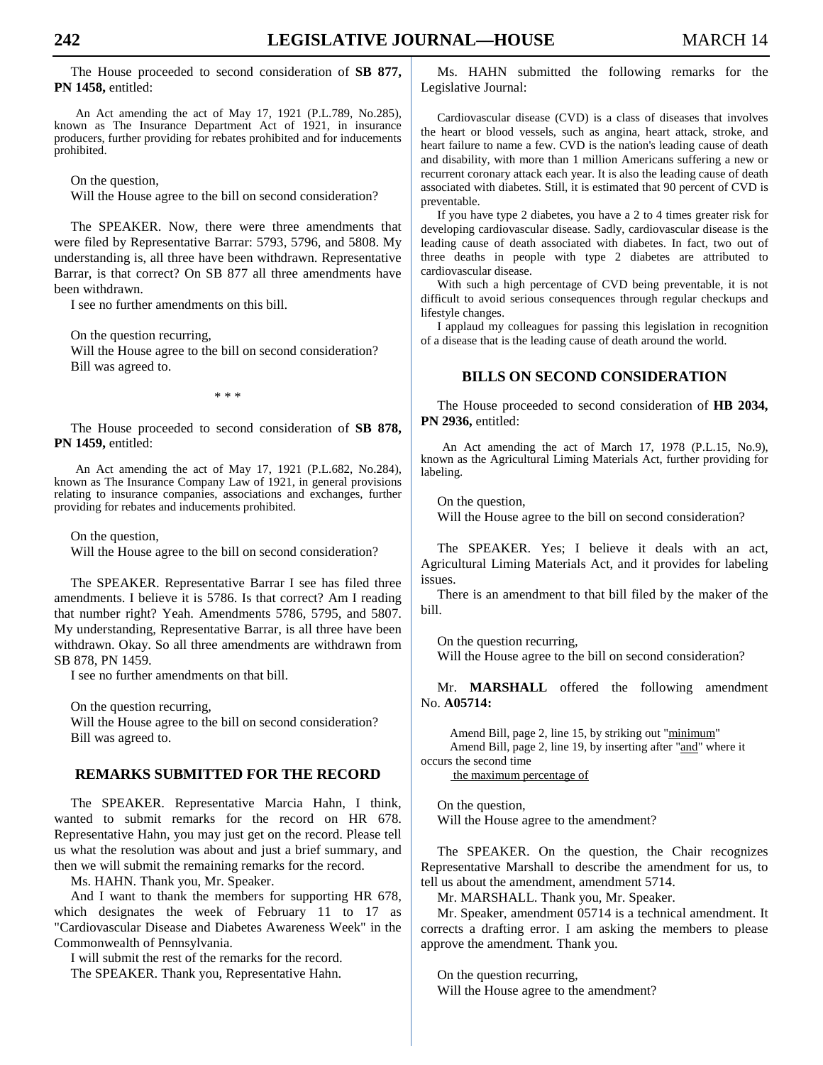The House proceeded to second consideration of **SB 877, PN 1458,** entitled:

An Act amending the act of May 17, 1921 (P.L.789, No.285), known as The Insurance Department Act of 1921, in insurance producers, further providing for rebates prohibited and for inducements prohibited.

On the question,
Will the House agree to the bill on second consideration?

The SPEAKER. Now, there were three amendments that were filed by Representative Barrar: 5793, 5796, and 5808. My understanding is, all three have been withdrawn. Representative Barrar, is that correct? On SB 877 all three amendments have been withdrawn.

I see no further amendments on this bill.

On the question recurring,
Will the House agree to the bill on second consideration?
Bill was agreed to.

\* \* \*

The House proceeded to second consideration of **SB 878, PN 1459,** entitled:

An Act amending the act of May 17, 1921 (P.L.682, No.284), known as The Insurance Company Law of 1921, in general provisions relating to insurance companies, associations and exchanges, further providing for rebates and inducements prohibited.

On the question,
Will the House agree to the bill on second consideration?

The SPEAKER. Representative Barrar I see has filed three amendments. I believe it is 5786. Is that correct? Am I reading that number right? Yeah. Amendments 5786, 5795, and 5807. My understanding, Representative Barrar, is all three have been withdrawn. Okay. So all three amendments are withdrawn from SB 878, PN 1459.

I see no further amendments on that bill.

On the question recurring,
Will the House agree to the bill on second consideration?
Bill was agreed to.

## REMARKS SUBMITTED FOR THE RECORD

The SPEAKER. Representative Marcia Hahn, I think, wanted to submit remarks for the record on HR 678. Representative Hahn, you may just get on the record. Please tell us what the resolution was about and just a brief summary, and then we will submit the remaining remarks for the record.

Ms. HAHN. Thank you, Mr. Speaker.

And I want to thank the members for supporting HR 678, which designates the week of February 11 to 17 as "Cardiovascular Disease and Diabetes Awareness Week" in the Commonwealth of Pennsylvania.

I will submit the rest of the remarks for the record.

The SPEAKER. Thank you, Representative Hahn.

Ms. HAHN submitted the following remarks for the Legislative Journal:

Cardiovascular disease (CVD) is a class of diseases that involves the heart or blood vessels, such as angina, heart attack, stroke, and heart failure to name a few. CVD is the nation's leading cause of death and disability, with more than 1 million Americans suffering a new or recurrent coronary attack each year. It is also the leading cause of death associated with diabetes. Still, it is estimated that 90 percent of CVD is preventable.

If you have type 2 diabetes, you have a 2 to 4 times greater risk for developing cardiovascular disease. Sadly, cardiovascular disease is the leading cause of death associated with diabetes. In fact, two out of three deaths in people with type 2 diabetes are attributed to cardiovascular disease.

With such a high percentage of CVD being preventable, it is not difficult to avoid serious consequences through regular checkups and lifestyle changes.

I applaud my colleagues for passing this legislation in recognition of a disease that is the leading cause of death around the world.

## BILLS ON SECOND CONSIDERATION

The House proceeded to second consideration of **HB 2034, PN 2936,** entitled:

An Act amending the act of March 17, 1978 (P.L.15, No.9), known as the Agricultural Liming Materials Act, further providing for labeling.

On the question,
Will the House agree to the bill on second consideration?

The SPEAKER. Yes; I believe it deals with an act, Agricultural Liming Materials Act, and it provides for labeling issues.

There is an amendment to that bill filed by the maker of the bill.

On the question recurring,
Will the House agree to the bill on second consideration?

Mr. **MARSHALL** offered the following amendment No. **A05714:**

Amend Bill, page 2, line 15, by striking out "minimum"
Amend Bill, page 2, line 19, by inserting after "and" where it occurs the second time
the maximum percentage of

On the question,
Will the House agree to the amendment?

The SPEAKER. On the question, the Chair recognizes Representative Marshall to describe the amendment for us, to tell us about the amendment, amendment 5714.

Mr. MARSHALL. Thank you, Mr. Speaker.

Mr. Speaker, amendment 05714 is a technical amendment. It corrects a drafting error. I am asking the members to please approve the amendment. Thank you.

On the question recurring,
Will the House agree to the amendment?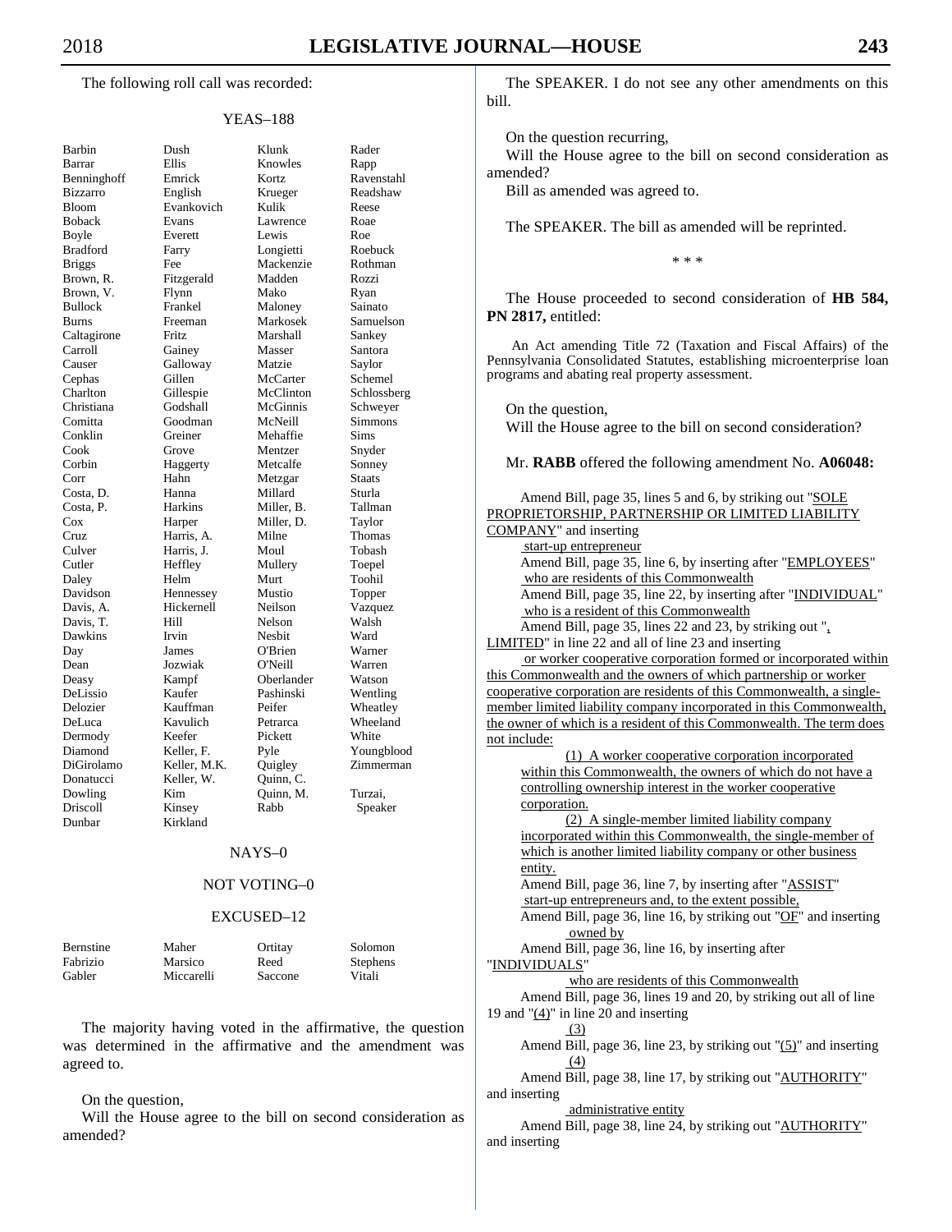The following roll call was recorded:

YEAS–188

| | | | |
|---|---|---|---|
| Barbin | Dush | Klunk | Rader |
| Barrar | Ellis | Knowles | Rapp |
| Benninghoff | Emrick | Kortz | Ravenstahl |
| Bizzarro | English | Krueger | Readshaw |
| Bloom | Evankovich | Kulik | Reese |
| Boback | Evans | Lawrence | Roae |
| Boyle | Everett | Lewis | Roe |
| Bradford | Farry | Longietti | Roebuck |
| Briggs | Fee | Mackenzie | Rothman |
| Brown, R. | Fitzgerald | Madden | Rozzi |
| Brown, V. | Flynn | Mako | Ryan |
| Bullock | Frankel | Maloney | Sainato |
| Burns | Freeman | Markosek | Samuelson |
| Caltagirone | Fritz | Marshall | Sankey |
| Carroll | Gainey | Masser | Santora |
| Causer | Galloway | Matzie | Saylor |
| Cephas | Gillen | McCarter | Schemel |
| Charlton | Gillespie | McClinton | Schlossberg |
| Christiana | Godshall | McGinnis | Schweyer |
| Comitta | Goodman | McNeill | Simmons |
| Conklin | Greiner | Mehaffie | Sims |
| Cook | Grove | Mentzer | Snyder |
| Corbin | Haggerty | Metcalfe | Sonney |
| Corr | Hahn | Metzgar | Staats |
| Costa, D. | Hanna | Millard | Sturla |
| Costa, P. | Harkins | Miller, B. | Tallman |
| Cox | Harper | Miller, D. | Taylor |
| Cruz | Harris, A. | Milne | Thomas |
| Culver | Harris, J. | Moul | Tobash |
| Cutler | Heffley | Mullery | Toepel |
| Daley | Helm | Murt | Toohil |
| Davidson | Hennessey | Mustio | Topper |
| Davis, A. | Hickernell | Neilson | Vazquez |
| Davis, T. | Hill | Nelson | Walsh |
| Dawkins | Irvin | Nesbit | Ward |
| Day | James | O'Brien | Warner |
| Dean | Jozwiak | O'Neill | Warren |
| Deasy | Kampf | Oberlander | Watson |
| DeLissio | Kaufer | Pashinski | Wentling |
| Delozier | Kauffman | Peifer | Wheatley |
| DeLuca | Kavulich | Petrarca | Wheeland |
| Dermody | Keefer | Pickett | White |
| Diamond | Keller, F. | Pyle | Youngblood |
| DiGirolamo | Keller, M.K. | Quigley | Zimmerman |
| Donatucci | Keller, W. | Quinn, C. | |
| Dowling | Kim | Quinn, M. | Turzai, |
| Driscoll | Kinsey | Rabb | Speaker |
| Dunbar | Kirkland | | |

NAYS–0

NOT VOTING–0

EXCUSED–12

| | | | |
|---|---|---|---|
| Bernstine | Maher | Ortitay | Solomon |
| Fabrizio | Marsico | Reed | Stephens |
| Gabler | Miccarelli | Saccone | Vitali |

The majority having voted in the affirmative, the question was determined in the affirmative and the amendment was agreed to.

On the question,
Will the House agree to the bill on second consideration as amended?

The SPEAKER. I do not see any other amendments on this bill.

On the question recurring,
Will the House agree to the bill on second consideration as amended?
Bill as amended was agreed to.

The SPEAKER. The bill as amended will be reprinted.

\* \* \*

The House proceeded to second consideration of **HB 584, PN 2817,** entitled:

An Act amending Title 72 (Taxation and Fiscal Affairs) of the Pennsylvania Consolidated Statutes, establishing microenterprise loan programs and abating real property assessment.

On the question,
Will the House agree to the bill on second consideration?

Mr. **RABB** offered the following amendment No. **A06048:**

Amend Bill, page 35, lines 5 and 6, by striking out "SOLE PROPRIETORSHIP, PARTNERSHIP OR LIMITED LIABILITY COMPANY" and inserting
start-up entrepreneur
Amend Bill, page 35, line 6, by inserting after "EMPLOYEES"
who are residents of this Commonwealth
Amend Bill, page 35, line 22, by inserting after "INDIVIDUAL"
who is a resident of this Commonwealth
Amend Bill, page 35, lines 22 and 23, by striking out ", LIMITED" in line 22 and all of line 23 and inserting
or worker cooperative corporation formed or incorporated within this Commonwealth and the owners of which partnership or worker cooperative corporation are residents of this Commonwealth, a single-member limited liability company incorporated in this Commonwealth, the owner of which is a resident of this Commonwealth. The term does not include:
(1) A worker cooperative corporation incorporated within this Commonwealth, the owners of which do not have a controlling ownership interest in the worker cooperative corporation.
(2) A single-member limited liability company incorporated within this Commonwealth, the single-member of which is another limited liability company or other business entity.
Amend Bill, page 36, line 7, by inserting after "ASSIST"
start-up entrepreneurs and, to the extent possible,
Amend Bill, page 36, line 16, by striking out "OF" and inserting
owned by
Amend Bill, page 36, line 16, by inserting after "INDIVIDUALS"
who are residents of this Commonwealth
Amend Bill, page 36, lines 19 and 20, by striking out all of line 19 and "(4)" in line 20 and inserting
(3)
Amend Bill, page 36, line 23, by striking out "(5)" and inserting
(4)
Amend Bill, page 38, line 17, by striking out "AUTHORITY" and inserting
administrative entity
Amend Bill, page 38, line 24, by striking out "AUTHORITY" and inserting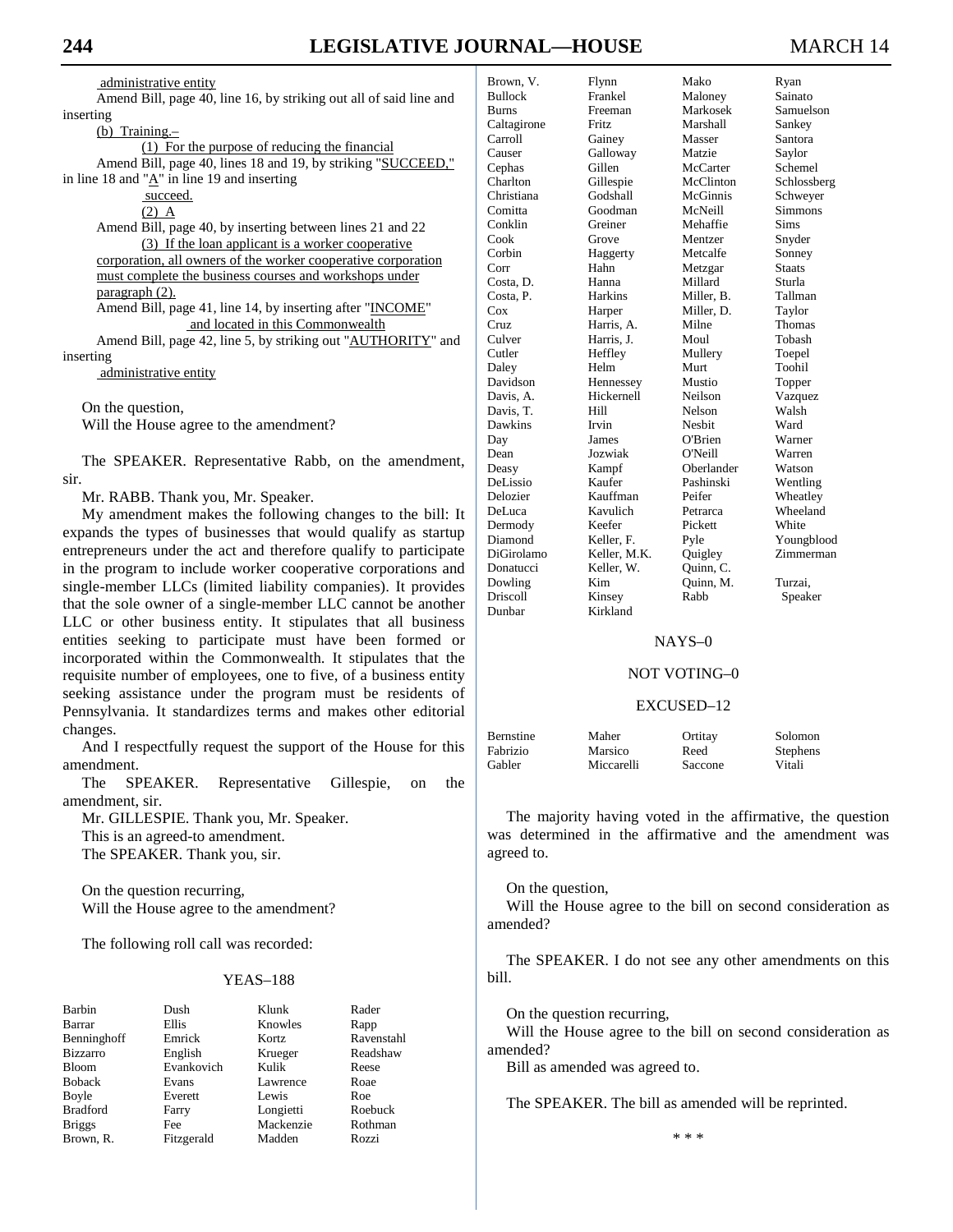administrative entity

Amend Bill, page 40, line 16, by striking out all of said line and inserting

(b) Training.–

(1) For the purpose of reducing the financial

Amend Bill, page 40, lines 18 and 19, by striking "SUCCEED," in line 18 and "A" in line 19 and inserting

succeed.

(2) A

Amend Bill, page 40, by inserting between lines 21 and 22

(3) If the loan applicant is a worker cooperative corporation, all owners of the worker cooperative corporation must complete the business courses and workshops under paragraph (2).

Amend Bill, page 41, line 14, by inserting after "INCOME"

and located in this Commonwealth

Amend Bill, page 42, line 5, by striking out "AUTHORITY" and inserting

administrative entity

On the question,
Will the House agree to the amendment?

The SPEAKER. Representative Rabb, on the amendment, sir.

Mr. RABB. Thank you, Mr. Speaker.

My amendment makes the following changes to the bill: It expands the types of businesses that would qualify as startup entrepreneurs under the act and therefore qualify to participate in the program to include worker cooperative corporations and single-member LLCs (limited liability companies). It provides that the sole owner of a single-member LLC cannot be another LLC or other business entity. It stipulates that all business entities seeking to participate must have been formed or incorporated within the Commonwealth. It stipulates that the requisite number of employees, one to five, of a business entity seeking assistance under the program must be residents of Pennsylvania. It standardizes terms and makes other editorial changes.

And I respectfully request the support of the House for this amendment.

The SPEAKER. Representative Gillespie, on the amendment, sir.

Mr. GILLESPIE. Thank you, Mr. Speaker.

This is an agreed-to amendment.

The SPEAKER. Thank you, sir.

On the question recurring,
Will the House agree to the amendment?

The following roll call was recorded:

YEAS–188

| | | | |
|---|---|---|---|
| Barbin | Dush | Klunk | Rader |
| Barrar | Ellis | Knowles | Rapp |
| Benninghoff | Emrick | Kortz | Ravenstahl |
| Bizzarro | English | Krueger | Readshaw |
| Bloom | Evankovich | Kulik | Reese |
| Boback | Evans | Lawrence | Roae |
| Boyle | Everett | Lewis | Roe |
| Bradford | Farry | Longietti | Roebuck |
| Briggs | Fee | Mackenzie | Rothman |
| Brown, R. | Fitzgerald | Madden | Rozzi |
| Brown, V. | Flynn | Mako | Ryan |
| Bullock | Frankel | Maloney | Sainato |
| Burns | Freeman | Markosek | Samuelson |
| Caltagirone | Fritz | Marshall | Sankey |
| Carroll | Gainey | Masser | Santora |
| Causer | Galloway | Matzie | Saylor |
| Cephas | Gillen | McCarter | Schemel |
| Charlton | Gillespie | McClinton | Schlossberg |
| Christiana | Godshall | McGinnis | Schweyer |
| Comitta | Goodman | McNeill | Simmons |
| Conklin | Greiner | Mehaffie | Sims |
| Cook | Grove | Mentzer | Snyder |
| Corbin | Haggerty | Metcalfe | Sonney |
| Corr | Hahn | Metzgar | Staats |
| Costa, D. | Hanna | Millard | Sturla |
| Costa, P. | Harkins | Miller, B. | Tallman |
| Cox | Harper | Miller, D. | Taylor |
| Cruz | Harris, A. | Milne | Thomas |
| Culver | Harris, J. | Moul | Tobash |
| Cutler | Heffley | Mullery | Toepel |
| Daley | Helm | Murt | Toohil |
| Davidson | Hennessey | Mustio | Topper |
| Davis, A. | Hickernell | Neilson | Vazquez |
| Davis, T. | Hill | Nelson | Walsh |
| Dawkins | Irvin | Nesbit | Ward |
| Day | James | O'Brien | Warner |
| Dean | Jozwiak | O'Neill | Warren |
| Deasy | Kampf | Oberlander | Watson |
| DeLissio | Kaufer | Pashinski | Wentling |
| Delozier | Kauffman | Peifer | Wheatley |
| DeLuca | Kavulich | Petrarca | Wheeland |
| Dermody | Keefer | Pickett | White |
| Diamond | Keller, F. | Pyle | Youngblood |
| DiGirolamo | Keller, M.K. | Quigley | Zimmerman |
| Donatucci | Keller, W. | Quinn, C. | |
| Dowling | Kim | Quinn, M. | Turzai, |
| Driscoll | Kinsey | Rabb | Speaker |
| Dunbar | Kirkland | | |

NAYS–0

NOT VOTING–0

EXCUSED–12

| | | | |
|---|---|---|---|
| Bernstine | Maher | Ortitay | Solomon |
| Fabrizio | Marsico | Reed | Stephens |
| Gabler | Miccarelli | Saccone | Vitali |

The majority having voted in the affirmative, the question was determined in the affirmative and the amendment was agreed to.

On the question,
Will the House agree to the bill on second consideration as amended?

The SPEAKER. I do not see any other amendments on this bill.

On the question recurring,
Will the House agree to the bill on second consideration as amended?

Bill as amended was agreed to.

The SPEAKER. The bill as amended will be reprinted.

\* \* \*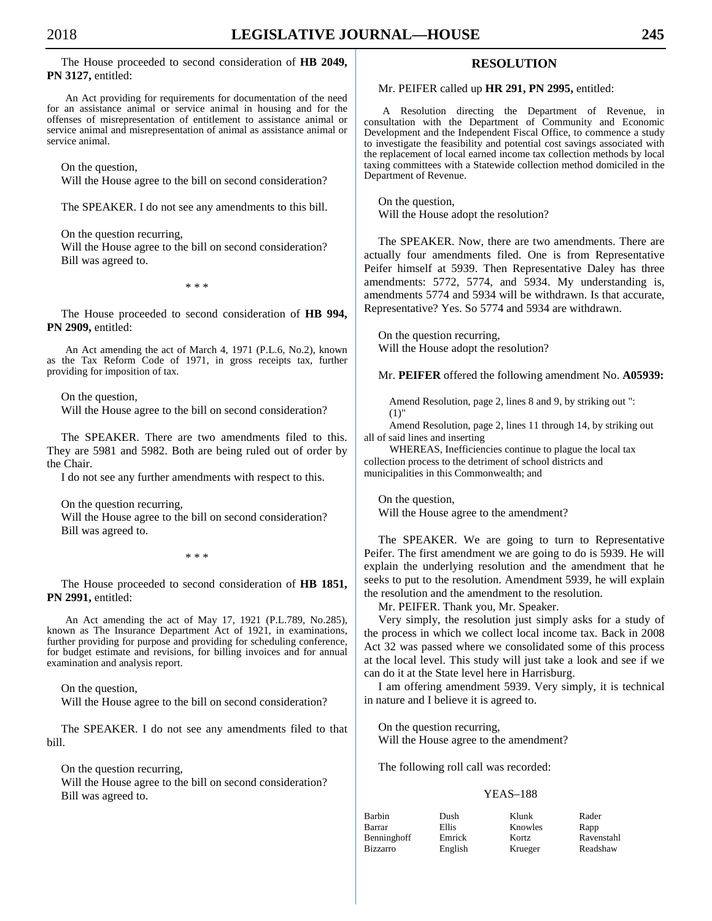The House proceeded to second consideration of **HB 2049, PN 3127,** entitled:

An Act providing for requirements for documentation of the need for an assistance animal or service animal in housing and for the offenses of misrepresentation of entitlement to assistance animal or service animal and misrepresentation of animal as assistance animal or service animal.

On the question,
Will the House agree to the bill on second consideration?

The SPEAKER. I do not see any amendments to this bill.

On the question recurring,
Will the House agree to the bill on second consideration?
Bill was agreed to.

\* \* \*

The House proceeded to second consideration of **HB 994, PN 2909,** entitled:

An Act amending the act of March 4, 1971 (P.L.6, No.2), known as the Tax Reform Code of 1971, in gross receipts tax, further providing for imposition of tax.

On the question,
Will the House agree to the bill on second consideration?

The SPEAKER. There are two amendments filed to this. They are 5981 and 5982. Both are being ruled out of order by the Chair.

I do not see any further amendments with respect to this.

On the question recurring,
Will the House agree to the bill on second consideration?
Bill was agreed to.

\* \* \*

The House proceeded to second consideration of **HB 1851, PN 2991,** entitled:

An Act amending the act of May 17, 1921 (P.L.789, No.285), known as The Insurance Department Act of 1921, in examinations, further providing for purpose and providing for scheduling conference, for budget estimate and revisions, for billing invoices and for annual examination and analysis report.

On the question,
Will the House agree to the bill on second consideration?

The SPEAKER. I do not see any amendments filed to that bill.

On the question recurring,
Will the House agree to the bill on second consideration?
Bill was agreed to.

## RESOLUTION

Mr. PEIFER called up **HR 291, PN 2995,** entitled:

A Resolution directing the Department of Revenue, in consultation with the Department of Community and Economic Development and the Independent Fiscal Office, to commence a study to investigate the feasibility and potential cost savings associated with the replacement of local earned income tax collection methods by local taxing committees with a Statewide collection method domiciled in the Department of Revenue.

On the question,
Will the House adopt the resolution?

The SPEAKER. Now, there are two amendments. There are actually four amendments filed. One is from Representative Peifer himself at 5939. Then Representative Daley has three amendments: 5772, 5774, and 5934. My understanding is, amendments 5774 and 5934 will be withdrawn. Is that accurate, Representative? Yes. So 5774 and 5934 are withdrawn.

On the question recurring,
Will the House adopt the resolution?

Mr. **PEIFER** offered the following amendment No. **A05939:**

Amend Resolution, page 2, lines 8 and 9, by striking out ":
(1)"

Amend Resolution, page 2, lines 11 through 14, by striking out all of said lines and inserting

WHEREAS, Inefficiencies continue to plague the local tax collection process to the detriment of school districts and municipalities in this Commonwealth; and

On the question,
Will the House agree to the amendment?

The SPEAKER. We are going to turn to Representative Peifer. The first amendment we are going to do is 5939. He will explain the underlying resolution and the amendment that he seeks to put to the resolution. Amendment 5939, he will explain the resolution and the amendment to the resolution.

Mr. PEIFER. Thank you, Mr. Speaker.

Very simply, the resolution just simply asks for a study of the process in which we collect local income tax. Back in 2008 Act 32 was passed where we consolidated some of this process at the local level. This study will just take a look and see if we can do it at the State level here in Harrisburg.

I am offering amendment 5939. Very simply, it is technical in nature and I believe it is agreed to.

On the question recurring,
Will the House agree to the amendment?

The following roll call was recorded:

YEAS–188

| | | | |
|---|---|---|---|
| Barbin | Dush | Klunk | Rader |
| Barrar | Ellis | Knowles | Rapp |
| Benninghoff | Emrick | Kortz | Ravenstahl |
| Bizzarro | English | Krueger | Readshaw |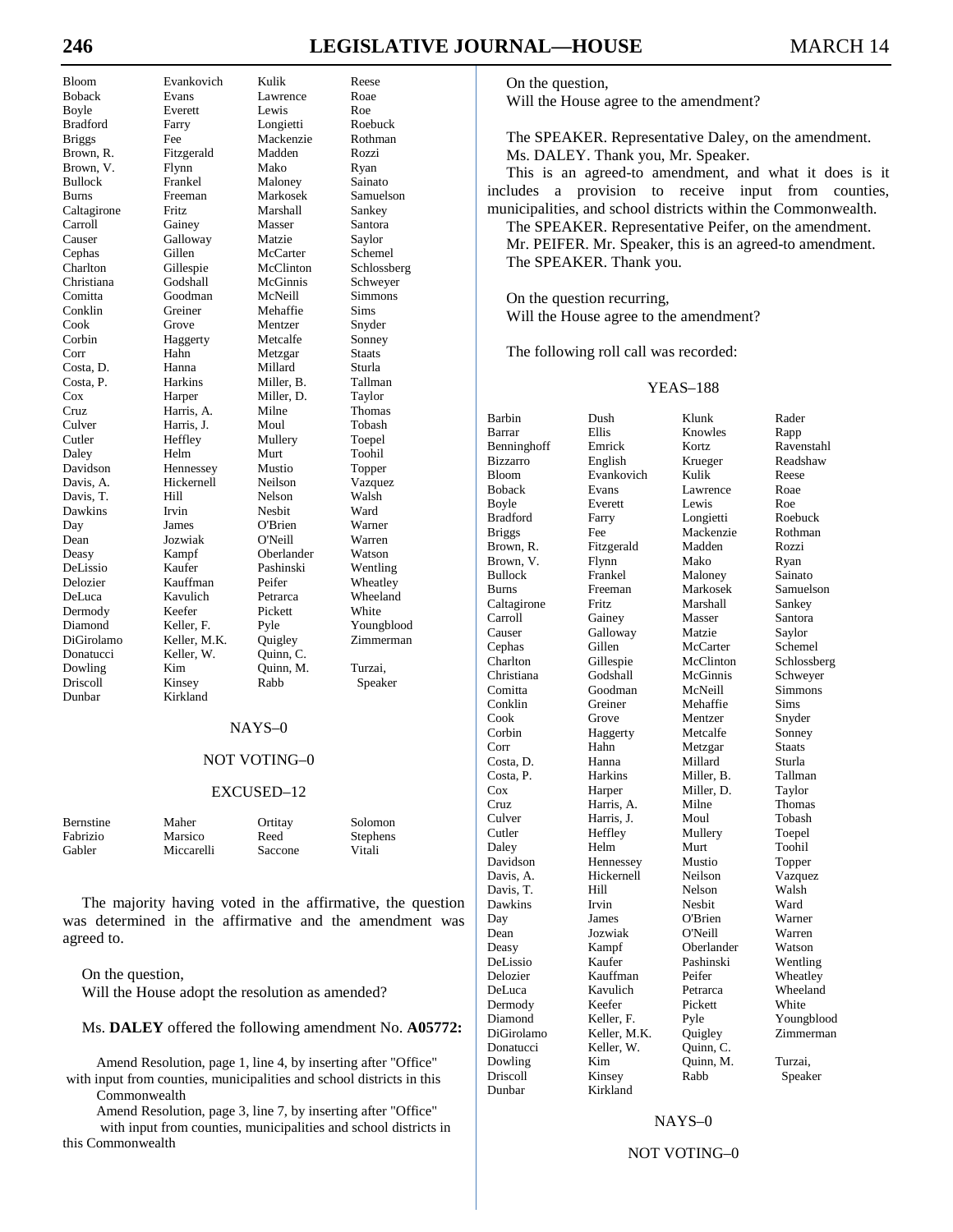| | | | |
|---|---|---|---|
| Bloom | Evankovich | Kulik | Reese |
| Boback | Evans | Lawrence | Roae |
| Boyle | Everett | Lewis | Roe |
| Bradford | Farry | Longietti | Roebuck |
| Briggs | Fee | Mackenzie | Rothman |
| Brown, R. | Fitzgerald | Madden | Rozzi |
| Brown, V. | Flynn | Mako | Ryan |
| Bullock | Frankel | Maloney | Sainato |
| Burns | Freeman | Markosek | Samuelson |
| Caltagirone | Fritz | Marshall | Sankey |
| Carroll | Gainey | Masser | Santora |
| Causer | Galloway | Matzie | Saylor |
| Cephas | Gillen | McCarter | Schemel |
| Charlton | Gillespie | McClinton | Schlossberg |
| Christiana | Godshall | McGinnis | Schweyer |
| Comitta | Goodman | McNeill | Simmons |
| Conklin | Greiner | Mehaffie | Sims |
| Cook | Grove | Mentzer | Snyder |
| Corbin | Haggerty | Metcalfe | Sonney |
| Corr | Hahn | Metzgar | Staats |
| Costa, D. | Hanna | Millard | Sturla |
| Costa, P. | Harkins | Miller, B. | Tallman |
| Cox | Harper | Miller, D. | Taylor |
| Cruz | Harris, A. | Milne | Thomas |
| Culver | Harris, J. | Moul | Tobash |
| Cutler | Heffley | Mullery | Toepel |
| Daley | Helm | Murt | Toohil |
| Davidson | Hennessey | Mustio | Topper |
| Davis, A. | Hickernell | Neilson | Vazquez |
| Davis, T. | Hill | Nelson | Walsh |
| Dawkins | Irvin | Nesbit | Ward |
| Day | James | O'Brien | Warner |
| Dean | Jozwiak | O'Neill | Warren |
| Deasy | Kampf | Oberlander | Watson |
| DeLissio | Kaufer | Pashinski | Wentling |
| Delozier | Kauffman | Peifer | Wheatley |
| DeLuca | Kavulich | Petrarca | Wheeland |
| Dermody | Keefer | Pickett | White |
| Diamond | Keller, F. | Pyle | Youngblood |
| DiGirolamo | Keller, M.K. | Quigley | Zimmerman |
| Donatucci | Keller, W. | Quinn, C. | |
| Dowling | Kim | Quinn, M. | Turzai, |
| Driscoll | Kinsey | Rabb | Speaker |
| Dunbar | Kirkland | | |

NAYS–0

NOT VOTING–0

EXCUSED–12

| | | | |
|---|---|---|---|
| Bernstine | Maher | Ortitay | Solomon |
| Fabrizio | Marsico | Reed | Stephens |
| Gabler | Miccarelli | Saccone | Vitali |

The majority having voted in the affirmative, the question was determined in the affirmative and the amendment was agreed to.

On the question,
Will the House adopt the resolution as amended?

Ms. **DALEY** offered the following amendment No. **A05772:**

Amend Resolution, page 1, line 4, by inserting after "Office" with input from counties, municipalities and school districts in this Commonwealth

Amend Resolution, page 3, line 7, by inserting after "Office" with input from counties, municipalities and school districts in this Commonwealth

On the question,
Will the House agree to the amendment?

The SPEAKER. Representative Daley, on the amendment.

Ms. DALEY. Thank you, Mr. Speaker.

This is an agreed-to amendment, and what it does is it includes a provision to receive input from counties, municipalities, and school districts within the Commonwealth.

The SPEAKER. Representative Peifer, on the amendment.

Mr. PEIFER. Mr. Speaker, this is an agreed-to amendment.

The SPEAKER. Thank you.

On the question recurring,
Will the House agree to the amendment?

The following roll call was recorded:

YEAS–188

| | | | |
|---|---|---|---|
| Barbin | Dush | Klunk | Rader |
| Barrar | Ellis | Knowles | Rapp |
| Benninghoff | Emrick | Kortz | Ravenstahl |
| Bizzarro | English | Krueger | Readshaw |
| Bloom | Evankovich | Kulik | Reese |
| Boback | Evans | Lawrence | Roae |
| Boyle | Everett | Lewis | Roe |
| Bradford | Farry | Longietti | Roebuck |
| Briggs | Fee | Mackenzie | Rothman |
| Brown, R. | Fitzgerald | Madden | Rozzi |
| Brown, V. | Flynn | Mako | Ryan |
| Bullock | Frankel | Maloney | Sainato |
| Burns | Freeman | Markosek | Samuelson |
| Caltagirone | Fritz | Marshall | Sankey |
| Carroll | Gainey | Masser | Santora |
| Causer | Galloway | Matzie | Saylor |
| Cephas | Gillen | McCarter | Schemel |
| Charlton | Gillespie | McClinton | Schlossberg |
| Christiana | Godshall | McGinnis | Schweyer |
| Comitta | Goodman | McNeill | Simmons |
| Conklin | Greiner | Mehaffie | Sims |
| Cook | Grove | Mentzer | Snyder |
| Corbin | Haggerty | Metcalfe | Sonney |
| Corr | Hahn | Metzgar | Staats |
| Costa, D. | Hanna | Millard | Sturla |
| Costa, P. | Harkins | Miller, B. | Tallman |
| Cox | Harper | Miller, D. | Taylor |
| Cruz | Harris, A. | Milne | Thomas |
| Culver | Harris, J. | Moul | Tobash |
| Cutler | Heffley | Mullery | Toepel |
| Daley | Helm | Murt | Toohil |
| Davidson | Hennessey | Mustio | Topper |
| Davis, A. | Hickernell | Neilson | Vazquez |
| Davis, T. | Hill | Nelson | Walsh |
| Dawkins | Irvin | Nesbit | Ward |
| Day | James | O'Brien | Warner |
| Dean | Jozwiak | O'Neill | Warren |
| Deasy | Kampf | Oberlander | Watson |
| DeLissio | Kaufer | Pashinski | Wentling |
| Delozier | Kauffman | Peifer | Wheatley |
| DeLuca | Kavulich | Petrarca | Wheeland |
| Dermody | Keefer | Pickett | White |
| Diamond | Keller, F. | Pyle | Youngblood |
| DiGirolamo | Keller, M.K. | Quigley | Zimmerman |
| Donatucci | Keller, W. | Quinn, C. | |
| Dowling | Kim | Quinn, M. | Turzai, |
| Driscoll | Kinsey | Rabb | Speaker |
| Dunbar | Kirkland | | |

NAYS–0

NOT VOTING–0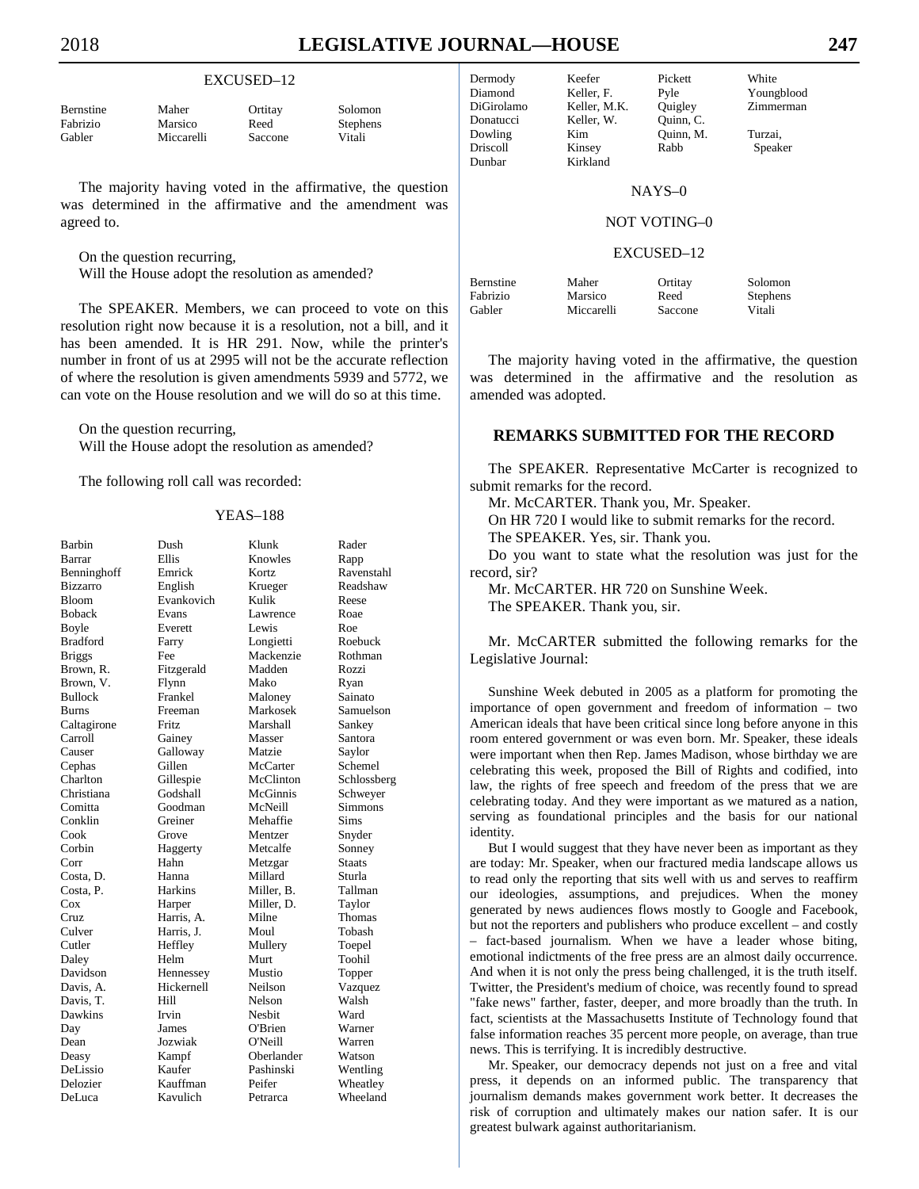EXCUSED–12

| | | | |
|---|---|---|---|
| Bernstine | Maher | Ortitay | Solomon |
| Fabrizio | Marsico | Reed | Stephens |
| Gabler | Miccarelli | Saccone | Vitali |

The majority having voted in the affirmative, the question was determined in the affirmative and the amendment was agreed to.

On the question recurring,
Will the House adopt the resolution as amended?

The SPEAKER. Members, we can proceed to vote on this resolution right now because it is a resolution, not a bill, and it has been amended. It is HR 291. Now, while the printer's number in front of us at 2995 will not be the accurate reflection of where the resolution is given amendments 5939 and 5772, we can vote on the House resolution and we will do so at this time.

On the question recurring,
Will the House adopt the resolution as amended?

The following roll call was recorded:

YEAS–188

| | | | |
|---|---|---|---|
| Barbin | Dush | Klunk | Rader |
| Barrar | Ellis | Knowles | Rapp |
| Benninghoff | Emrick | Kortz | Ravenstahl |
| Bizzarro | English | Krueger | Readshaw |
| Bloom | Evankovich | Kulik | Reese |
| Boback | Evans | Lawrence | Roae |
| Boyle | Everett | Lewis | Roe |
| Bradford | Farry | Longietti | Roebuck |
| Briggs | Fee | Mackenzie | Rothman |
| Brown, R. | Fitzgerald | Madden | Rozzi |
| Brown, V. | Flynn | Mako | Ryan |
| Bullock | Frankel | Maloney | Sainato |
| Burns | Freeman | Markosek | Samuelson |
| Caltagirone | Fritz | Marshall | Sankey |
| Carroll | Gainey | Masser | Santora |
| Causer | Galloway | Matzie | Saylor |
| Cephas | Gillen | McCarter | Schemel |
| Charlton | Gillespie | McClinton | Schlossberg |
| Christiana | Godshall | McGinnis | Schweyer |
| Comitta | Goodman | McNeill | Simmons |
| Conklin | Greiner | Mehaffie | Sims |
| Cook | Grove | Mentzer | Snyder |
| Corbin | Haggerty | Metcalfe | Sonney |
| Corr | Hahn | Metzgar | Staats |
| Costa, D. | Hanna | Millard | Sturla |
| Costa, P. | Harkins | Miller, B. | Tallman |
| Cox | Harper | Miller, D. | Taylor |
| Cruz | Harris, A. | Milne | Thomas |
| Culver | Harris, J. | Moul | Tobash |
| Cutler | Heffley | Mullery | Toepel |
| Daley | Helm | Murt | Toohil |
| Davidson | Hennessey | Mustio | Topper |
| Davis, A. | Hickernell | Neilson | Vazquez |
| Davis, T. | Hill | Nelson | Walsh |
| Dawkins | Irvin | Nesbit | Ward |
| Day | James | O'Brien | Warner |
| Dean | Jozwiak | O'Neill | Warren |
| Deasy | Kampf | Oberlander | Watson |
| DeLissio | Kaufer | Pashinski | Wentling |
| Delozier | Kauffman | Peifer | Wheatley |
| DeLuca | Kavulich | Petrarca | Wheeland |
| Dermody | Keefer | Pickett | White |
| Diamond | Keller, F. | Pyle | Youngblood |
| DiGirolamo | Keller, M.K. | Quigley | Zimmerman |
| Donatucci | Keller, W. | Quinn, C. | |
| Dowling | Kim | Quinn, M. | Turzai, |
| Driscoll | Kinsey | Rabb | Speaker |
| Dunbar | Kirkland | | |

NAYS–0

NOT VOTING–0

EXCUSED–12

| | | | |
|---|---|---|---|
| Bernstine | Maher | Ortitay | Solomon |
| Fabrizio | Marsico | Reed | Stephens |
| Gabler | Miccarelli | Saccone | Vitali |

The majority having voted in the affirmative, the question was determined in the affirmative and the resolution as amended was adopted.

## REMARKS SUBMITTED FOR THE RECORD

The SPEAKER. Representative McCarter is recognized to submit remarks for the record.

Mr. McCARTER. Thank you, Mr. Speaker.

On HR 720 I would like to submit remarks for the record.

The SPEAKER. Yes, sir. Thank you.

Do you want to state what the resolution was just for the record, sir?

Mr. McCARTER. HR 720 on Sunshine Week.

The SPEAKER. Thank you, sir.

Mr. McCARTER submitted the following remarks for the Legislative Journal:

Sunshine Week debuted in 2005 as a platform for promoting the importance of open government and freedom of information – two American ideals that have been critical since long before anyone in this room entered government or was even born. Mr. Speaker, these ideals were important when then Rep. James Madison, whose birthday we are celebrating this week, proposed the Bill of Rights and codified, into law, the rights of free speech and freedom of the press that we are celebrating today. And they were important as we matured as a nation, serving as foundational principles and the basis for our national identity.

But I would suggest that they have never been as important as they are today: Mr. Speaker, when our fractured media landscape allows us to read only the reporting that sits well with us and serves to reaffirm our ideologies, assumptions, and prejudices. When the money generated by news audiences flows mostly to Google and Facebook, but not the reporters and publishers who produce excellent – and costly – fact-based journalism. When we have a leader whose biting, emotional indictments of the free press are an almost daily occurrence. And when it is not only the press being challenged, it is the truth itself. Twitter, the President's medium of choice, was recently found to spread "fake news" farther, faster, deeper, and more broadly than the truth. In fact, scientists at the Massachusetts Institute of Technology found that false information reaches 35 percent more people, on average, than true news. This is terrifying. It is incredibly destructive.

Mr. Speaker, our democracy depends not just on a free and vital press, it depends on an informed public. The transparency that journalism demands makes government work better. It decreases the risk of corruption and ultimately makes our nation safer. It is our greatest bulwark against authoritarianism.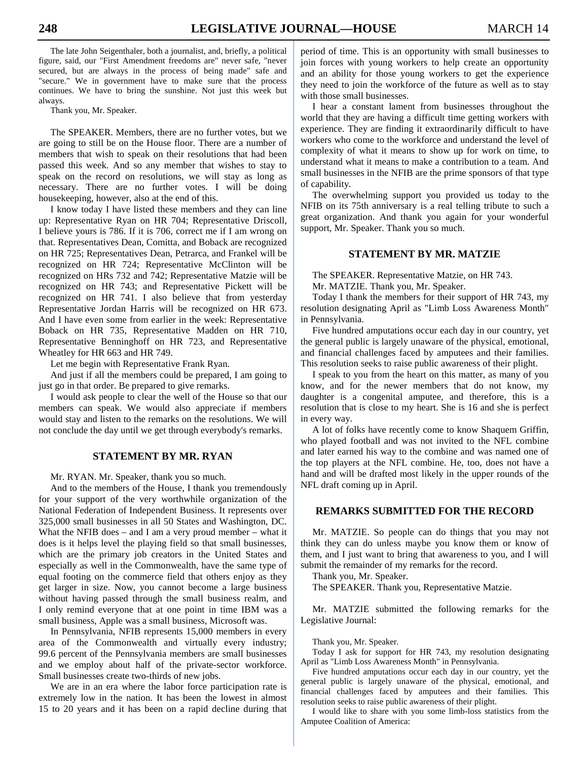The late John Seigenthaler, both a journalist, and, briefly, a political figure, said, our "First Amendment freedoms are" never safe, "never secured, but are always in the process of being made" safe and "secure." We in government have to make sure that the process continues. We have to bring the sunshine. Not just this week but always.

Thank you, Mr. Speaker.

The SPEAKER. Members, there are no further votes, but we are going to still be on the House floor. There are a number of members that wish to speak on their resolutions that had been passed this week. And so any member that wishes to stay to speak on the record on resolutions, we will stay as long as necessary. There are no further votes. I will be doing housekeeping, however, also at the end of this.

I know today I have listed these members and they can line up: Representative Ryan on HR 704; Representative Driscoll, I believe yours is 786. If it is 706, correct me if I am wrong on that. Representatives Dean, Comitta, and Boback are recognized on HR 725; Representatives Dean, Petrarca, and Frankel will be recognized on HR 724; Representative McClinton will be recognized on HRs 732 and 742; Representative Matzie will be recognized on HR 743; and Representative Pickett will be recognized on HR 741. I also believe that from yesterday Representative Jordan Harris will be recognized on HR 673. And I have even some from earlier in the week: Representative Boback on HR 735, Representative Madden on HR 710, Representative Benninghoff on HR 723, and Representative Wheatley for HR 663 and HR 749.

Let me begin with Representative Frank Ryan.

And just if all the members could be prepared, I am going to just go in that order. Be prepared to give remarks.

I would ask people to clear the well of the House so that our members can speak. We would also appreciate if members would stay and listen to the remarks on the resolutions. We will not conclude the day until we get through everybody's remarks.

## STATEMENT BY MR. RYAN

Mr. RYAN. Mr. Speaker, thank you so much.

And to the members of the House, I thank you tremendously for your support of the very worthwhile organization of the National Federation of Independent Business. It represents over 325,000 small businesses in all 50 States and Washington, DC. What the NFIB does – and I am a very proud member – what it does is it helps level the playing field so that small businesses, which are the primary job creators in the United States and especially as well in the Commonwealth, have the same type of equal footing on the commerce field that others enjoy as they get larger in size. Now, you cannot become a large business without having passed through the small business realm, and I only remind everyone that at one point in time IBM was a small business, Apple was a small business, Microsoft was.

In Pennsylvania, NFIB represents 15,000 members in every area of the Commonwealth and virtually every industry; 99.6 percent of the Pennsylvania members are small businesses and we employ about half of the private-sector workforce. Small businesses create two-thirds of new jobs.

We are in an era where the labor force participation rate is extremely low in the nation. It has been the lowest in almost 15 to 20 years and it has been on a rapid decline during that period of time. This is an opportunity with small businesses to join forces with young workers to help create an opportunity and an ability for those young workers to get the experience they need to join the workforce of the future as well as to stay with those small businesses.

I hear a constant lament from businesses throughout the world that they are having a difficult time getting workers with experience. They are finding it extraordinarily difficult to have workers who come to the workforce and understand the level of complexity of what it means to show up for work on time, to understand what it means to make a contribution to a team. And small businesses in the NFIB are the prime sponsors of that type of capability.

The overwhelming support you provided us today to the NFIB on its 75th anniversary is a real telling tribute to such a great organization. And thank you again for your wonderful support, Mr. Speaker. Thank you so much.

## STATEMENT BY MR. MATZIE

The SPEAKER. Representative Matzie, on HR 743.

Mr. MATZIE. Thank you, Mr. Speaker.

Today I thank the members for their support of HR 743, my resolution designating April as "Limb Loss Awareness Month" in Pennsylvania.

Five hundred amputations occur each day in our country, yet the general public is largely unaware of the physical, emotional, and financial challenges faced by amputees and their families. This resolution seeks to raise public awareness of their plight.

I speak to you from the heart on this matter, as many of you know, and for the newer members that do not know, my daughter is a congenital amputee, and therefore, this is a resolution that is close to my heart. She is 16 and she is perfect in every way.

A lot of folks have recently come to know Shaquem Griffin, who played football and was not invited to the NFL combine and later earned his way to the combine and was named one of the top players at the NFL combine. He, too, does not have a hand and will be drafted most likely in the upper rounds of the NFL draft coming up in April.

## REMARKS SUBMITTED FOR THE RECORD

Mr. MATZIE. So people can do things that you may not think they can do unless maybe you know them or know of them, and I just want to bring that awareness to you, and I will submit the remainder of my remarks for the record.

Thank you, Mr. Speaker.

The SPEAKER. Thank you, Representative Matzie.

Mr. MATZIE submitted the following remarks for the Legislative Journal:

Thank you, Mr. Speaker.

Today I ask for support for HR 743, my resolution designating April as "Limb Loss Awareness Month" in Pennsylvania.

Five hundred amputations occur each day in our country, yet the general public is largely unaware of the physical, emotional, and financial challenges faced by amputees and their families. This resolution seeks to raise public awareness of their plight.

I would like to share with you some limb-loss statistics from the Amputee Coalition of America: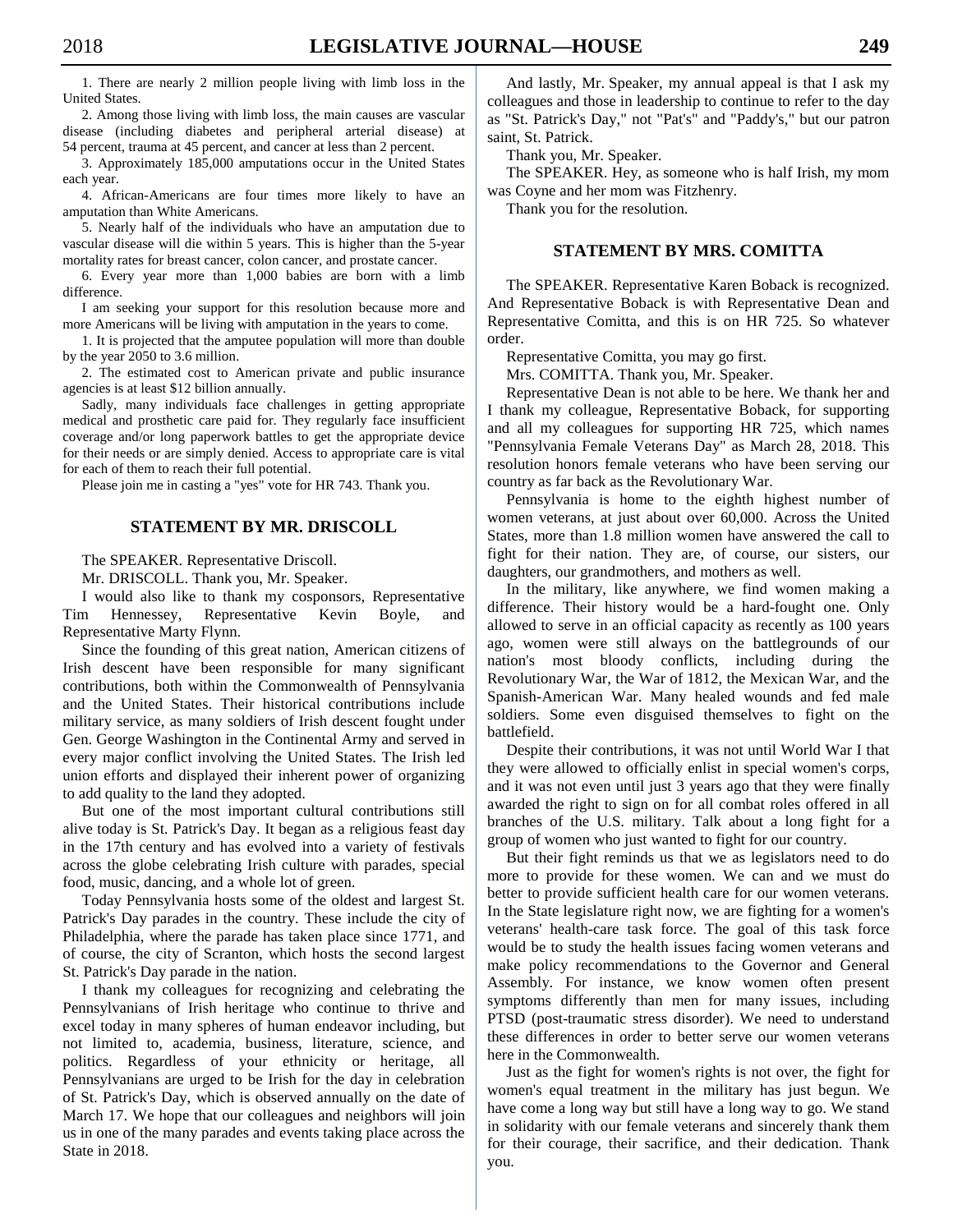1. There are nearly 2 million people living with limb loss in the United States.

2. Among those living with limb loss, the main causes are vascular disease (including diabetes and peripheral arterial disease) at 54 percent, trauma at 45 percent, and cancer at less than 2 percent.

3. Approximately 185,000 amputations occur in the United States each year.

4. African-Americans are four times more likely to have an amputation than White Americans.

5. Nearly half of the individuals who have an amputation due to vascular disease will die within 5 years. This is higher than the 5-year mortality rates for breast cancer, colon cancer, and prostate cancer.

6. Every year more than 1,000 babies are born with a limb difference.

I am seeking your support for this resolution because more and more Americans will be living with amputation in the years to come.

1. It is projected that the amputee population will more than double by the year 2050 to 3.6 million.

2. The estimated cost to American private and public insurance agencies is at least $12 billion annually.

Sadly, many individuals face challenges in getting appropriate medical and prosthetic care paid for. They regularly face insufficient coverage and/or long paperwork battles to get the appropriate device for their needs or are simply denied. Access to appropriate care is vital for each of them to reach their full potential.

Please join me in casting a "yes" vote for HR 743. Thank you.

## STATEMENT BY MR. DRISCOLL

The SPEAKER. Representative Driscoll.

Mr. DRISCOLL. Thank you, Mr. Speaker.

I would also like to thank my cosponsors, Representative Tim Hennessey, Representative Kevin Boyle, and Representative Marty Flynn.

Since the founding of this great nation, American citizens of Irish descent have been responsible for many significant contributions, both within the Commonwealth of Pennsylvania and the United States. Their historical contributions include military service, as many soldiers of Irish descent fought under Gen. George Washington in the Continental Army and served in every major conflict involving the United States. The Irish led union efforts and displayed their inherent power of organizing to add quality to the land they adopted.

But one of the most important cultural contributions still alive today is St. Patrick's Day. It began as a religious feast day in the 17th century and has evolved into a variety of festivals across the globe celebrating Irish culture with parades, special food, music, dancing, and a whole lot of green.

Today Pennsylvania hosts some of the oldest and largest St. Patrick's Day parades in the country. These include the city of Philadelphia, where the parade has taken place since 1771, and of course, the city of Scranton, which hosts the second largest St. Patrick's Day parade in the nation.

I thank my colleagues for recognizing and celebrating the Pennsylvanians of Irish heritage who continue to thrive and excel today in many spheres of human endeavor including, but not limited to, academia, business, literature, science, and politics. Regardless of your ethnicity or heritage, all Pennsylvanians are urged to be Irish for the day in celebration of St. Patrick's Day, which is observed annually on the date of March 17. We hope that our colleagues and neighbors will join us in one of the many parades and events taking place across the State in 2018.

And lastly, Mr. Speaker, my annual appeal is that I ask my colleagues and those in leadership to continue to refer to the day as "St. Patrick's Day," not "Pat's" and "Paddy's," but our patron saint, St. Patrick.

Thank you, Mr. Speaker.

The SPEAKER. Hey, as someone who is half Irish, my mom was Coyne and her mom was Fitzhenry.

Thank you for the resolution.

## STATEMENT BY MRS. COMITTA

The SPEAKER. Representative Karen Boback is recognized. And Representative Boback is with Representative Dean and Representative Comitta, and this is on HR 725. So whatever order.

Representative Comitta, you may go first.

Mrs. COMITTA. Thank you, Mr. Speaker.

Representative Dean is not able to be here. We thank her and I thank my colleague, Representative Boback, for supporting and all my colleagues for supporting HR 725, which names "Pennsylvania Female Veterans Day" as March 28, 2018. This resolution honors female veterans who have been serving our country as far back as the Revolutionary War.

Pennsylvania is home to the eighth highest number of women veterans, at just about over 60,000. Across the United States, more than 1.8 million women have answered the call to fight for their nation. They are, of course, our sisters, our daughters, our grandmothers, and mothers as well.

In the military, like anywhere, we find women making a difference. Their history would be a hard-fought one. Only allowed to serve in an official capacity as recently as 100 years ago, women were still always on the battlegrounds of our nation's most bloody conflicts, including during the Revolutionary War, the War of 1812, the Mexican War, and the Spanish-American War. Many healed wounds and fed male soldiers. Some even disguised themselves to fight on the battlefield.

Despite their contributions, it was not until World War I that they were allowed to officially enlist in special women's corps, and it was not even until just 3 years ago that they were finally awarded the right to sign on for all combat roles offered in all branches of the U.S. military. Talk about a long fight for a group of women who just wanted to fight for our country.

But their fight reminds us that we as legislators need to do more to provide for these women. We can and we must do better to provide sufficient health care for our women veterans. In the State legislature right now, we are fighting for a women's veterans' health-care task force. The goal of this task force would be to study the health issues facing women veterans and make policy recommendations to the Governor and General Assembly. For instance, we know women often present symptoms differently than men for many issues, including PTSD (post-traumatic stress disorder). We need to understand these differences in order to better serve our women veterans here in the Commonwealth.

Just as the fight for women's rights is not over, the fight for women's equal treatment in the military has just begun. We have come a long way but still have a long way to go. We stand in solidarity with our female veterans and sincerely thank them for their courage, their sacrifice, and their dedication. Thank you.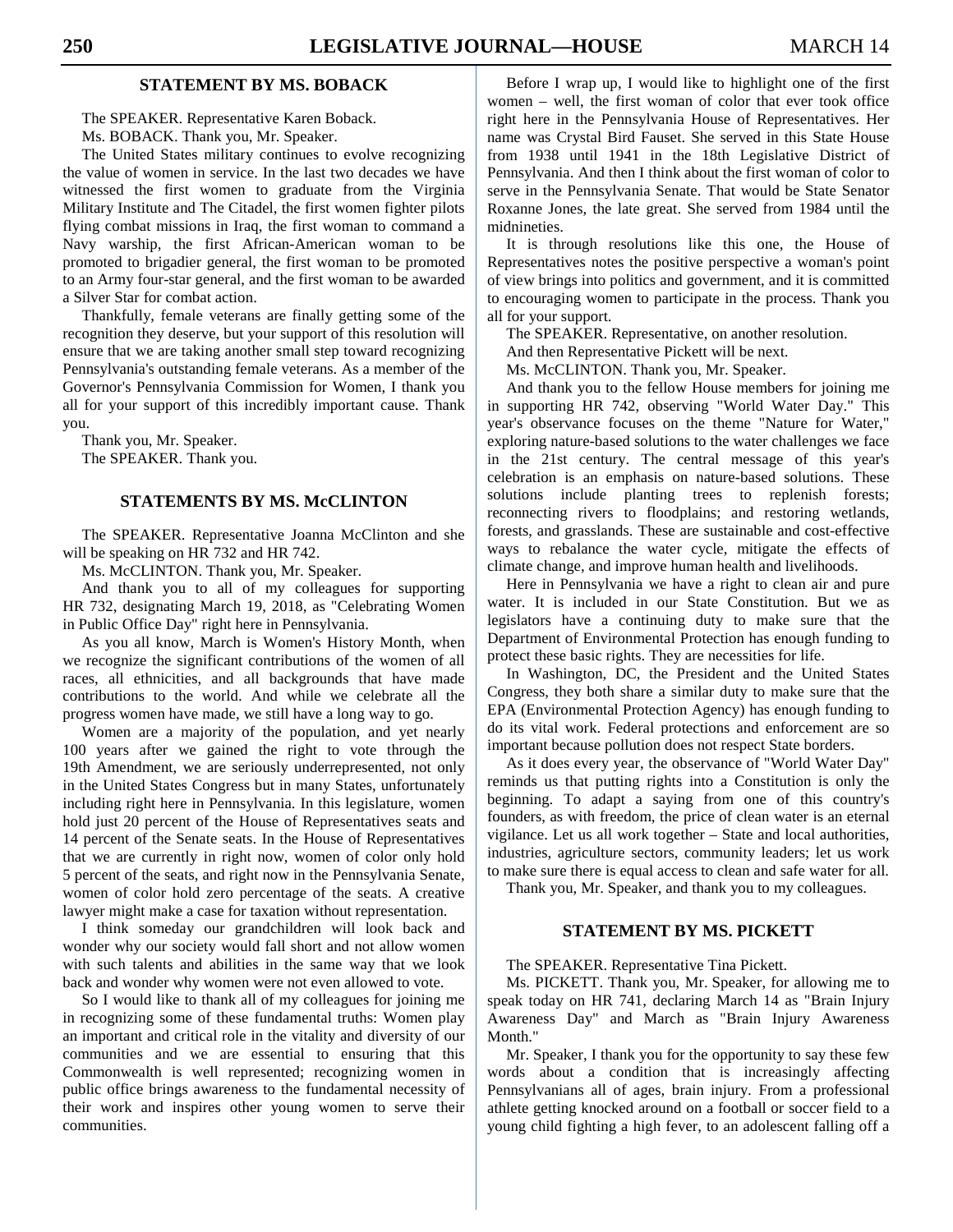## STATEMENT BY MS. BOBACK

The SPEAKER. Representative Karen Boback.

Ms. BOBACK. Thank you, Mr. Speaker.

The United States military continues to evolve recognizing the value of women in service. In the last two decades we have witnessed the first women to graduate from the Virginia Military Institute and The Citadel, the first women fighter pilots flying combat missions in Iraq, the first woman to command a Navy warship, the first African-American woman to be promoted to brigadier general, the first woman to be promoted to an Army four-star general, and the first woman to be awarded a Silver Star for combat action.

Thankfully, female veterans are finally getting some of the recognition they deserve, but your support of this resolution will ensure that we are taking another small step toward recognizing Pennsylvania's outstanding female veterans. As a member of the Governor's Pennsylvania Commission for Women, I thank you all for your support of this incredibly important cause. Thank you.

Thank you, Mr. Speaker.

The SPEAKER. Thank you.

## STATEMENTS BY MS. McCLINTON

The SPEAKER. Representative Joanna McClinton and she will be speaking on HR 732 and HR 742.

Ms. McCLINTON. Thank you, Mr. Speaker.

And thank you to all of my colleagues for supporting HR 732, designating March 19, 2018, as "Celebrating Women in Public Office Day" right here in Pennsylvania.

As you all know, March is Women's History Month, when we recognize the significant contributions of the women of all races, all ethnicities, and all backgrounds that have made contributions to the world. And while we celebrate all the progress women have made, we still have a long way to go.

Women are a majority of the population, and yet nearly 100 years after we gained the right to vote through the 19th Amendment, we are seriously underrepresented, not only in the United States Congress but in many States, unfortunately including right here in Pennsylvania. In this legislature, women hold just 20 percent of the House of Representatives seats and 14 percent of the Senate seats. In the House of Representatives that we are currently in right now, women of color only hold 5 percent of the seats, and right now in the Pennsylvania Senate, women of color hold zero percentage of the seats. A creative lawyer might make a case for taxation without representation.

I think someday our grandchildren will look back and wonder why our society would fall short and not allow women with such talents and abilities in the same way that we look back and wonder why women were not even allowed to vote.

So I would like to thank all of my colleagues for joining me in recognizing some of these fundamental truths: Women play an important and critical role in the vitality and diversity of our communities and we are essential to ensuring that this Commonwealth is well represented; recognizing women in public office brings awareness to the fundamental necessity of their work and inspires other young women to serve their communities.

Before I wrap up, I would like to highlight one of the first women – well, the first woman of color that ever took office right here in the Pennsylvania House of Representatives. Her name was Crystal Bird Fauset. She served in this State House from 1938 until 1941 in the 18th Legislative District of Pennsylvania. And then I think about the first woman of color to serve in the Pennsylvania Senate. That would be State Senator Roxanne Jones, the late great. She served from 1984 until the midnineties.

It is through resolutions like this one, the House of Representatives notes the positive perspective a woman's point of view brings into politics and government, and it is committed to encouraging women to participate in the process. Thank you all for your support.

The SPEAKER. Representative, on another resolution.

And then Representative Pickett will be next.

Ms. McCLINTON. Thank you, Mr. Speaker.

And thank you to the fellow House members for joining me in supporting HR 742, observing "World Water Day." This year's observance focuses on the theme "Nature for Water," exploring nature-based solutions to the water challenges we face in the 21st century. The central message of this year's celebration is an emphasis on nature-based solutions. These solutions include planting trees to replenish forests; reconnecting rivers to floodplains; and restoring wetlands, forests, and grasslands. These are sustainable and cost-effective ways to rebalance the water cycle, mitigate the effects of climate change, and improve human health and livelihoods.

Here in Pennsylvania we have a right to clean air and pure water. It is included in our State Constitution. But we as legislators have a continuing duty to make sure that the Department of Environmental Protection has enough funding to protect these basic rights. They are necessities for life.

In Washington, DC, the President and the United States Congress, they both share a similar duty to make sure that the EPA (Environmental Protection Agency) has enough funding to do its vital work. Federal protections and enforcement are so important because pollution does not respect State borders.

As it does every year, the observance of "World Water Day" reminds us that putting rights into a Constitution is only the beginning. To adapt a saying from one of this country's founders, as with freedom, the price of clean water is an eternal vigilance. Let us all work together – State and local authorities, industries, agriculture sectors, community leaders; let us work to make sure there is equal access to clean and safe water for all.

Thank you, Mr. Speaker, and thank you to my colleagues.

## STATEMENT BY MS. PICKETT

The SPEAKER. Representative Tina Pickett.

Ms. PICKETT. Thank you, Mr. Speaker, for allowing me to speak today on HR 741, declaring March 14 as "Brain Injury Awareness Day" and March as "Brain Injury Awareness Month."

Mr. Speaker, I thank you for the opportunity to say these few words about a condition that is increasingly affecting Pennsylvanians all of ages, brain injury. From a professional athlete getting knocked around on a football or soccer field to a young child fighting a high fever, to an adolescent falling off a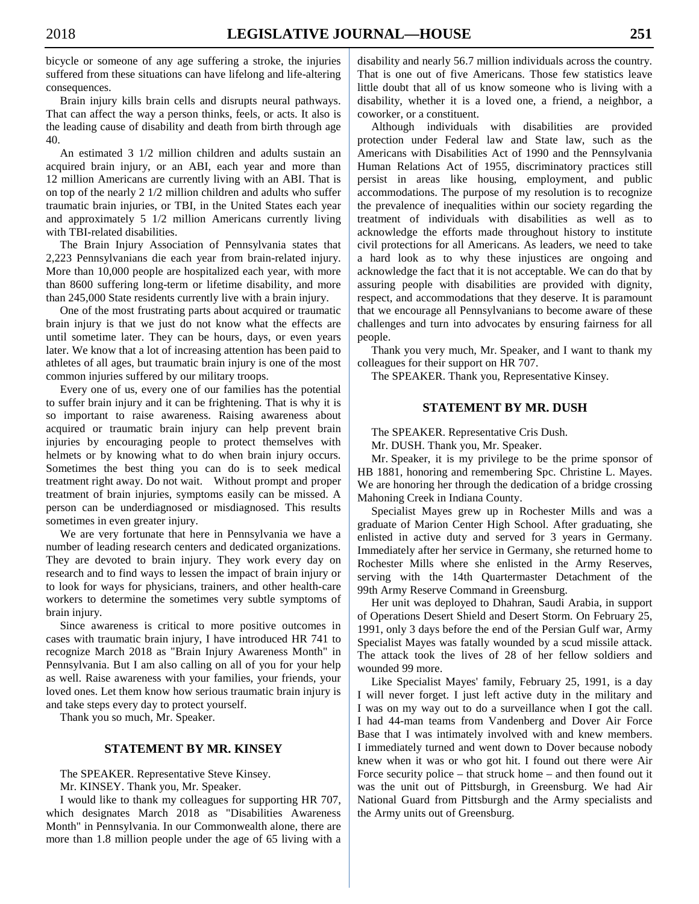bicycle or someone of any age suffering a stroke, the injuries suffered from these situations can have lifelong and life-altering consequences.

Brain injury kills brain cells and disrupts neural pathways. That can affect the way a person thinks, feels, or acts. It also is the leading cause of disability and death from birth through age 40.

An estimated 3 1/2 million children and adults sustain an acquired brain injury, or an ABI, each year and more than 12 million Americans are currently living with an ABI. That is on top of the nearly 2 1/2 million children and adults who suffer traumatic brain injuries, or TBI, in the United States each year and approximately 5 1/2 million Americans currently living with TBI-related disabilities.

The Brain Injury Association of Pennsylvania states that 2,223 Pennsylvanians die each year from brain-related injury. More than 10,000 people are hospitalized each year, with more than 8600 suffering long-term or lifetime disability, and more than 245,000 State residents currently live with a brain injury.

One of the most frustrating parts about acquired or traumatic brain injury is that we just do not know what the effects are until sometime later. They can be hours, days, or even years later. We know that a lot of increasing attention has been paid to athletes of all ages, but traumatic brain injury is one of the most common injuries suffered by our military troops.

Every one of us, every one of our families has the potential to suffer brain injury and it can be frightening. That is why it is so important to raise awareness. Raising awareness about acquired or traumatic brain injury can help prevent brain injuries by encouraging people to protect themselves with helmets or by knowing what to do when brain injury occurs. Sometimes the best thing you can do is to seek medical treatment right away. Do not wait. Without prompt and proper treatment of brain injuries, symptoms easily can be missed. A person can be underdiagnosed or misdiagnosed. This results sometimes in even greater injury.

We are very fortunate that here in Pennsylvania we have a number of leading research centers and dedicated organizations. They are devoted to brain injury. They work every day on research and to find ways to lessen the impact of brain injury or to look for ways for physicians, trainers, and other health-care workers to determine the sometimes very subtle symptoms of brain injury.

Since awareness is critical to more positive outcomes in cases with traumatic brain injury, I have introduced HR 741 to recognize March 2018 as "Brain Injury Awareness Month" in Pennsylvania. But I am also calling on all of you for your help as well. Raise awareness with your families, your friends, your loved ones. Let them know how serious traumatic brain injury is and take steps every day to protect yourself.

Thank you so much, Mr. Speaker.

## STATEMENT BY MR. KINSEY

The SPEAKER. Representative Steve Kinsey.

Mr. KINSEY. Thank you, Mr. Speaker.

I would like to thank my colleagues for supporting HR 707, which designates March 2018 as "Disabilities Awareness Month" in Pennsylvania. In our Commonwealth alone, there are more than 1.8 million people under the age of 65 living with a disability and nearly 56.7 million individuals across the country. That is one out of five Americans. Those few statistics leave little doubt that all of us know someone who is living with a disability, whether it is a loved one, a friend, a neighbor, a coworker, or a constituent.

Although individuals with disabilities are provided protection under Federal law and State law, such as the Americans with Disabilities Act of 1990 and the Pennsylvania Human Relations Act of 1955, discriminatory practices still persist in areas like housing, employment, and public accommodations. The purpose of my resolution is to recognize the prevalence of inequalities within our society regarding the treatment of individuals with disabilities as well as to acknowledge the efforts made throughout history to institute civil protections for all Americans. As leaders, we need to take a hard look as to why these injustices are ongoing and acknowledge the fact that it is not acceptable. We can do that by assuring people with disabilities are provided with dignity, respect, and accommodations that they deserve. It is paramount that we encourage all Pennsylvanians to become aware of these challenges and turn into advocates by ensuring fairness for all people.

Thank you very much, Mr. Speaker, and I want to thank my colleagues for their support on HR 707.

The SPEAKER. Thank you, Representative Kinsey.

## STATEMENT BY MR. DUSH

The SPEAKER. Representative Cris Dush.

Mr. DUSH. Thank you, Mr. Speaker.

Mr. Speaker, it is my privilege to be the prime sponsor of HB 1881, honoring and remembering Spc. Christine L. Mayes. We are honoring her through the dedication of a bridge crossing Mahoning Creek in Indiana County.

Specialist Mayes grew up in Rochester Mills and was a graduate of Marion Center High School. After graduating, she enlisted in active duty and served for 3 years in Germany. Immediately after her service in Germany, she returned home to Rochester Mills where she enlisted in the Army Reserves, serving with the 14th Quartermaster Detachment of the 99th Army Reserve Command in Greensburg.

Her unit was deployed to Dhahran, Saudi Arabia, in support of Operations Desert Shield and Desert Storm. On February 25, 1991, only 3 days before the end of the Persian Gulf war, Army Specialist Mayes was fatally wounded by a scud missile attack. The attack took the lives of 28 of her fellow soldiers and wounded 99 more.

Like Specialist Mayes' family, February 25, 1991, is a day I will never forget. I just left active duty in the military and I was on my way out to do a surveillance when I got the call. I had 44-man teams from Vandenberg and Dover Air Force Base that I was intimately involved with and knew members. I immediately turned and went down to Dover because nobody knew when it was or who got hit. I found out there were Air Force security police – that struck home – and then found out it was the unit out of Pittsburgh, in Greensburg. We had Air National Guard from Pittsburgh and the Army specialists and the Army units out of Greensburg.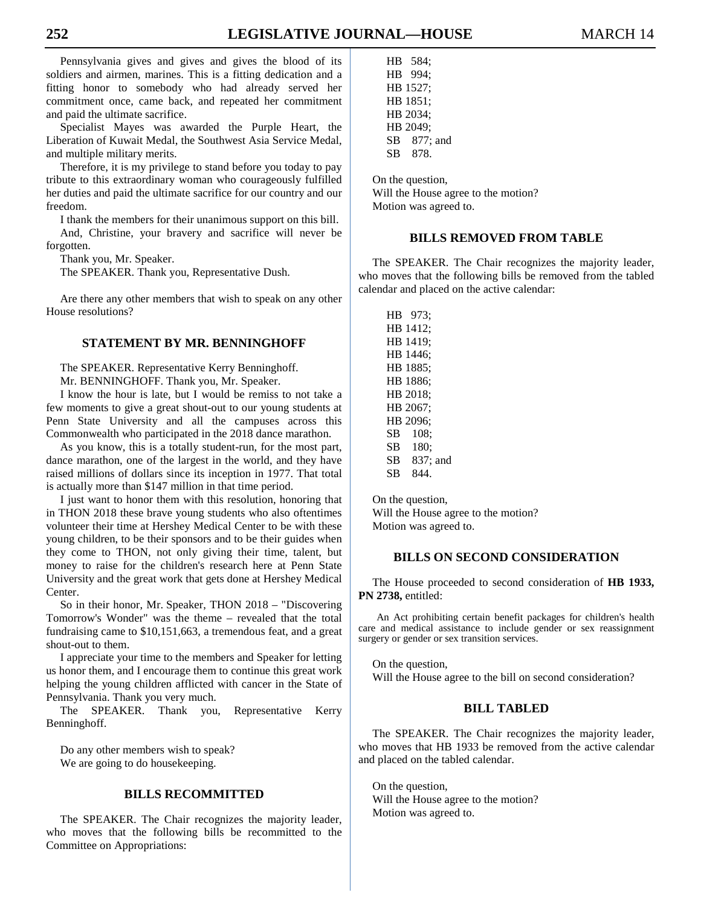Pennsylvania gives and gives and gives the blood of its soldiers and airmen, marines. This is a fitting dedication and a fitting honor to somebody who had already served her commitment once, came back, and repeated her commitment and paid the ultimate sacrifice.

Specialist Mayes was awarded the Purple Heart, the Liberation of Kuwait Medal, the Southwest Asia Service Medal, and multiple military merits.

Therefore, it is my privilege to stand before you today to pay tribute to this extraordinary woman who courageously fulfilled her duties and paid the ultimate sacrifice for our country and our freedom.

I thank the members for their unanimous support on this bill.

And, Christine, your bravery and sacrifice will never be forgotten.

Thank you, Mr. Speaker.

The SPEAKER. Thank you, Representative Dush.

Are there any other members that wish to speak on any other House resolutions?

## STATEMENT BY MR. BENNINGHOFF

The SPEAKER. Representative Kerry Benninghoff.

Mr. BENNINGHOFF. Thank you, Mr. Speaker.

I know the hour is late, but I would be remiss to not take a few moments to give a great shout-out to our young students at Penn State University and all the campuses across this Commonwealth who participated in the 2018 dance marathon.

As you know, this is a totally student-run, for the most part, dance marathon, one of the largest in the world, and they have raised millions of dollars since its inception in 1977. That total is actually more than $147 million in that time period.

I just want to honor them with this resolution, honoring that in THON 2018 these brave young students who also oftentimes volunteer their time at Hershey Medical Center to be with these young children, to be their sponsors and to be their guides when they come to THON, not only giving their time, talent, but money to raise for the children's research here at Penn State University and the great work that gets done at Hershey Medical Center.

So in their honor, Mr. Speaker, THON 2018 – "Discovering Tomorrow's Wonder" was the theme – revealed that the total fundraising came to $10,151,663, a tremendous feat, and a great shout-out to them.

I appreciate your time to the members and Speaker for letting us honor them, and I encourage them to continue this great work helping the young children afflicted with cancer in the State of Pennsylvania. Thank you very much.

The SPEAKER. Thank you, Representative Kerry Benninghoff.

Do any other members wish to speak?

We are going to do housekeeping.

## BILLS RECOMMITTED

The SPEAKER. The Chair recognizes the majority leader, who moves that the following bills be recommitted to the Committee on Appropriations:

HB 584;
HB 994;
HB 1527;
HB 1851;
HB 2034;
HB 2049;
SB 877; and
SB 878.

On the question,
Will the House agree to the motion?
Motion was agreed to.

## BILLS REMOVED FROM TABLE

The SPEAKER. The Chair recognizes the majority leader, who moves that the following bills be removed from the tabled calendar and placed on the active calendar:

HB 973;
HB 1412;
HB 1419;
HB 1446;
HB 1885;
HB 1886;
HB 2018;
HB 2067;
HB 2096;
SB 108;
SB 180;
SB 837; and
SB 844.

On the question,
Will the House agree to the motion?
Motion was agreed to.

## BILLS ON SECOND CONSIDERATION

The House proceeded to second consideration of **HB 1933, PN 2738,** entitled:

An Act prohibiting certain benefit packages for children's health care and medical assistance to include gender or sex reassignment surgery or gender or sex transition services.

On the question,
Will the House agree to the bill on second consideration?

## BILL TABLED

The SPEAKER. The Chair recognizes the majority leader, who moves that HB 1933 be removed from the active calendar and placed on the tabled calendar.

On the question,
Will the House agree to the motion?
Motion was agreed to.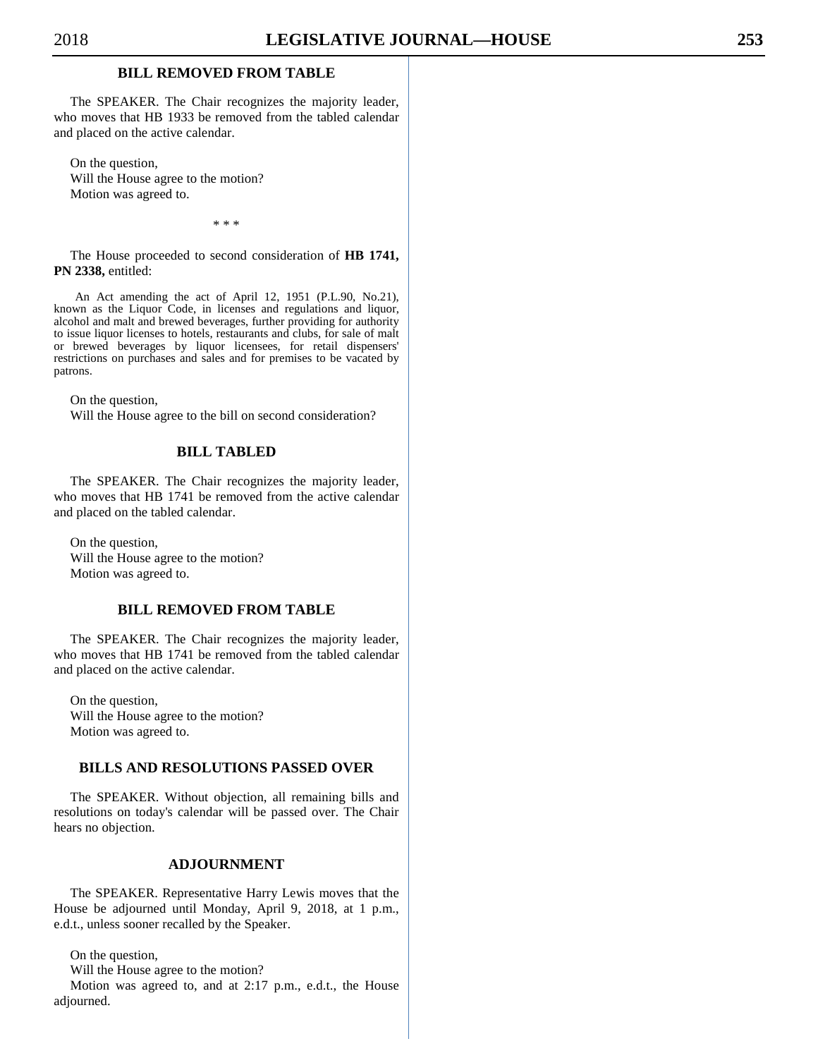## BILL REMOVED FROM TABLE

The SPEAKER. The Chair recognizes the majority leader, who moves that HB 1933 be removed from the tabled calendar and placed on the active calendar.

On the question,
Will the House agree to the motion?
Motion was agreed to.

\* \* \*

The House proceeded to second consideration of **HB 1741, PN 2338,** entitled:

An Act amending the act of April 12, 1951 (P.L.90, No.21), known as the Liquor Code, in licenses and regulations and liquor, alcohol and malt and brewed beverages, further providing for authority to issue liquor licenses to hotels, restaurants and clubs, for sale of malt or brewed beverages by liquor licensees, for retail dispensers' restrictions on purchases and sales and for premises to be vacated by patrons.

On the question,
Will the House agree to the bill on second consideration?

## BILL TABLED

The SPEAKER. The Chair recognizes the majority leader, who moves that HB 1741 be removed from the active calendar and placed on the tabled calendar.

On the question,
Will the House agree to the motion?
Motion was agreed to.

## BILL REMOVED FROM TABLE

The SPEAKER. The Chair recognizes the majority leader, who moves that HB 1741 be removed from the tabled calendar and placed on the active calendar.

On the question,
Will the House agree to the motion?
Motion was agreed to.

## BILLS AND RESOLUTIONS PASSED OVER

The SPEAKER. Without objection, all remaining bills and resolutions on today's calendar will be passed over. The Chair hears no objection.

## ADJOURNMENT

The SPEAKER. Representative Harry Lewis moves that the House be adjourned until Monday, April 9, 2018, at 1 p.m., e.d.t., unless sooner recalled by the Speaker.

On the question,
Will the House agree to the motion?
Motion was agreed to, and at 2:17 p.m., e.d.t., the House adjourned.